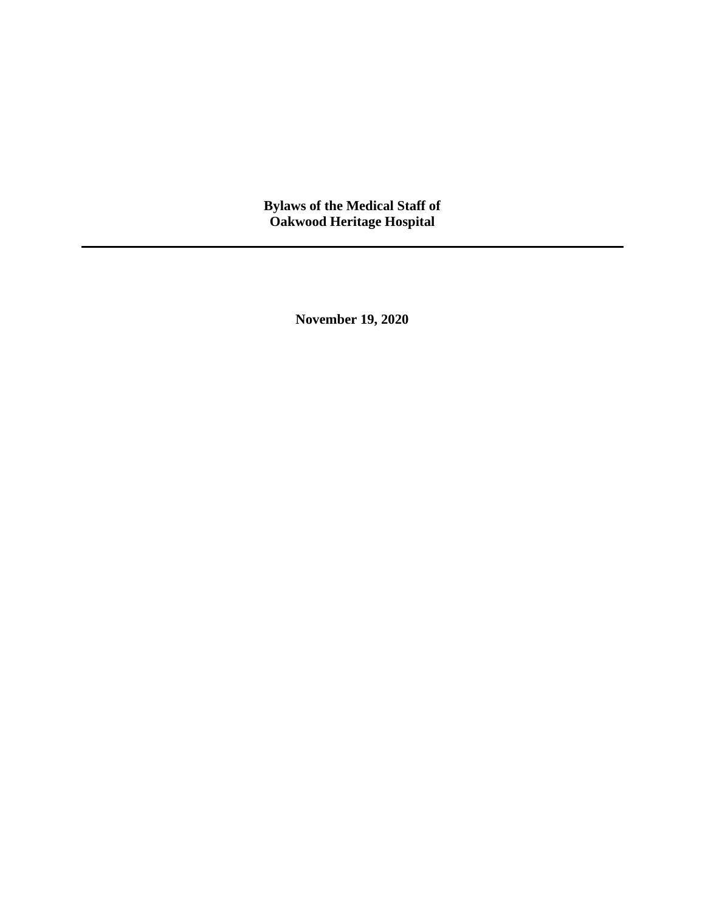# Bylaws of the Medical Staff of
# Oakwood Heritage Hospital

---

**November 19, 2020**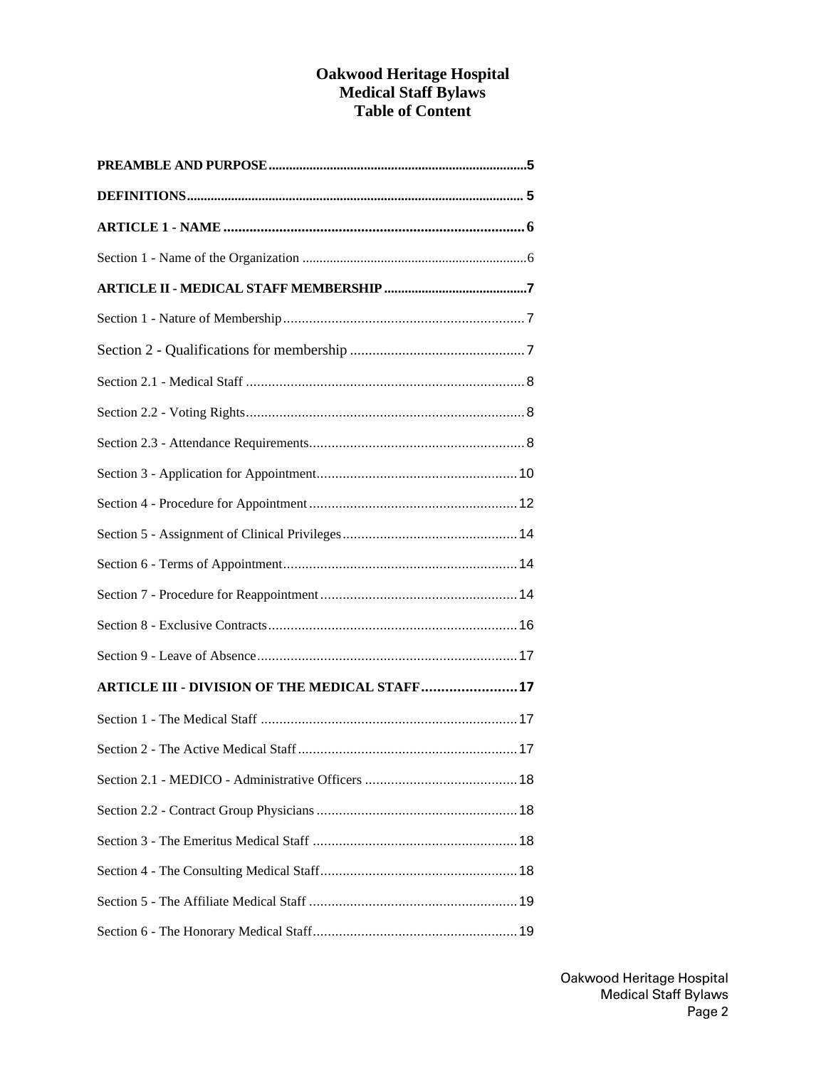# Oakwood Heritage Hospital
# Medical Staff Bylaws
# Table of Content

**PREAMBLE AND PURPOSE**.....5

**DEFINITIONS**..... 5

**ARTICLE 1 - NAME** ..... 6

Section 1 - Name of the Organization ..... 6

**ARTICLE II - MEDICAL STAFF MEMBERSHIP** .....7

Section 1 - Nature of Membership..... 7

Section 2 - Qualifications for membership ..... 7

Section 2.1 - Medical Staff ..... 8

Section 2.2 - Voting Rights..... 8

Section 2.3 - Attendance Requirements..... 8

Section 3 - Application for Appointment..... 10

Section 4 - Procedure for Appointment ..... 12

Section 5 - Assignment of Clinical Privileges ..... 14

Section 6 - Terms of Appointment..... 14

Section 7 - Procedure for Reappointment ..... 14

Section 8 - Exclusive Contracts..... 16

Section 9 - Leave of Absence..... 17

**ARTICLE III - DIVISION OF THE MEDICAL STAFF**..... 17

Section 1 - The Medical Staff ..... 17

Section 2 - The Active Medical Staff ..... 17

Section 2.1 - MEDICO - Administrative Officers ..... 18

Section 2.2 - Contract Group Physicians ..... 18

Section 3 - The Emeritus Medical Staff ..... 18

Section 4 - The Consulting Medical Staff..... 18

Section 5 - The Affiliate Medical Staff ..... 19

Section 6 - The Honorary Medical Staff..... 19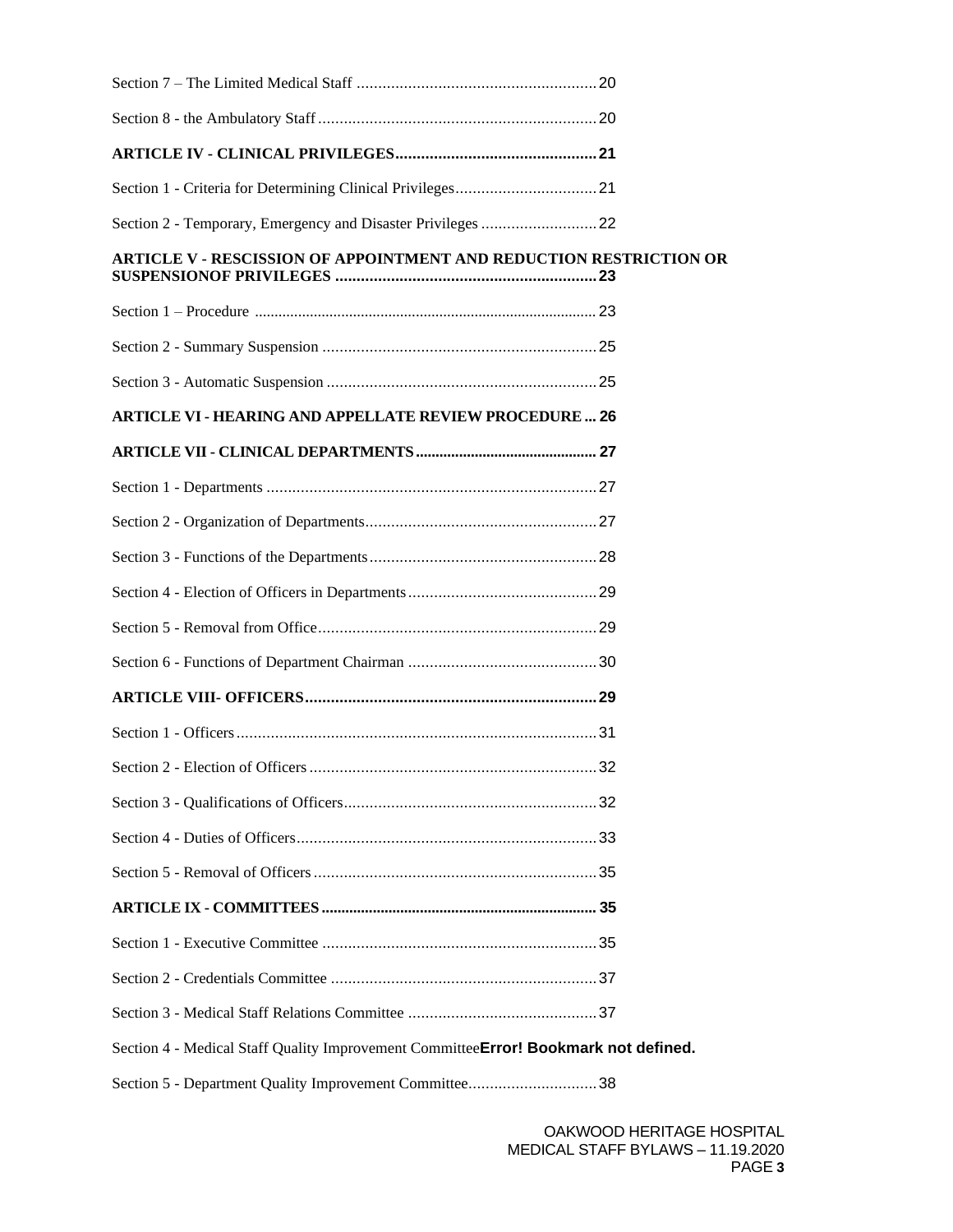Section 7 – The Limited Medical Staff ........................................................ 20

Section 8 - the Ambulatory Staff ................................................................. 20

**ARTICLE IV - CLINICAL PRIVILEGES............................................... 21**

Section 1 - Criteria for Determining Clinical Privileges................................. 21

Section 2 - Temporary, Emergency and Disaster Privileges ........................... 22

**ARTICLE V - RESCISSION OF APPOINTMENT AND REDUCTION RESTRICTION OR SUSPENSIONOF PRIVILEGES ............................................................. 23**

Section 1 – Procedure ...................................................................................... 23

Section 2 - Summary Suspension ................................................................ 25

Section 3 - Automatic Suspension ............................................................... 25

**ARTICLE VI - HEARING AND APPELLATE REVIEW PROCEDURE ... 26**

**ARTICLE VII - CLINICAL DEPARTMENTS............................................. 27**

Section 1 - Departments ............................................................................. 27

Section 2 - Organization of Departments...................................................... 27

Section 3 - Functions of the Departments..................................................... 28

Section 4 - Election of Officers in Departments............................................ 29

Section 5 - Removal from Office................................................................. 29

Section 6 - Functions of Department Chairman ............................................ 30

**ARTICLE VIII- OFFICERS.................................................................... 29**

Section 1 - Officers.................................................................................... 31

Section 2 - Election of Officers ................................................................... 32

Section 3 - Qualifications of Officers........................................................... 32

Section 4 - Duties of Officers...................................................................... 33

Section 5 - Removal of Officers .................................................................. 35

**ARTICLE IX - COMMITTEES ..................................................................... 35**

Section 1 - Executive Committee ................................................................ 35

Section 2 - Credentials Committee .............................................................. 37

Section 3 - Medical Staff Relations Committee ............................................ 37

Section 4 - Medical Staff Quality Improvement Committee**Error! Bookmark not defined.**

Section 5 - Department Quality Improvement Committee.............................. 38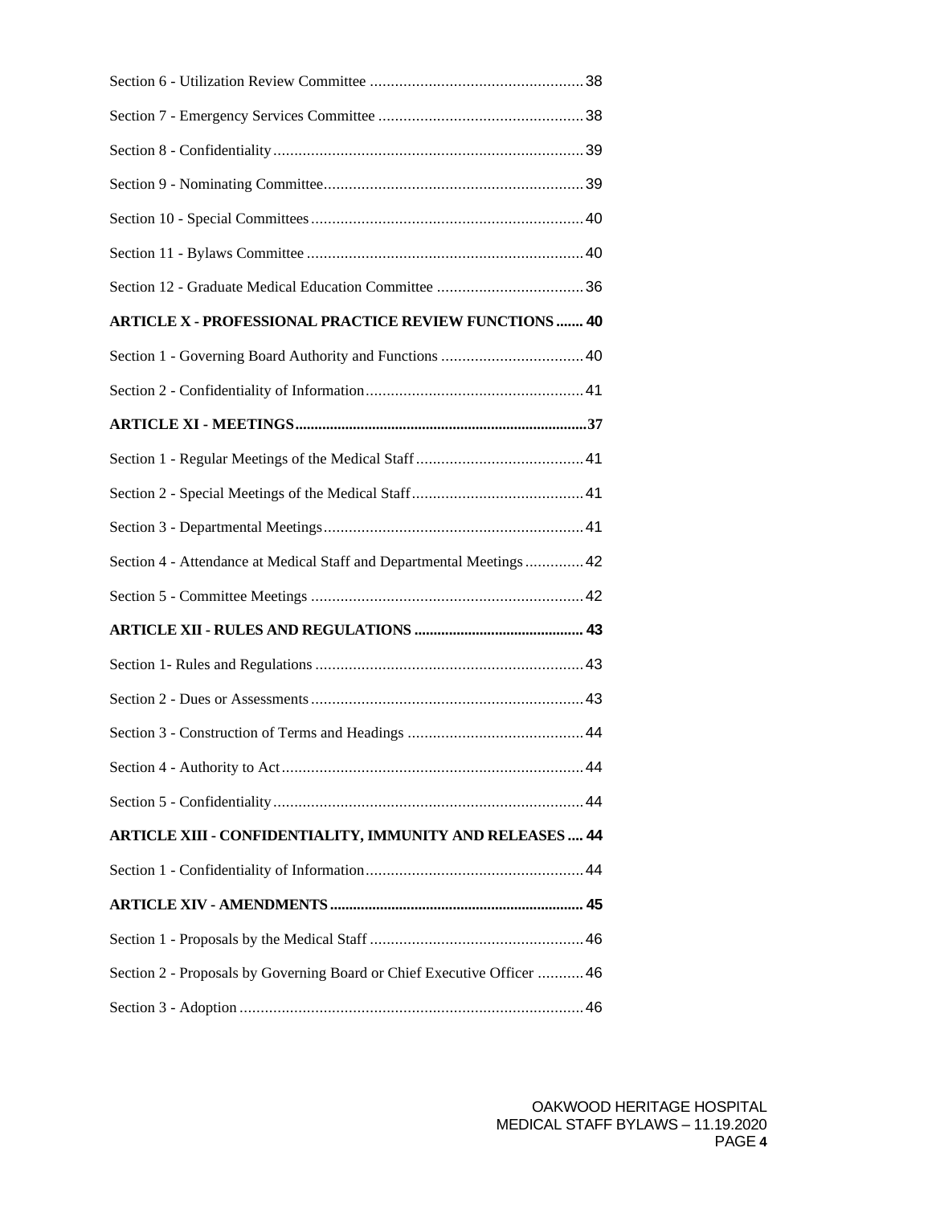Section 6 - Utilization Review Committee ........................................................38

Section 7 - Emergency Services Committee ......................................................38

Section 8 - Confidentiality ..................................................................................39

Section 9 - Nominating Committee.....................................................................39

Section 10 - Special Committees........................................................................40

Section 11 - Bylaws Committee .........................................................................40

Section 12 - Graduate Medical Education Committee .......................................36

**ARTICLE X - PROFESSIONAL PRACTICE REVIEW FUNCTIONS ....... 40**

Section 1 - Governing Board Authority and Functions .......................................40

Section 2 - Confidentiality of Information...........................................................41

**ARTICLE XI - MEETINGS..............................................................................37**

Section 1 - Regular Meetings of the Medical Staff ..............................................41

Section 2 - Special Meetings of the Medical Staff...............................................41

Section 3 - Departmental Meetings......................................................................41

Section 4 - Attendance at Medical Staff and Departmental Meetings .................42

Section 5 - Committee Meetings ........................................................................42

**ARTICLE XII - RULES AND REGULATIONS ........................................... 43**

Section 1- Rules and Regulations .......................................................................43

Section 2 - Dues or Assessments.........................................................................43

Section 3 - Construction of Terms and Headings ................................................44

Section 4 - Authority to Act................................................................................44

Section 5 - Confidentiality ..................................................................................44

**ARTICLE XIII - CONFIDENTIALITY, IMMUNITY AND RELEASES .... 44**

Section 1 - Confidentiality of Information...........................................................44

**ARTICLE XIV - AMENDMENTS ................................................................... 45**

Section 1 - Proposals by the Medical Staff .........................................................46

Section 2 - Proposals by Governing Board or Chief Executive Officer ..............46

Section 3 - Adoption ...........................................................................................46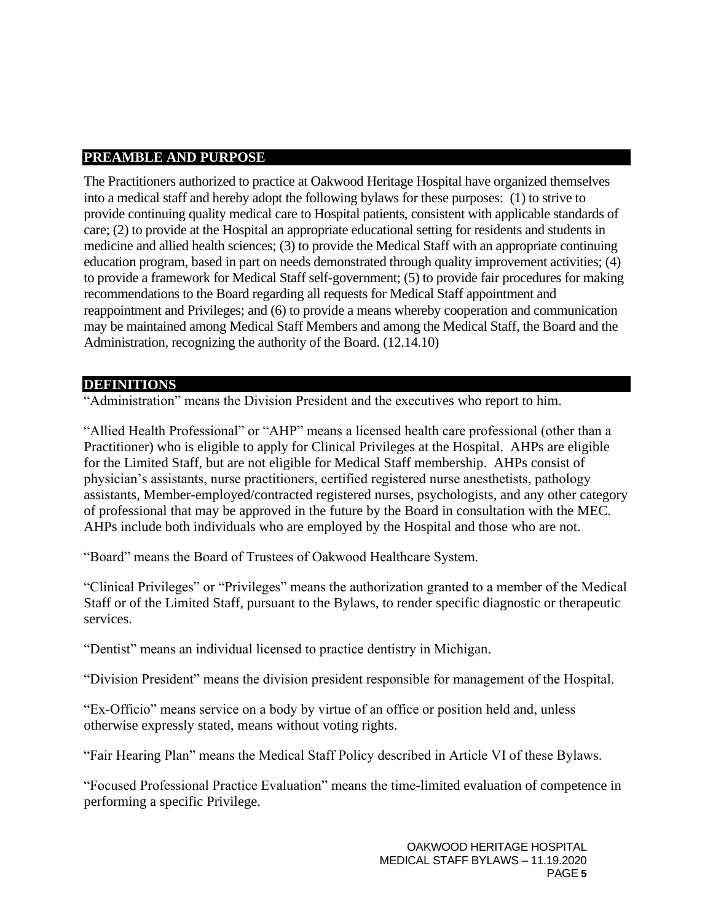## PREAMBLE AND PURPOSE

The Practitioners authorized to practice at Oakwood Heritage Hospital have organized themselves into a medical staff and hereby adopt the following bylaws for these purposes: (1) to strive to provide continuing quality medical care to Hospital patients, consistent with applicable standards of care; (2) to provide at the Hospital an appropriate educational setting for residents and students in medicine and allied health sciences; (3) to provide the Medical Staff with an appropriate continuing education program, based in part on needs demonstrated through quality improvement activities; (4) to provide a framework for Medical Staff self-government; (5) to provide fair procedures for making recommendations to the Board regarding all requests for Medical Staff appointment and reappointment and Privileges; and (6) to provide a means whereby cooperation and communication may be maintained among Medical Staff Members and among the Medical Staff, the Board and the Administration, recognizing the authority of the Board. (12.14.10)

## DEFINITIONS

"Administration" means the Division President and the executives who report to him.

"Allied Health Professional" or "AHP" means a licensed health care professional (other than a Practitioner) who is eligible to apply for Clinical Privileges at the Hospital. AHPs are eligible for the Limited Staff, but are not eligible for Medical Staff membership. AHPs consist of physician's assistants, nurse practitioners, certified registered nurse anesthetists, pathology assistants, Member-employed/contracted registered nurses, psychologists, and any other category of professional that may be approved in the future by the Board in consultation with the MEC. AHPs include both individuals who are employed by the Hospital and those who are not.

"Board" means the Board of Trustees of Oakwood Healthcare System.

"Clinical Privileges" or "Privileges" means the authorization granted to a member of the Medical Staff or of the Limited Staff, pursuant to the Bylaws, to render specific diagnostic or therapeutic services.

"Dentist" means an individual licensed to practice dentistry in Michigan.

"Division President" means the division president responsible for management of the Hospital.

"Ex-Officio" means service on a body by virtue of an office or position held and, unless otherwise expressly stated, means without voting rights.

"Fair Hearing Plan" means the Medical Staff Policy described in Article VI of these Bylaws.

"Focused Professional Practice Evaluation" means the time-limited evaluation of competence in performing a specific Privilege.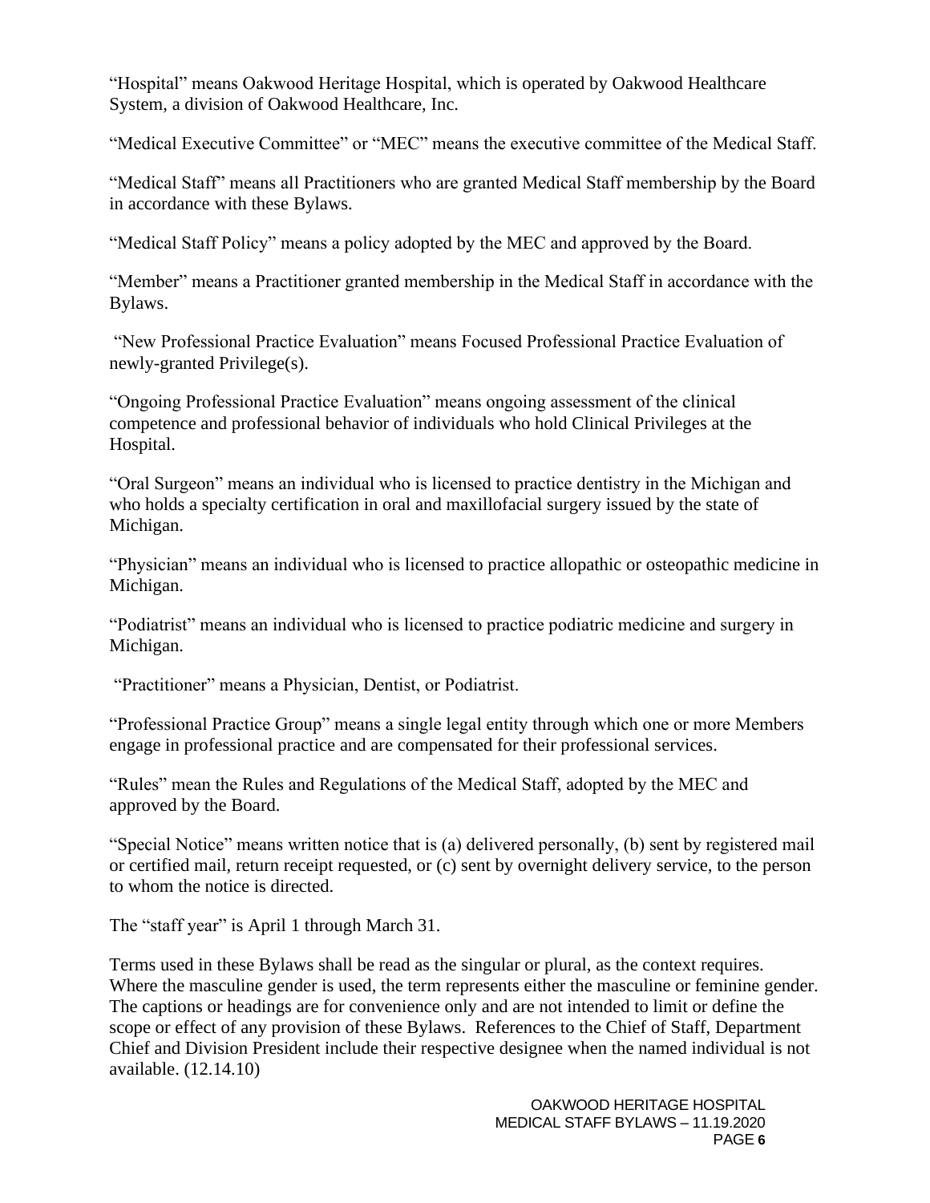"Hospital" means Oakwood Heritage Hospital, which is operated by Oakwood Healthcare System, a division of Oakwood Healthcare, Inc.

"Medical Executive Committee" or "MEC" means the executive committee of the Medical Staff.

"Medical Staff" means all Practitioners who are granted Medical Staff membership by the Board in accordance with these Bylaws.

"Medical Staff Policy" means a policy adopted by the MEC and approved by the Board.

"Member" means a Practitioner granted membership in the Medical Staff in accordance with the Bylaws.

"New Professional Practice Evaluation" means Focused Professional Practice Evaluation of newly-granted Privilege(s).

"Ongoing Professional Practice Evaluation" means ongoing assessment of the clinical competence and professional behavior of individuals who hold Clinical Privileges at the Hospital.

"Oral Surgeon" means an individual who is licensed to practice dentistry in the Michigan and who holds a specialty certification in oral and maxillofacial surgery issued by the state of Michigan.

"Physician" means an individual who is licensed to practice allopathic or osteopathic medicine in Michigan.

"Podiatrist" means an individual who is licensed to practice podiatric medicine and surgery in Michigan.

"Practitioner" means a Physician, Dentist, or Podiatrist.

"Professional Practice Group" means a single legal entity through which one or more Members engage in professional practice and are compensated for their professional services.

"Rules" mean the Rules and Regulations of the Medical Staff, adopted by the MEC and approved by the Board.

"Special Notice" means written notice that is (a) delivered personally, (b) sent by registered mail or certified mail, return receipt requested, or (c) sent by overnight delivery service, to the person to whom the notice is directed.

The "staff year" is April 1 through March 31.

Terms used in these Bylaws shall be read as the singular or plural, as the context requires. Where the masculine gender is used, the term represents either the masculine or feminine gender. The captions or headings are for convenience only and are not intended to limit or define the scope or effect of any provision of these Bylaws. References to the Chief of Staff, Department Chief and Division President include their respective designee when the named individual is not available. (12.14.10)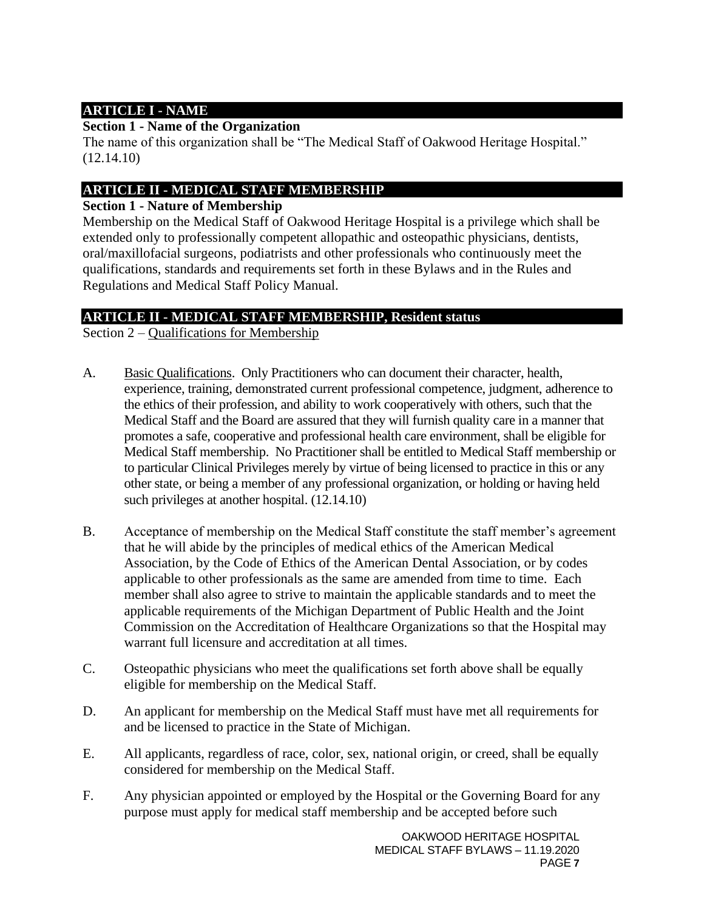## ARTICLE I - NAME

**Section 1 - Name of the Organization**

The name of this organization shall be "The Medical Staff of Oakwood Heritage Hospital." (12.14.10)

## ARTICLE II - MEDICAL STAFF MEMBERSHIP

**Section 1 - Nature of Membership**

Membership on the Medical Staff of Oakwood Heritage Hospital is a privilege which shall be extended only to professionally competent allopathic and osteopathic physicians, dentists, oral/maxillofacial surgeons, podiatrists and other professionals who continuously meet the qualifications, standards and requirements set forth in these Bylaws and in the Rules and Regulations and Medical Staff Policy Manual.

## ARTICLE II - MEDICAL STAFF MEMBERSHIP, Resident status

Section 2 – Qualifications for Membership

A. Basic Qualifications. Only Practitioners who can document their character, health, experience, training, demonstrated current professional competence, judgment, adherence to the ethics of their profession, and ability to work cooperatively with others, such that the Medical Staff and the Board are assured that they will furnish quality care in a manner that promotes a safe, cooperative and professional health care environment, shall be eligible for Medical Staff membership. No Practitioner shall be entitled to Medical Staff membership or to particular Clinical Privileges merely by virtue of being licensed to practice in this or any other state, or being a member of any professional organization, or holding or having held such privileges at another hospital. (12.14.10)

B. Acceptance of membership on the Medical Staff constitute the staff member's agreement that he will abide by the principles of medical ethics of the American Medical Association, by the Code of Ethics of the American Dental Association, or by codes applicable to other professionals as the same are amended from time to time. Each member shall also agree to strive to maintain the applicable standards and to meet the applicable requirements of the Michigan Department of Public Health and the Joint Commission on the Accreditation of Healthcare Organizations so that the Hospital may warrant full licensure and accreditation at all times.

C. Osteopathic physicians who meet the qualifications set forth above shall be equally eligible for membership on the Medical Staff.

D. An applicant for membership on the Medical Staff must have met all requirements for and be licensed to practice in the State of Michigan.

E. All applicants, regardless of race, color, sex, national origin, or creed, shall be equally considered for membership on the Medical Staff.

F. Any physician appointed or employed by the Hospital or the Governing Board for any purpose must apply for medical staff membership and be accepted before such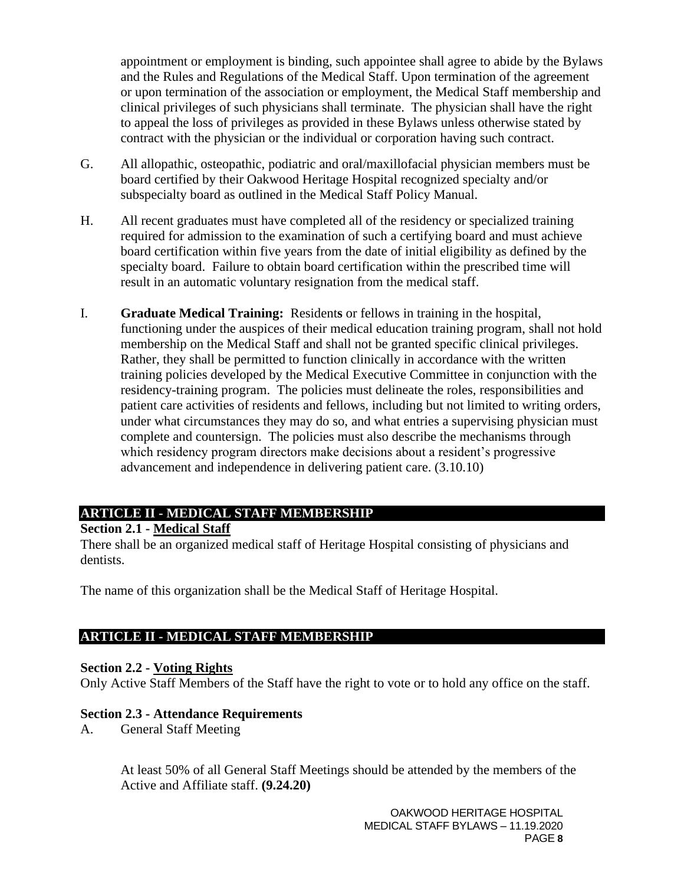appointment or employment is binding, such appointee shall agree to abide by the Bylaws and the Rules and Regulations of the Medical Staff. Upon termination of the agreement or upon termination of the association or employment, the Medical Staff membership and clinical privileges of such physicians shall terminate. The physician shall have the right to appeal the loss of privileges as provided in these Bylaws unless otherwise stated by contract with the physician or the individual or corporation having such contract.

G. All allopathic, osteopathic, podiatric and oral/maxillofacial physician members must be board certified by their Oakwood Heritage Hospital recognized specialty and/or subspecialty board as outlined in the Medical Staff Policy Manual.

H. All recent graduates must have completed all of the residency or specialized training required for admission to the examination of such a certifying board and must achieve board certification within five years from the date of initial eligibility as defined by the specialty board. Failure to obtain board certification within the prescribed time will result in an automatic voluntary resignation from the medical staff.

I. **Graduate Medical Training:** Residents or fellows in training in the hospital, functioning under the auspices of their medical education training program, shall not hold membership on the Medical Staff and shall not be granted specific clinical privileges. Rather, they shall be permitted to function clinically in accordance with the written training policies developed by the Medical Executive Committee in conjunction with the residency-training program. The policies must delineate the roles, responsibilities and patient care activities of residents and fellows, including but not limited to writing orders, under what circumstances they may do so, and what entries a supervising physician must complete and countersign. The policies must also describe the mechanisms through which residency program directors make decisions about a resident's progressive advancement and independence in delivering patient care. (3.10.10)

## ARTICLE II - MEDICAL STAFF MEMBERSHIP

**Section 2.1 - Medical Staff**

There shall be an organized medical staff of Heritage Hospital consisting of physicians and dentists.

The name of this organization shall be the Medical Staff of Heritage Hospital.

## ARTICLE II - MEDICAL STAFF MEMBERSHIP

**Section 2.2 - Voting Rights**

Only Active Staff Members of the Staff have the right to vote or to hold any office on the staff.

**Section 2.3 - Attendance Requirements**

A. General Staff Meeting

At least 50% of all General Staff Meetings should be attended by the members of the Active and Affiliate staff. **(9.24.20)**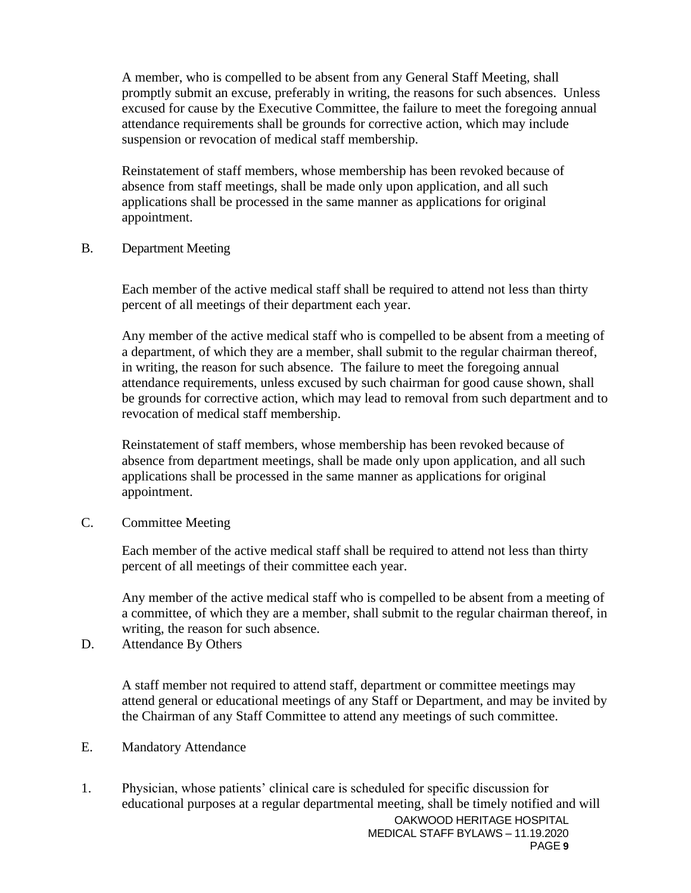A member, who is compelled to be absent from any General Staff Meeting, shall promptly submit an excuse, preferably in writing, the reasons for such absences. Unless excused for cause by the Executive Committee, the failure to meet the foregoing annual attendance requirements shall be grounds for corrective action, which may include suspension or revocation of medical staff membership.

Reinstatement of staff members, whose membership has been revoked because of absence from staff meetings, shall be made only upon application, and all such applications shall be processed in the same manner as applications for original appointment.

B. Department Meeting

Each member of the active medical staff shall be required to attend not less than thirty percent of all meetings of their department each year.

Any member of the active medical staff who is compelled to be absent from a meeting of a department, of which they are a member, shall submit to the regular chairman thereof, in writing, the reason for such absence. The failure to meet the foregoing annual attendance requirements, unless excused by such chairman for good cause shown, shall be grounds for corrective action, which may lead to removal from such department and to revocation of medical staff membership.

Reinstatement of staff members, whose membership has been revoked because of absence from department meetings, shall be made only upon application, and all such applications shall be processed in the same manner as applications for original appointment.

C. Committee Meeting

Each member of the active medical staff shall be required to attend not less than thirty percent of all meetings of their committee each year.

Any member of the active medical staff who is compelled to be absent from a meeting of a committee, of which they are a member, shall submit to the regular chairman thereof, in writing, the reason for such absence.

D. Attendance By Others

A staff member not required to attend staff, department or committee meetings may attend general or educational meetings of any Staff or Department, and may be invited by the Chairman of any Staff Committee to attend any meetings of such committee.

E. Mandatory Attendance

1. Physician, whose patients' clinical care is scheduled for specific discussion for educational purposes at a regular departmental meeting, shall be timely notified and will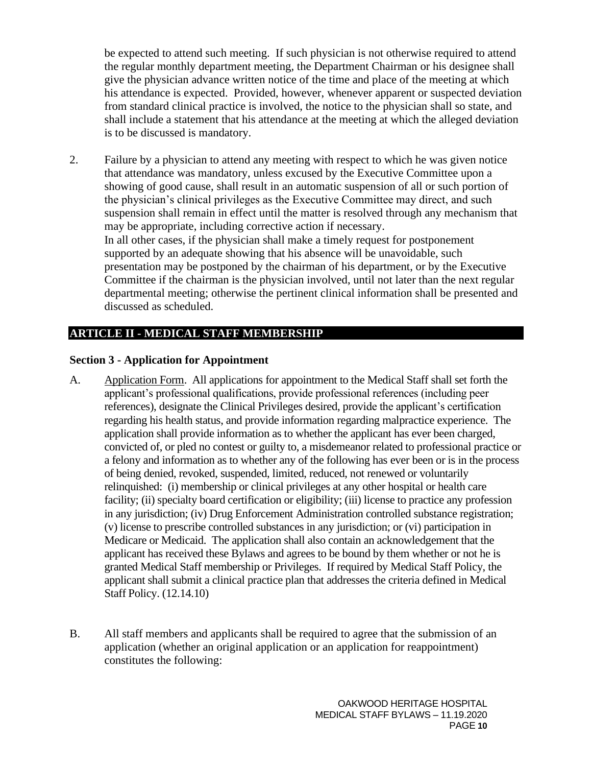be expected to attend such meeting. If such physician is not otherwise required to attend the regular monthly department meeting, the Department Chairman or his designee shall give the physician advance written notice of the time and place of the meeting at which his attendance is expected. Provided, however, whenever apparent or suspected deviation from standard clinical practice is involved, the notice to the physician shall so state, and shall include a statement that his attendance at the meeting at which the alleged deviation is to be discussed is mandatory.

2. Failure by a physician to attend any meeting with respect to which he was given notice that attendance was mandatory, unless excused by the Executive Committee upon a showing of good cause, shall result in an automatic suspension of all or such portion of the physician's clinical privileges as the Executive Committee may direct, and such suspension shall remain in effect until the matter is resolved through any mechanism that may be appropriate, including corrective action if necessary.
   In all other cases, if the physician shall make a timely request for postponement supported by an adequate showing that his absence will be unavoidable, such presentation may be postponed by the chairman of his department, or by the Executive Committee if the chairman is the physician involved, until not later than the next regular departmental meeting; otherwise the pertinent clinical information shall be presented and discussed as scheduled.

## ARTICLE II - MEDICAL STAFF MEMBERSHIP

### Section 3 - Application for Appointment

A. Application Form. All applications for appointment to the Medical Staff shall set forth the applicant's professional qualifications, provide professional references (including peer references), designate the Clinical Privileges desired, provide the applicant's certification regarding his health status, and provide information regarding malpractice experience. The application shall provide information as to whether the applicant has ever been charged, convicted of, or pled no contest or guilty to, a misdemeanor related to professional practice or a felony and information as to whether any of the following has ever been or is in the process of being denied, revoked, suspended, limited, reduced, not renewed or voluntarily relinquished: (i) membership or clinical privileges at any other hospital or health care facility; (ii) specialty board certification or eligibility; (iii) license to practice any profession in any jurisdiction; (iv) Drug Enforcement Administration controlled substance registration; (v) license to prescribe controlled substances in any jurisdiction; or (vi) participation in Medicare or Medicaid. The application shall also contain an acknowledgement that the applicant has received these Bylaws and agrees to be bound by them whether or not he is granted Medical Staff membership or Privileges. If required by Medical Staff Policy, the applicant shall submit a clinical practice plan that addresses the criteria defined in Medical Staff Policy. (12.14.10)

B. All staff members and applicants shall be required to agree that the submission of an application (whether an original application or an application for reappointment) constitutes the following: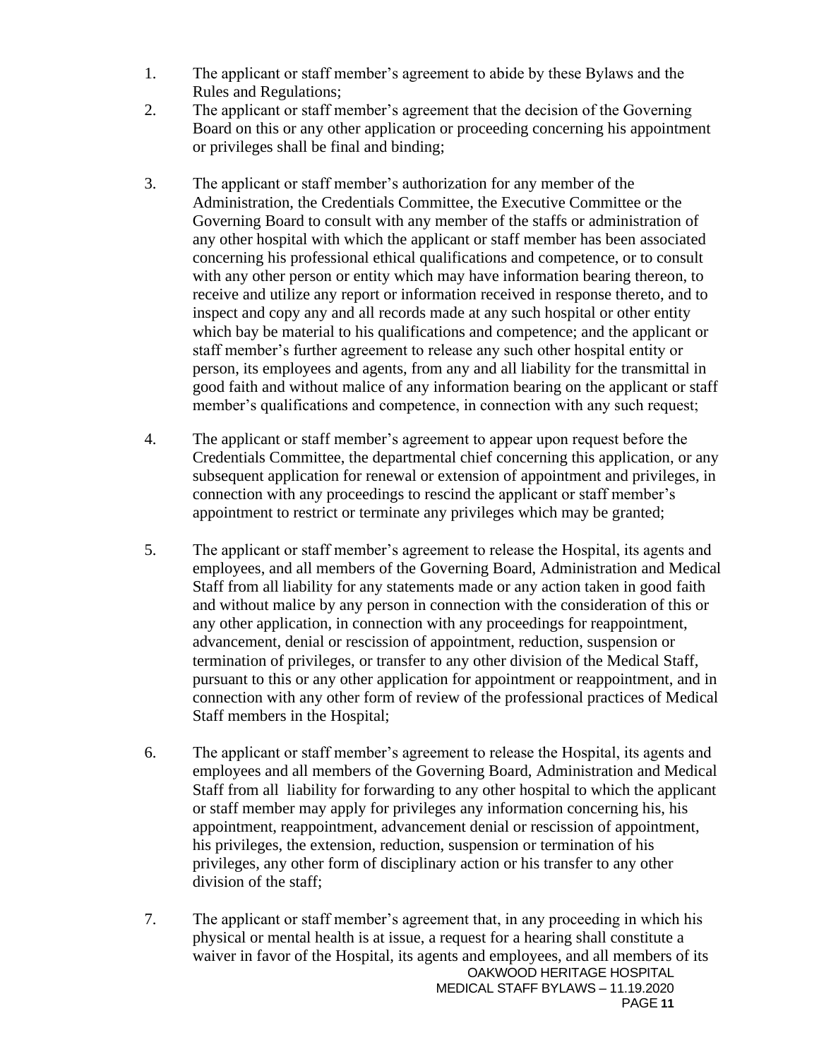1. The applicant or staff member's agreement to abide by these Bylaws and the Rules and Regulations;
2. The applicant or staff member's agreement that the decision of the Governing Board on this or any other application or proceeding concerning his appointment or privileges shall be final and binding;
3. The applicant or staff member's authorization for any member of the Administration, the Credentials Committee, the Executive Committee or the Governing Board to consult with any member of the staffs or administration of any other hospital with which the applicant or staff member has been associated concerning his professional ethical qualifications and competence, or to consult with any other person or entity which may have information bearing thereon, to receive and utilize any report or information received in response thereto, and to inspect and copy any and all records made at any such hospital or other entity which bay be material to his qualifications and competence; and the applicant or staff member's further agreement to release any such other hospital entity or person, its employees and agents, from any and all liability for the transmittal in good faith and without malice of any information bearing on the applicant or staff member's qualifications and competence, in connection with any such request;
4. The applicant or staff member's agreement to appear upon request before the Credentials Committee, the departmental chief concerning this application, or any subsequent application for renewal or extension of appointment and privileges, in connection with any proceedings to rescind the applicant or staff member's appointment to restrict or terminate any privileges which may be granted;
5. The applicant or staff member's agreement to release the Hospital, its agents and employees, and all members of the Governing Board, Administration and Medical Staff from all liability for any statements made or any action taken in good faith and without malice by any person in connection with the consideration of this or any other application, in connection with any proceedings for reappointment, advancement, denial or rescission of appointment, reduction, suspension or termination of privileges, or transfer to any other division of the Medical Staff, pursuant to this or any other application for appointment or reappointment, and in connection with any other form of review of the professional practices of Medical Staff members in the Hospital;
6. The applicant or staff member's agreement to release the Hospital, its agents and employees and all members of the Governing Board, Administration and Medical Staff from all liability for forwarding to any other hospital to which the applicant or staff member may apply for privileges any information concerning his, his appointment, reappointment, advancement denial or rescission of appointment, his privileges, the extension, reduction, suspension or termination of his privileges, any other form of disciplinary action or his transfer to any other division of the staff;
7. The applicant or staff member's agreement that, in any proceeding in which his physical or mental health is at issue, a request for a hearing shall constitute a waiver in favor of the Hospital, its agents and employees, and all members of its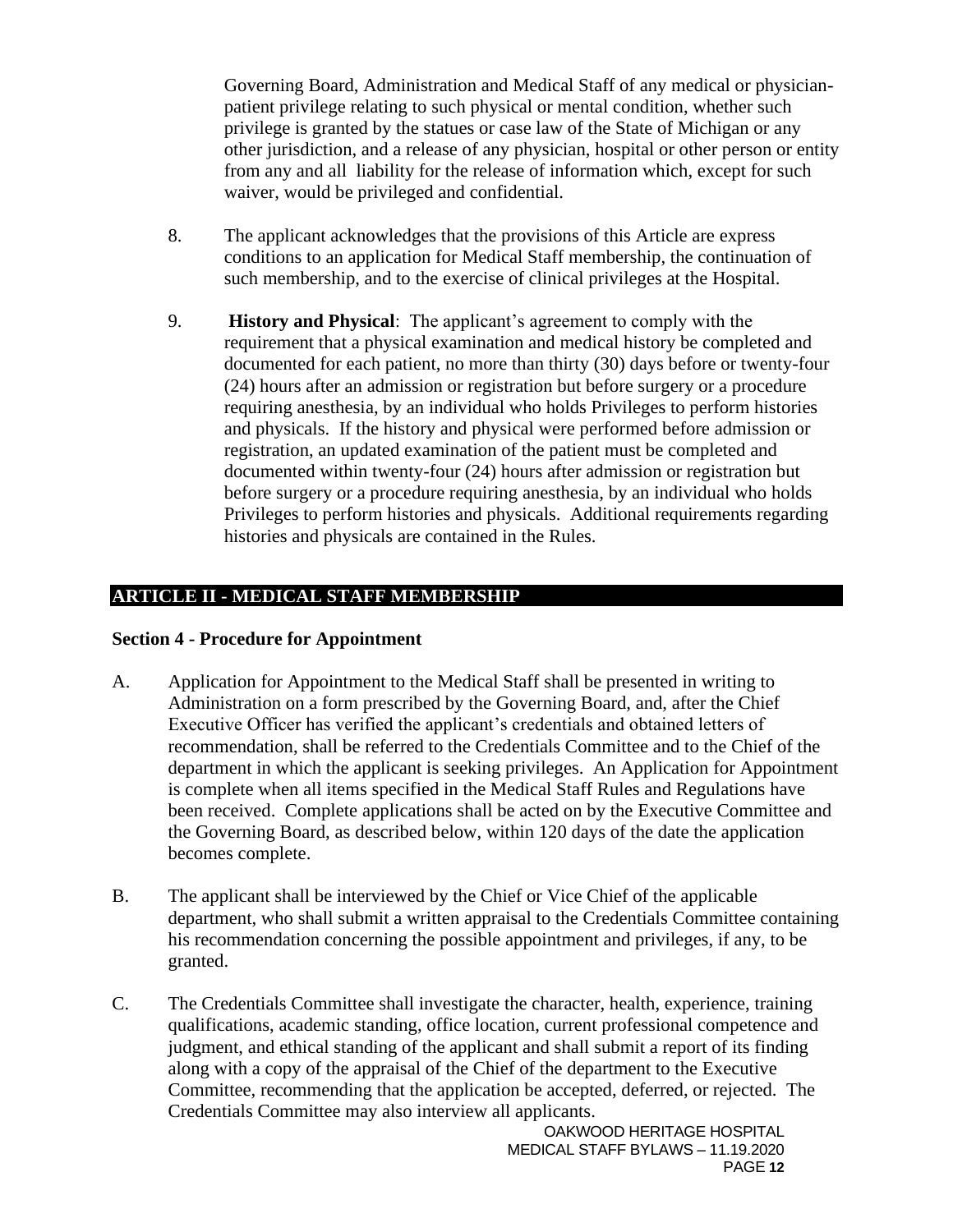Governing Board, Administration and Medical Staff of any medical or physician-patient privilege relating to such physical or mental condition, whether such privilege is granted by the statues or case law of the State of Michigan or any other jurisdiction, and a release of any physician, hospital or other person or entity from any and all liability for the release of information which, except for such waiver, would be privileged and confidential.

8. The applicant acknowledges that the provisions of this Article are express conditions to an application for Medical Staff membership, the continuation of such membership, and to the exercise of clinical privileges at the Hospital.

9. **History and Physical**: The applicant's agreement to comply with the requirement that a physical examination and medical history be completed and documented for each patient, no more than thirty (30) days before or twenty-four (24) hours after an admission or registration but before surgery or a procedure requiring anesthesia, by an individual who holds Privileges to perform histories and physicals. If the history and physical were performed before admission or registration, an updated examination of the patient must be completed and documented within twenty-four (24) hours after admission or registration but before surgery or a procedure requiring anesthesia, by an individual who holds Privileges to perform histories and physicals. Additional requirements regarding histories and physicals are contained in the Rules.

## ARTICLE II - MEDICAL STAFF MEMBERSHIP

### Section 4 - Procedure for Appointment

A. Application for Appointment to the Medical Staff shall be presented in writing to Administration on a form prescribed by the Governing Board, and, after the Chief Executive Officer has verified the applicant's credentials and obtained letters of recommendation, shall be referred to the Credentials Committee and to the Chief of the department in which the applicant is seeking privileges. An Application for Appointment is complete when all items specified in the Medical Staff Rules and Regulations have been received. Complete applications shall be acted on by the Executive Committee and the Governing Board, as described below, within 120 days of the date the application becomes complete.

B. The applicant shall be interviewed by the Chief or Vice Chief of the applicable department, who shall submit a written appraisal to the Credentials Committee containing his recommendation concerning the possible appointment and privileges, if any, to be granted.

C. The Credentials Committee shall investigate the character, health, experience, training qualifications, academic standing, office location, current professional competence and judgment, and ethical standing of the applicant and shall submit a report of its finding along with a copy of the appraisal of the Chief of the department to the Executive Committee, recommending that the application be accepted, deferred, or rejected. The Credentials Committee may also interview all applicants.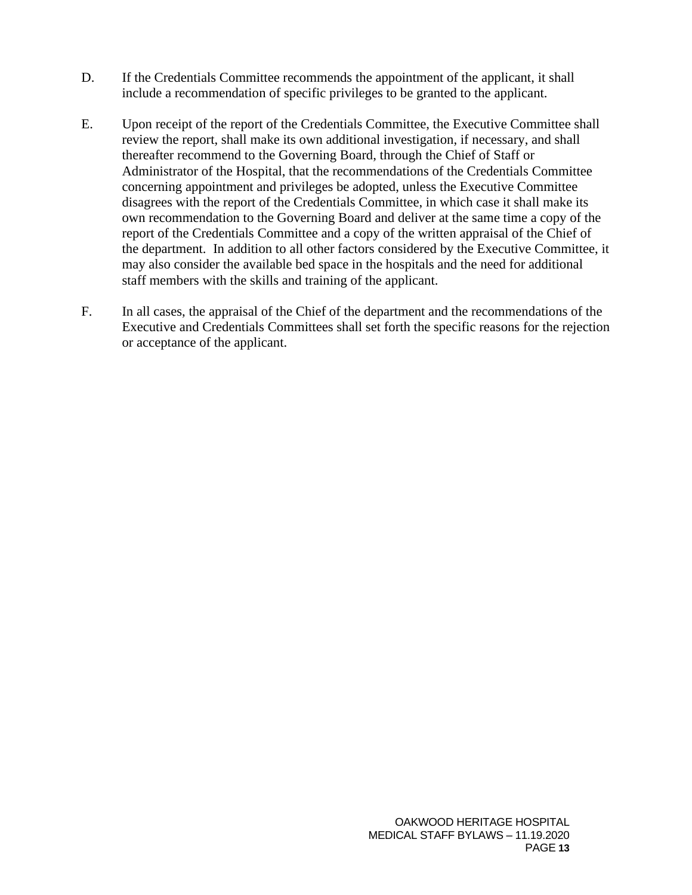D. If the Credentials Committee recommends the appointment of the applicant, it shall include a recommendation of specific privileges to be granted to the applicant.

E. Upon receipt of the report of the Credentials Committee, the Executive Committee shall review the report, shall make its own additional investigation, if necessary, and shall thereafter recommend to the Governing Board, through the Chief of Staff or Administrator of the Hospital, that the recommendations of the Credentials Committee concerning appointment and privileges be adopted, unless the Executive Committee disagrees with the report of the Credentials Committee, in which case it shall make its own recommendation to the Governing Board and deliver at the same time a copy of the report of the Credentials Committee and a copy of the written appraisal of the Chief of the department. In addition to all other factors considered by the Executive Committee, it may also consider the available bed space in the hospitals and the need for additional staff members with the skills and training of the applicant.

F. In all cases, the appraisal of the Chief of the department and the recommendations of the Executive and Credentials Committees shall set forth the specific reasons for the rejection or acceptance of the applicant.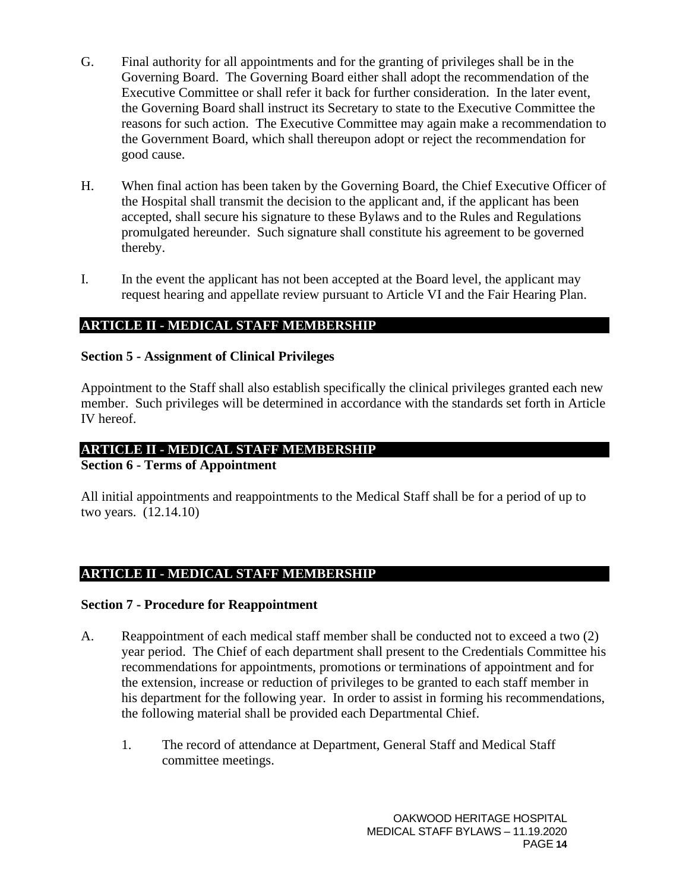G. Final authority for all appointments and for the granting of privileges shall be in the Governing Board. The Governing Board either shall adopt the recommendation of the Executive Committee or shall refer it back for further consideration. In the later event, the Governing Board shall instruct its Secretary to state to the Executive Committee the reasons for such action. The Executive Committee may again make a recommendation to the Government Board, which shall thereupon adopt or reject the recommendation for good cause.

H. When final action has been taken by the Governing Board, the Chief Executive Officer of the Hospital shall transmit the decision to the applicant and, if the applicant has been accepted, shall secure his signature to these Bylaws and to the Rules and Regulations promulgated hereunder. Such signature shall constitute his agreement to be governed thereby.

I. In the event the applicant has not been accepted at the Board level, the applicant may request hearing and appellate review pursuant to Article VI and the Fair Hearing Plan.

## ARTICLE II - MEDICAL STAFF MEMBERSHIP

### Section 5 - Assignment of Clinical Privileges

Appointment to the Staff shall also establish specifically the clinical privileges granted each new member. Such privileges will be determined in accordance with the standards set forth in Article IV hereof.

## ARTICLE II - MEDICAL STAFF MEMBERSHIP

### Section 6 - Terms of Appointment

All initial appointments and reappointments to the Medical Staff shall be for a period of up to two years. (12.14.10)

## ARTICLE II - MEDICAL STAFF MEMBERSHIP

### Section 7 - Procedure for Reappointment

A. Reappointment of each medical staff member shall be conducted not to exceed a two (2) year period. The Chief of each department shall present to the Credentials Committee his recommendations for appointments, promotions or terminations of appointment and for the extension, increase or reduction of privileges to be granted to each staff member in his department for the following year. In order to assist in forming his recommendations, the following material shall be provided each Departmental Chief.

   1. The record of attendance at Department, General Staff and Medical Staff committee meetings.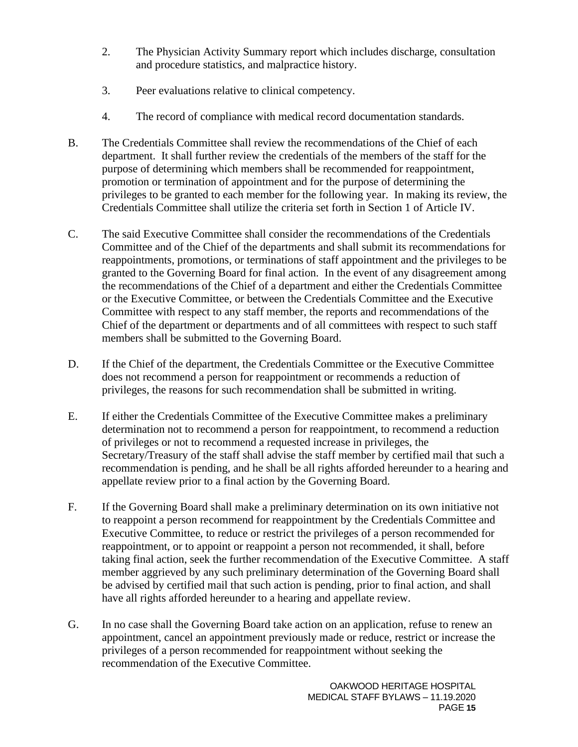2. The Physician Activity Summary report which includes discharge, consultation and procedure statistics, and malpractice history.

3. Peer evaluations relative to clinical competency.

4. The record of compliance with medical record documentation standards.

B. The Credentials Committee shall review the recommendations of the Chief of each department. It shall further review the credentials of the members of the staff for the purpose of determining which members shall be recommended for reappointment, promotion or termination of appointment and for the purpose of determining the privileges to be granted to each member for the following year. In making its review, the Credentials Committee shall utilize the criteria set forth in Section 1 of Article IV.

C. The said Executive Committee shall consider the recommendations of the Credentials Committee and of the Chief of the departments and shall submit its recommendations for reappointments, promotions, or terminations of staff appointment and the privileges to be granted to the Governing Board for final action. In the event of any disagreement among the recommendations of the Chief of a department and either the Credentials Committee or the Executive Committee, or between the Credentials Committee and the Executive Committee with respect to any staff member, the reports and recommendations of the Chief of the department or departments and of all committees with respect to such staff members shall be submitted to the Governing Board.

D. If the Chief of the department, the Credentials Committee or the Executive Committee does not recommend a person for reappointment or recommends a reduction of privileges, the reasons for such recommendation shall be submitted in writing.

E. If either the Credentials Committee of the Executive Committee makes a preliminary determination not to recommend a person for reappointment, to recommend a reduction of privileges or not to recommend a requested increase in privileges, the Secretary/Treasury of the staff shall advise the staff member by certified mail that such a recommendation is pending, and he shall be all rights afforded hereunder to a hearing and appellate review prior to a final action by the Governing Board.

F. If the Governing Board shall make a preliminary determination on its own initiative not to reappoint a person recommend for reappointment by the Credentials Committee and Executive Committee, to reduce or restrict the privileges of a person recommended for reappointment, or to appoint or reappoint a person not recommended, it shall, before taking final action, seek the further recommendation of the Executive Committee. A staff member aggrieved by any such preliminary determination of the Governing Board shall be advised by certified mail that such action is pending, prior to final action, and shall have all rights afforded hereunder to a hearing and appellate review.

G. In no case shall the Governing Board take action on an application, refuse to renew an appointment, cancel an appointment previously made or reduce, restrict or increase the privileges of a person recommended for reappointment without seeking the recommendation of the Executive Committee.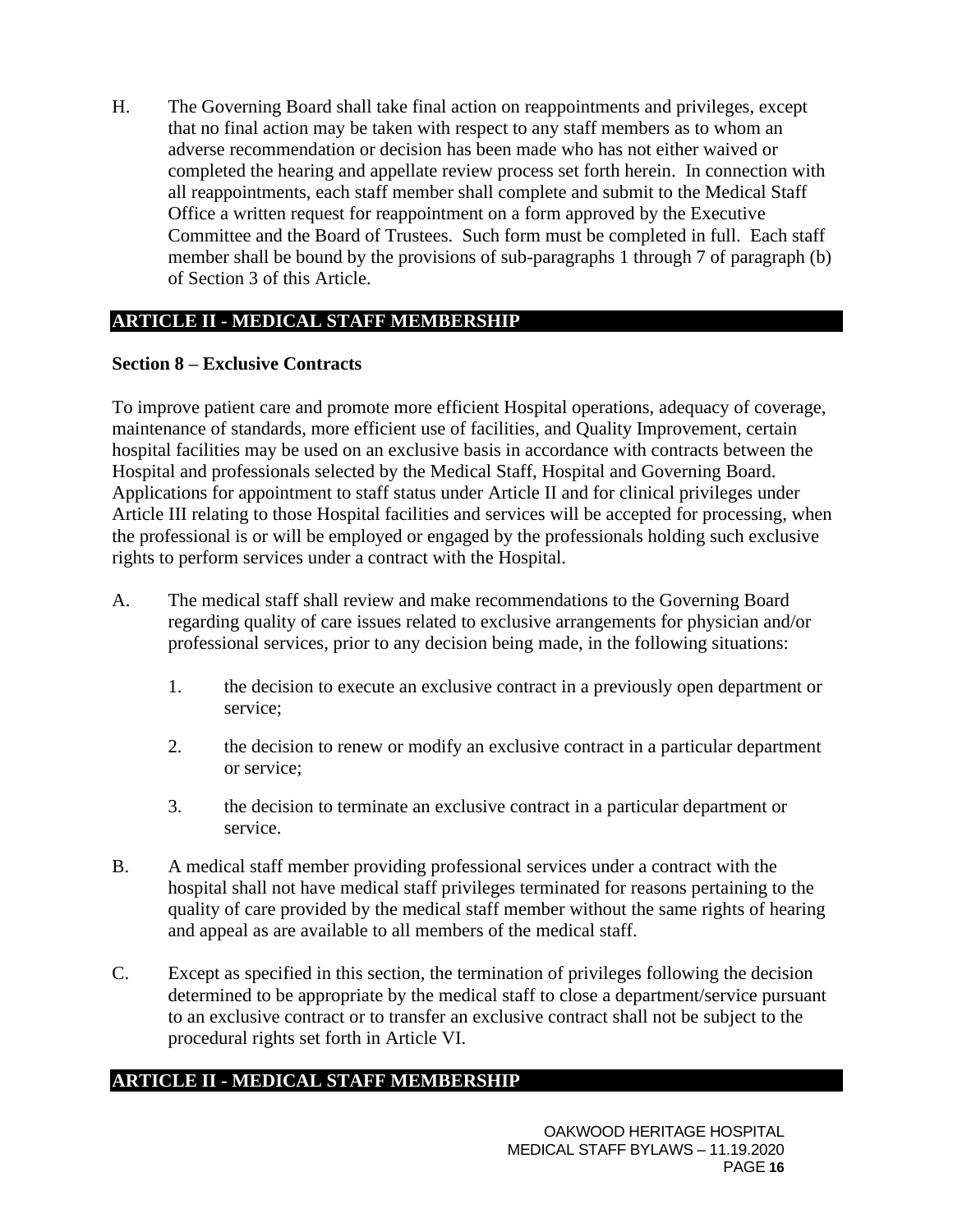H. The Governing Board shall take final action on reappointments and privileges, except that no final action may be taken with respect to any staff members as to whom an adverse recommendation or decision has been made who has not either waived or completed the hearing and appellate review process set forth herein. In connection with all reappointments, each staff member shall complete and submit to the Medical Staff Office a written request for reappointment on a form approved by the Executive Committee and the Board of Trustees. Such form must be completed in full. Each staff member shall be bound by the provisions of sub-paragraphs 1 through 7 of paragraph (b) of Section 3 of this Article.

## ARTICLE II - MEDICAL STAFF MEMBERSHIP

### Section 8 – Exclusive Contracts

To improve patient care and promote more efficient Hospital operations, adequacy of coverage, maintenance of standards, more efficient use of facilities, and Quality Improvement, certain hospital facilities may be used on an exclusive basis in accordance with contracts between the Hospital and professionals selected by the Medical Staff, Hospital and Governing Board. Applications for appointment to staff status under Article II and for clinical privileges under Article III relating to those Hospital facilities and services will be accepted for processing, when the professional is or will be employed or engaged by the professionals holding such exclusive rights to perform services under a contract with the Hospital.

A. The medical staff shall review and make recommendations to the Governing Board regarding quality of care issues related to exclusive arrangements for physician and/or professional services, prior to any decision being made, in the following situations:

   1. the decision to execute an exclusive contract in a previously open department or service;

   2. the decision to renew or modify an exclusive contract in a particular department or service;

   3. the decision to terminate an exclusive contract in a particular department or service.

B. A medical staff member providing professional services under a contract with the hospital shall not have medical staff privileges terminated for reasons pertaining to the quality of care provided by the medical staff member without the same rights of hearing and appeal as are available to all members of the medical staff.

C. Except as specified in this section, the termination of privileges following the decision determined to be appropriate by the medical staff to close a department/service pursuant to an exclusive contract or to transfer an exclusive contract shall not be subject to the procedural rights set forth in Article VI.

## ARTICLE II - MEDICAL STAFF MEMBERSHIP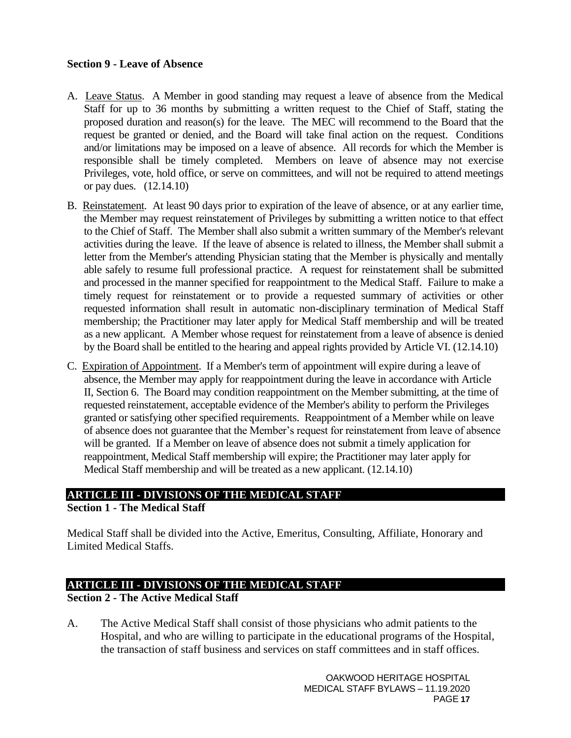**Section 9 - Leave of Absence**

A. Leave Status. A Member in good standing may request a leave of absence from the Medical Staff for up to 36 months by submitting a written request to the Chief of Staff, stating the proposed duration and reason(s) for the leave. The MEC will recommend to the Board that the request be granted or denied, and the Board will take final action on the request. Conditions and/or limitations may be imposed on a leave of absence. All records for which the Member is responsible shall be timely completed. Members on leave of absence may not exercise Privileges, vote, hold office, or serve on committees, and will not be required to attend meetings or pay dues. (12.14.10)

B. Reinstatement. At least 90 days prior to expiration of the leave of absence, or at any earlier time, the Member may request reinstatement of Privileges by submitting a written notice to that effect to the Chief of Staff. The Member shall also submit a written summary of the Member's relevant activities during the leave. If the leave of absence is related to illness, the Member shall submit a letter from the Member's attending Physician stating that the Member is physically and mentally able safely to resume full professional practice. A request for reinstatement shall be submitted and processed in the manner specified for reappointment to the Medical Staff. Failure to make a timely request for reinstatement or to provide a requested summary of activities or other requested information shall result in automatic non-disciplinary termination of Medical Staff membership; the Practitioner may later apply for Medical Staff membership and will be treated as a new applicant. A Member whose request for reinstatement from a leave of absence is denied by the Board shall be entitled to the hearing and appeal rights provided by Article VI. (12.14.10)

C. Expiration of Appointment. If a Member's term of appointment will expire during a leave of absence, the Member may apply for reappointment during the leave in accordance with Article II, Section 6. The Board may condition reappointment on the Member submitting, at the time of requested reinstatement, acceptable evidence of the Member's ability to perform the Privileges granted or satisfying other specified requirements. Reappointment of a Member while on leave of absence does not guarantee that the Member's request for reinstatement from leave of absence will be granted. If a Member on leave of absence does not submit a timely application for reappointment, Medical Staff membership will expire; the Practitioner may later apply for Medical Staff membership and will be treated as a new applicant. (12.14.10)

## ARTICLE III - DIVISIONS OF THE MEDICAL STAFF

**Section 1 - The Medical Staff**

Medical Staff shall be divided into the Active, Emeritus, Consulting, Affiliate, Honorary and Limited Medical Staffs.

## ARTICLE III - DIVISIONS OF THE MEDICAL STAFF

**Section 2 - The Active Medical Staff**

A. The Active Medical Staff shall consist of those physicians who admit patients to the Hospital, and who are willing to participate in the educational programs of the Hospital, the transaction of staff business and services on staff committees and in staff offices.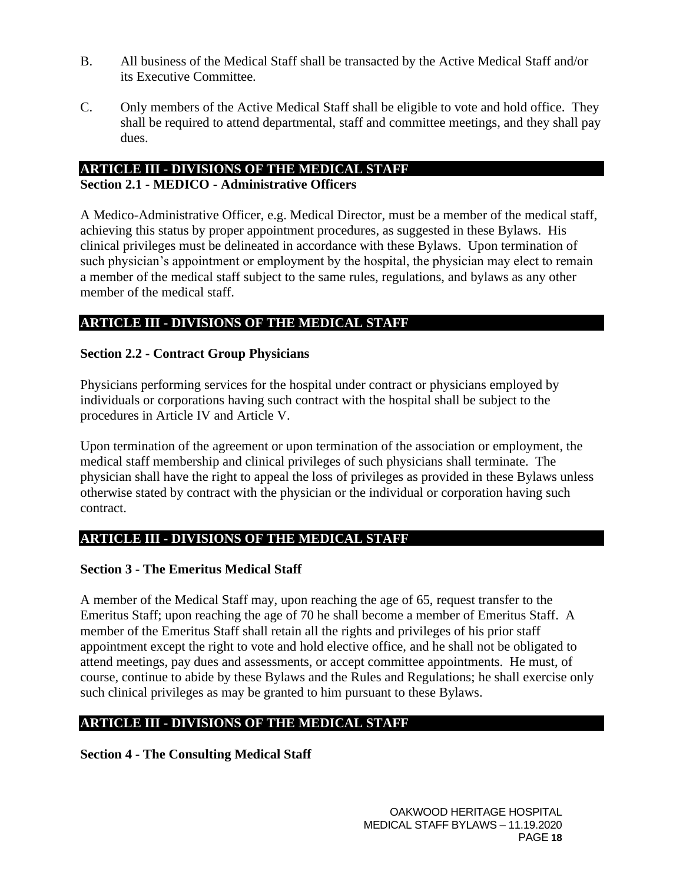B. All business of the Medical Staff shall be transacted by the Active Medical Staff and/or its Executive Committee.

C. Only members of the Active Medical Staff shall be eligible to vote and hold office. They shall be required to attend departmental, staff and committee meetings, and they shall pay dues.

## ARTICLE III - DIVISIONS OF THE MEDICAL STAFF

### Section 2.1 - MEDICO - Administrative Officers

A Medico-Administrative Officer, e.g. Medical Director, must be a member of the medical staff, achieving this status by proper appointment procedures, as suggested in these Bylaws. His clinical privileges must be delineated in accordance with these Bylaws. Upon termination of such physician's appointment or employment by the hospital, the physician may elect to remain a member of the medical staff subject to the same rules, regulations, and bylaws as any other member of the medical staff.

## ARTICLE III - DIVISIONS OF THE MEDICAL STAFF

### Section 2.2 - Contract Group Physicians

Physicians performing services for the hospital under contract or physicians employed by individuals or corporations having such contract with the hospital shall be subject to the procedures in Article IV and Article V.

Upon termination of the agreement or upon termination of the association or employment, the medical staff membership and clinical privileges of such physicians shall terminate. The physician shall have the right to appeal the loss of privileges as provided in these Bylaws unless otherwise stated by contract with the physician or the individual or corporation having such contract.

## ARTICLE III - DIVISIONS OF THE MEDICAL STAFF

### Section 3 - The Emeritus Medical Staff

A member of the Medical Staff may, upon reaching the age of 65, request transfer to the Emeritus Staff; upon reaching the age of 70 he shall become a member of Emeritus Staff. A member of the Emeritus Staff shall retain all the rights and privileges of his prior staff appointment except the right to vote and hold elective office, and he shall not be obligated to attend meetings, pay dues and assessments, or accept committee appointments. He must, of course, continue to abide by these Bylaws and the Rules and Regulations; he shall exercise only such clinical privileges as may be granted to him pursuant to these Bylaws.

## ARTICLE III - DIVISIONS OF THE MEDICAL STAFF

### Section 4 - The Consulting Medical Staff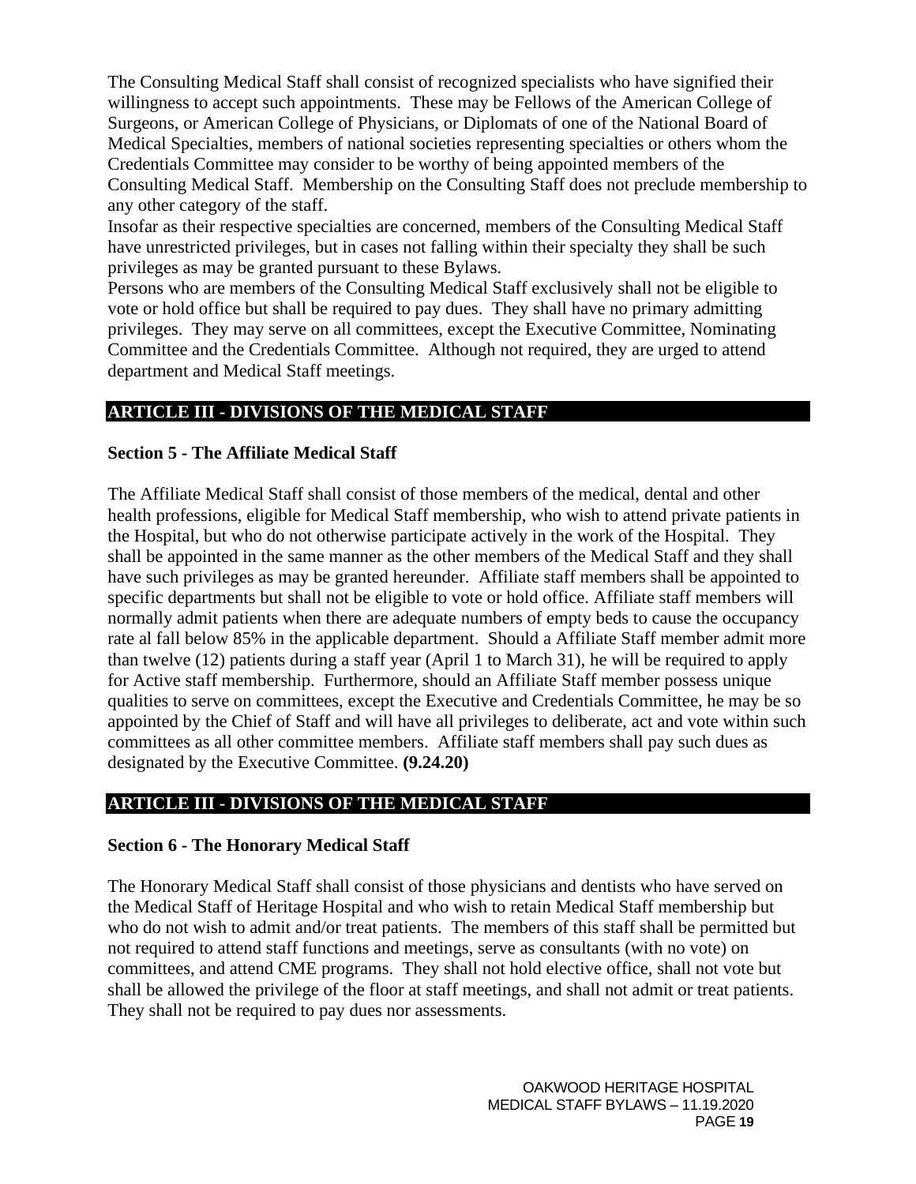The Consulting Medical Staff shall consist of recognized specialists who have signified their willingness to accept such appointments. These may be Fellows of the American College of Surgeons, or American College of Physicians, or Diplomats of one of the National Board of Medical Specialties, members of national societies representing specialties or others whom the Credentials Committee may consider to be worthy of being appointed members of the Consulting Medical Staff. Membership on the Consulting Staff does not preclude membership to any other category of the staff.

Insofar as their respective specialties are concerned, members of the Consulting Medical Staff have unrestricted privileges, but in cases not falling within their specialty they shall be such privileges as may be granted pursuant to these Bylaws.

Persons who are members of the Consulting Medical Staff exclusively shall not be eligible to vote or hold office but shall be required to pay dues. They shall have no primary admitting privileges. They may serve on all committees, except the Executive Committee, Nominating Committee and the Credentials Committee. Although not required, they are urged to attend department and Medical Staff meetings.

## ARTICLE III - DIVISIONS OF THE MEDICAL STAFF

### Section 5 - The Affiliate Medical Staff

The Affiliate Medical Staff shall consist of those members of the medical, dental and other health professions, eligible for Medical Staff membership, who wish to attend private patients in the Hospital, but who do not otherwise participate actively in the work of the Hospital. They shall be appointed in the same manner as the other members of the Medical Staff and they shall have such privileges as may be granted hereunder. Affiliate staff members shall be appointed to specific departments but shall not be eligible to vote or hold office. Affiliate staff members will normally admit patients when there are adequate numbers of empty beds to cause the occupancy rate al fall below 85% in the applicable department. Should a Affiliate Staff member admit more than twelve (12) patients during a staff year (April 1 to March 31), he will be required to apply for Active staff membership. Furthermore, should an Affiliate Staff member possess unique qualities to serve on committees, except the Executive and Credentials Committee, he may be so appointed by the Chief of Staff and will have all privileges to deliberate, act and vote within such committees as all other committee members. Affiliate staff members shall pay such dues as designated by the Executive Committee. **(9.24.20)**

## ARTICLE III - DIVISIONS OF THE MEDICAL STAFF

### Section 6 - The Honorary Medical Staff

The Honorary Medical Staff shall consist of those physicians and dentists who have served on the Medical Staff of Heritage Hospital and who wish to retain Medical Staff membership but who do not wish to admit and/or treat patients. The members of this staff shall be permitted but not required to attend staff functions and meetings, serve as consultants (with no vote) on committees, and attend CME programs. They shall not hold elective office, shall not vote but shall be allowed the privilege of the floor at staff meetings, and shall not admit or treat patients. They shall not be required to pay dues nor assessments.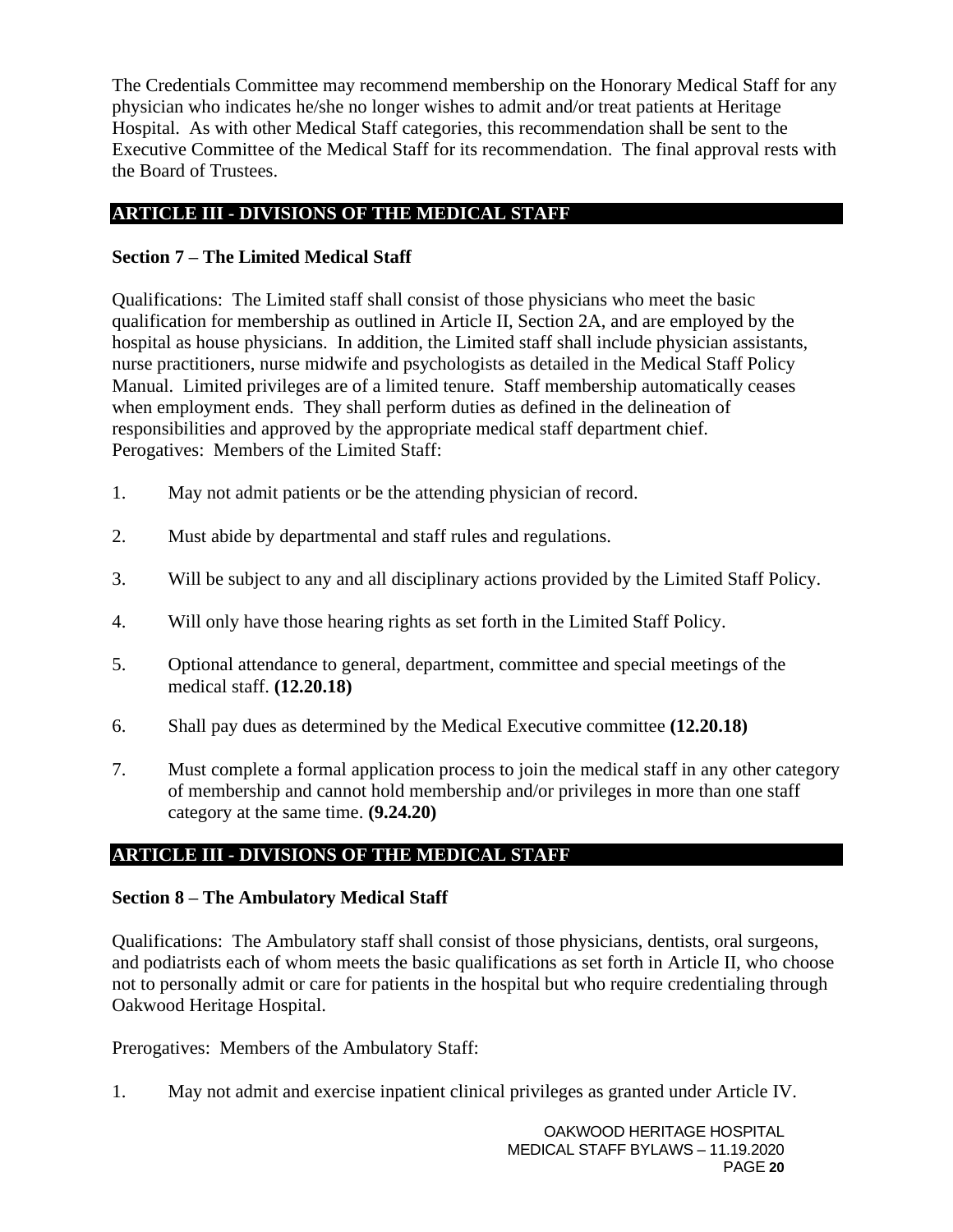The Credentials Committee may recommend membership on the Honorary Medical Staff for any physician who indicates he/she no longer wishes to admit and/or treat patients at Heritage Hospital. As with other Medical Staff categories, this recommendation shall be sent to the Executive Committee of the Medical Staff for its recommendation. The final approval rests with the Board of Trustees.

## ARTICLE III - DIVISIONS OF THE MEDICAL STAFF

### Section 7 – The Limited Medical Staff

Qualifications: The Limited staff shall consist of those physicians who meet the basic qualification for membership as outlined in Article II, Section 2A, and are employed by the hospital as house physicians. In addition, the Limited staff shall include physician assistants, nurse practitioners, nurse midwife and psychologists as detailed in the Medical Staff Policy Manual. Limited privileges are of a limited tenure. Staff membership automatically ceases when employment ends. They shall perform duties as defined in the delineation of responsibilities and approved by the appropriate medical staff department chief.
Perogatives: Members of the Limited Staff:

1. May not admit patients or be the attending physician of record.
2. Must abide by departmental and staff rules and regulations.
3. Will be subject to any and all disciplinary actions provided by the Limited Staff Policy.
4. Will only have those hearing rights as set forth in the Limited Staff Policy.
5. Optional attendance to general, department, committee and special meetings of the medical staff. **(12.20.18)**
6. Shall pay dues as determined by the Medical Executive committee **(12.20.18)**
7. Must complete a formal application process to join the medical staff in any other category of membership and cannot hold membership and/or privileges in more than one staff category at the same time. **(9.24.20)**

## ARTICLE III - DIVISIONS OF THE MEDICAL STAFF

### Section 8 – The Ambulatory Medical Staff

Qualifications: The Ambulatory staff shall consist of those physicians, dentists, oral surgeons, and podiatrists each of whom meets the basic qualifications as set forth in Article II, who choose not to personally admit or care for patients in the hospital but who require credentialing through Oakwood Heritage Hospital.

Prerogatives: Members of the Ambulatory Staff:

1. May not admit and exercise inpatient clinical privileges as granted under Article IV.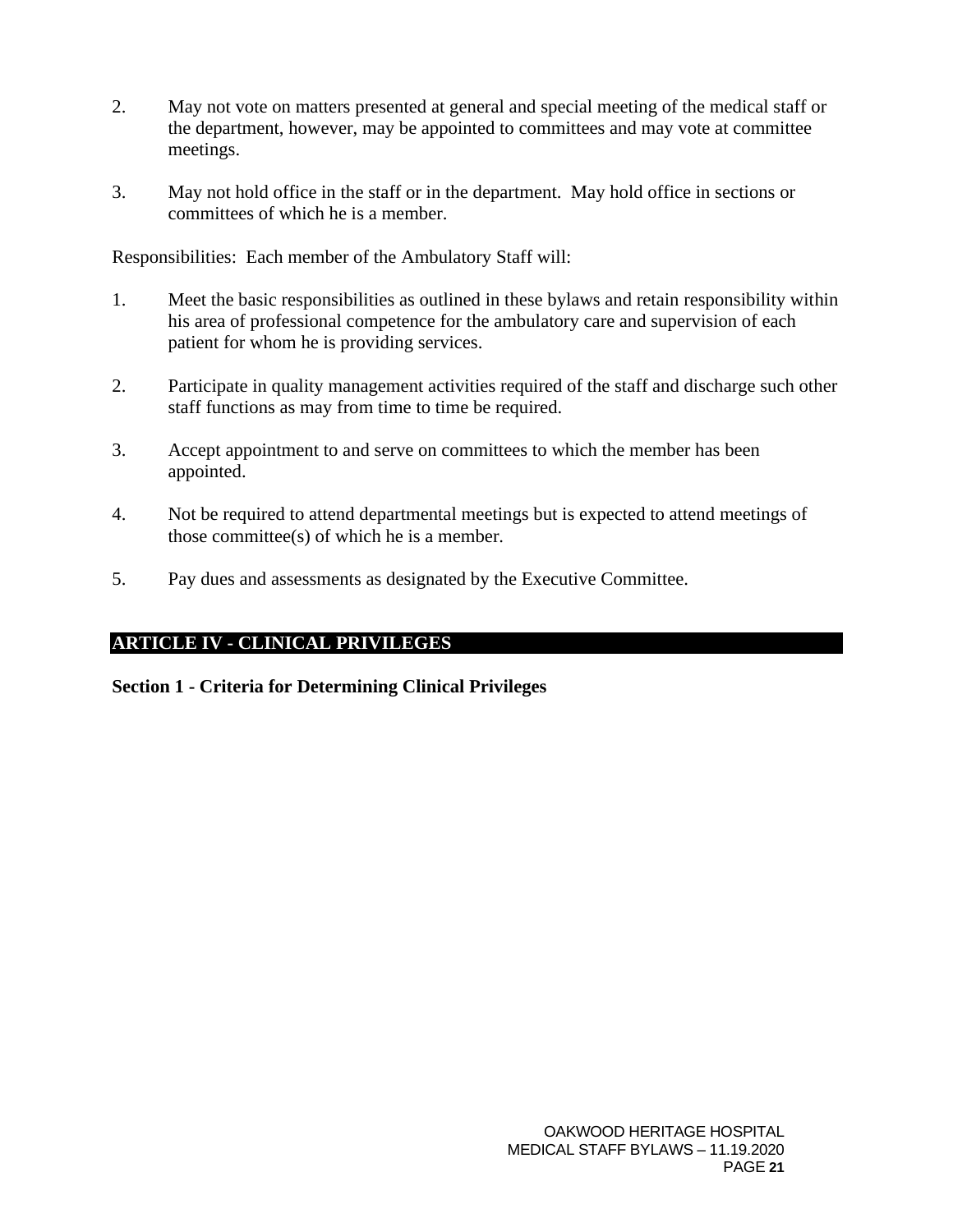2. May not vote on matters presented at general and special meeting of the medical staff or the department, however, may be appointed to committees and may vote at committee meetings.

3. May not hold office in the staff or in the department. May hold office in sections or committees of which he is a member.

Responsibilities: Each member of the Ambulatory Staff will:

1. Meet the basic responsibilities as outlined in these bylaws and retain responsibility within his area of professional competence for the ambulatory care and supervision of each patient for whom he is providing services.

2. Participate in quality management activities required of the staff and discharge such other staff functions as may from time to time be required.

3. Accept appointment to and serve on committees to which the member has been appointed.

4. Not be required to attend departmental meetings but is expected to attend meetings of those committee(s) of which he is a member.

5. Pay dues and assessments as designated by the Executive Committee.

## ARTICLE IV - CLINICAL PRIVILEGES

### Section 1 - Criteria for Determining Clinical Privileges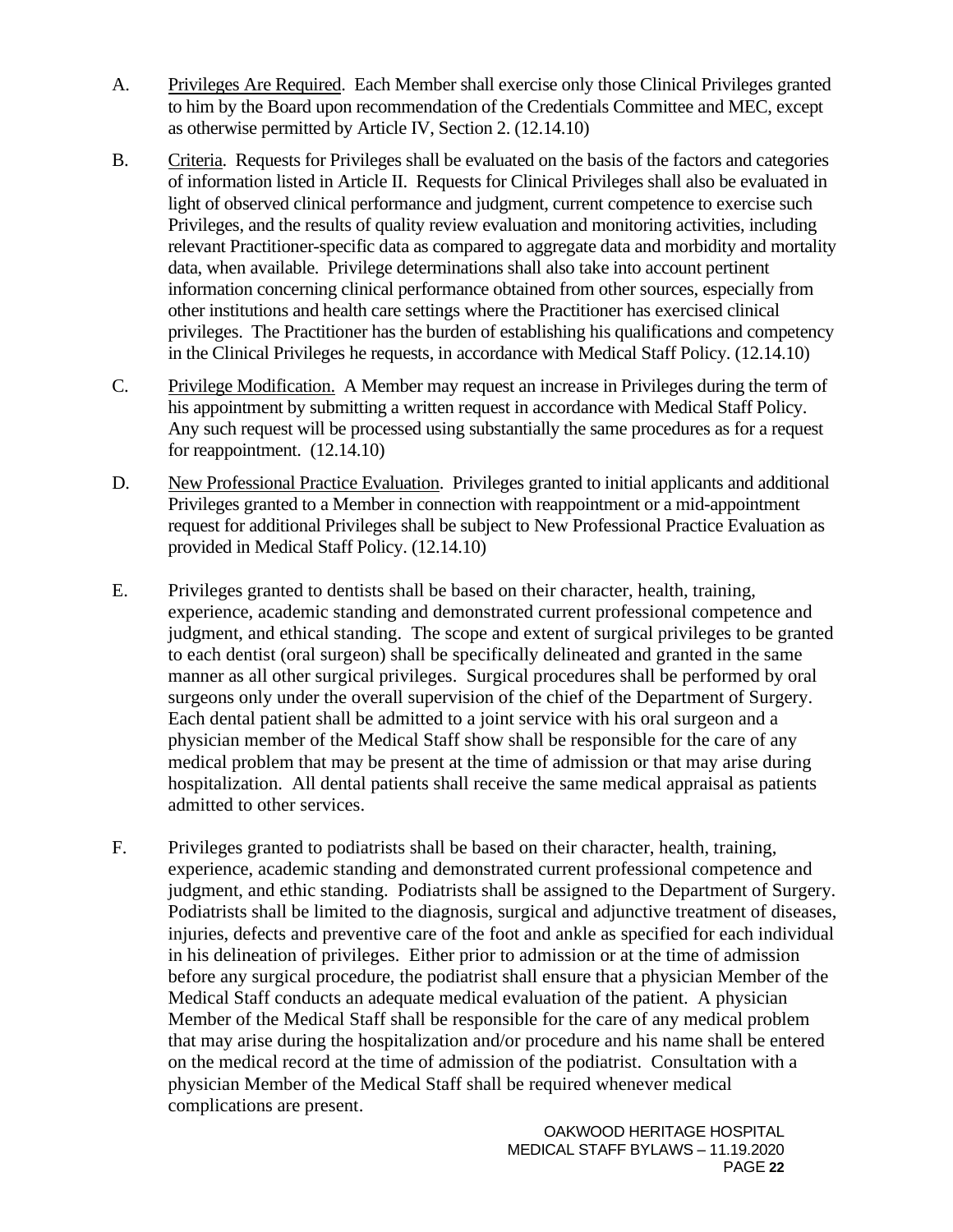A. <u>Privileges Are Required</u>. Each Member shall exercise only those Clinical Privileges granted to him by the Board upon recommendation of the Credentials Committee and MEC, except as otherwise permitted by Article IV, Section 2. (12.14.10)

B. <u>Criteria</u>. Requests for Privileges shall be evaluated on the basis of the factors and categories of information listed in Article II. Requests for Clinical Privileges shall also be evaluated in light of observed clinical performance and judgment, current competence to exercise such Privileges, and the results of quality review evaluation and monitoring activities, including relevant Practitioner-specific data as compared to aggregate data and morbidity and mortality data, when available. Privilege determinations shall also take into account pertinent information concerning clinical performance obtained from other sources, especially from other institutions and health care settings where the Practitioner has exercised clinical privileges. The Practitioner has the burden of establishing his qualifications and competency in the Clinical Privileges he requests, in accordance with Medical Staff Policy. (12.14.10)

C. <u>Privilege Modification.</u> A Member may request an increase in Privileges during the term of his appointment by submitting a written request in accordance with Medical Staff Policy. Any such request will be processed using substantially the same procedures as for a request for reappointment. (12.14.10)

D. <u>New Professional Practice Evaluation</u>. Privileges granted to initial applicants and additional Privileges granted to a Member in connection with reappointment or a mid-appointment request for additional Privileges shall be subject to New Professional Practice Evaluation as provided in Medical Staff Policy. (12.14.10)

E. Privileges granted to dentists shall be based on their character, health, training, experience, academic standing and demonstrated current professional competence and judgment, and ethical standing. The scope and extent of surgical privileges to be granted to each dentist (oral surgeon) shall be specifically delineated and granted in the same manner as all other surgical privileges. Surgical procedures shall be performed by oral surgeons only under the overall supervision of the chief of the Department of Surgery. Each dental patient shall be admitted to a joint service with his oral surgeon and a physician member of the Medical Staff show shall be responsible for the care of any medical problem that may be present at the time of admission or that may arise during hospitalization. All dental patients shall receive the same medical appraisal as patients admitted to other services.

F. Privileges granted to podiatrists shall be based on their character, health, training, experience, academic standing and demonstrated current professional competence and judgment, and ethic standing. Podiatrists shall be assigned to the Department of Surgery. Podiatrists shall be limited to the diagnosis, surgical and adjunctive treatment of diseases, injuries, defects and preventive care of the foot and ankle as specified for each individual in his delineation of privileges. Either prior to admission or at the time of admission before any surgical procedure, the podiatrist shall ensure that a physician Member of the Medical Staff conducts an adequate medical evaluation of the patient. A physician Member of the Medical Staff shall be responsible for the care of any medical problem that may arise during the hospitalization and/or procedure and his name shall be entered on the medical record at the time of admission of the podiatrist. Consultation with a physician Member of the Medical Staff shall be required whenever medical complications are present.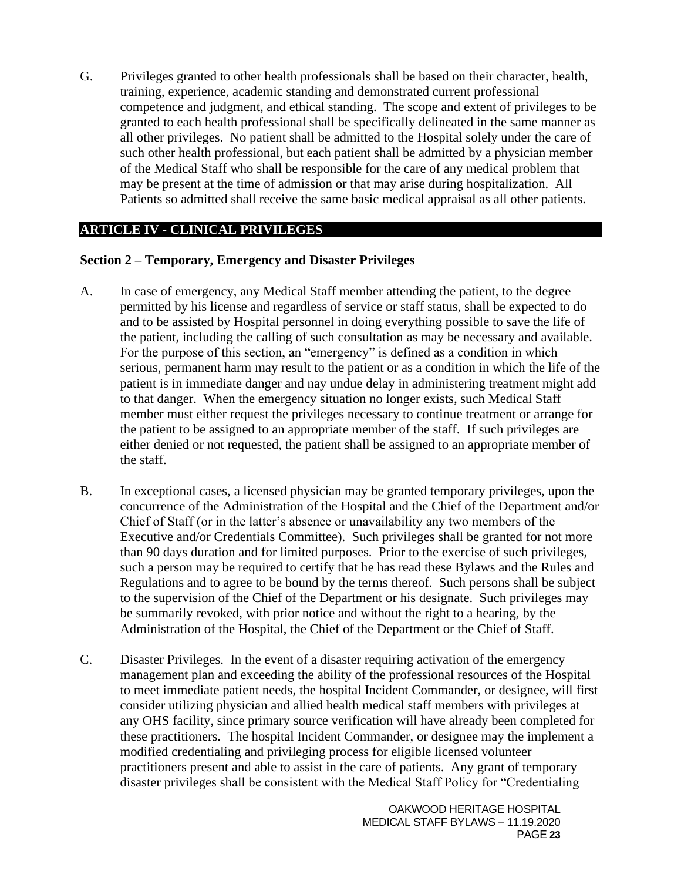G. Privileges granted to other health professionals shall be based on their character, health, training, experience, academic standing and demonstrated current professional competence and judgment, and ethical standing. The scope and extent of privileges to be granted to each health professional shall be specifically delineated in the same manner as all other privileges. No patient shall be admitted to the Hospital solely under the care of such other health professional, but each patient shall be admitted by a physician member of the Medical Staff who shall be responsible for the care of any medical problem that may be present at the time of admission or that may arise during hospitalization. All Patients so admitted shall receive the same basic medical appraisal as all other patients.

## ARTICLE IV - CLINICAL PRIVILEGES

### Section 2 – Temporary, Emergency and Disaster Privileges

A. In case of emergency, any Medical Staff member attending the patient, to the degree permitted by his license and regardless of service or staff status, shall be expected to do and to be assisted by Hospital personnel in doing everything possible to save the life of the patient, including the calling of such consultation as may be necessary and available. For the purpose of this section, an "emergency" is defined as a condition in which serious, permanent harm may result to the patient or as a condition in which the life of the patient is in immediate danger and nay undue delay in administering treatment might add to that danger. When the emergency situation no longer exists, such Medical Staff member must either request the privileges necessary to continue treatment or arrange for the patient to be assigned to an appropriate member of the staff. If such privileges are either denied or not requested, the patient shall be assigned to an appropriate member of the staff.

B. In exceptional cases, a licensed physician may be granted temporary privileges, upon the concurrence of the Administration of the Hospital and the Chief of the Department and/or Chief of Staff (or in the latter's absence or unavailability any two members of the Executive and/or Credentials Committee). Such privileges shall be granted for not more than 90 days duration and for limited purposes. Prior to the exercise of such privileges, such a person may be required to certify that he has read these Bylaws and the Rules and Regulations and to agree to be bound by the terms thereof. Such persons shall be subject to the supervision of the Chief of the Department or his designate. Such privileges may be summarily revoked, with prior notice and without the right to a hearing, by the Administration of the Hospital, the Chief of the Department or the Chief of Staff.

C. Disaster Privileges. In the event of a disaster requiring activation of the emergency management plan and exceeding the ability of the professional resources of the Hospital to meet immediate patient needs, the hospital Incident Commander, or designee, will first consider utilizing physician and allied health medical staff members with privileges at any OHS facility, since primary source verification will have already been completed for these practitioners. The hospital Incident Commander, or designee may the implement a modified credentialing and privileging process for eligible licensed volunteer practitioners present and able to assist in the care of patients. Any grant of temporary disaster privileges shall be consistent with the Medical Staff Policy for "Credentialing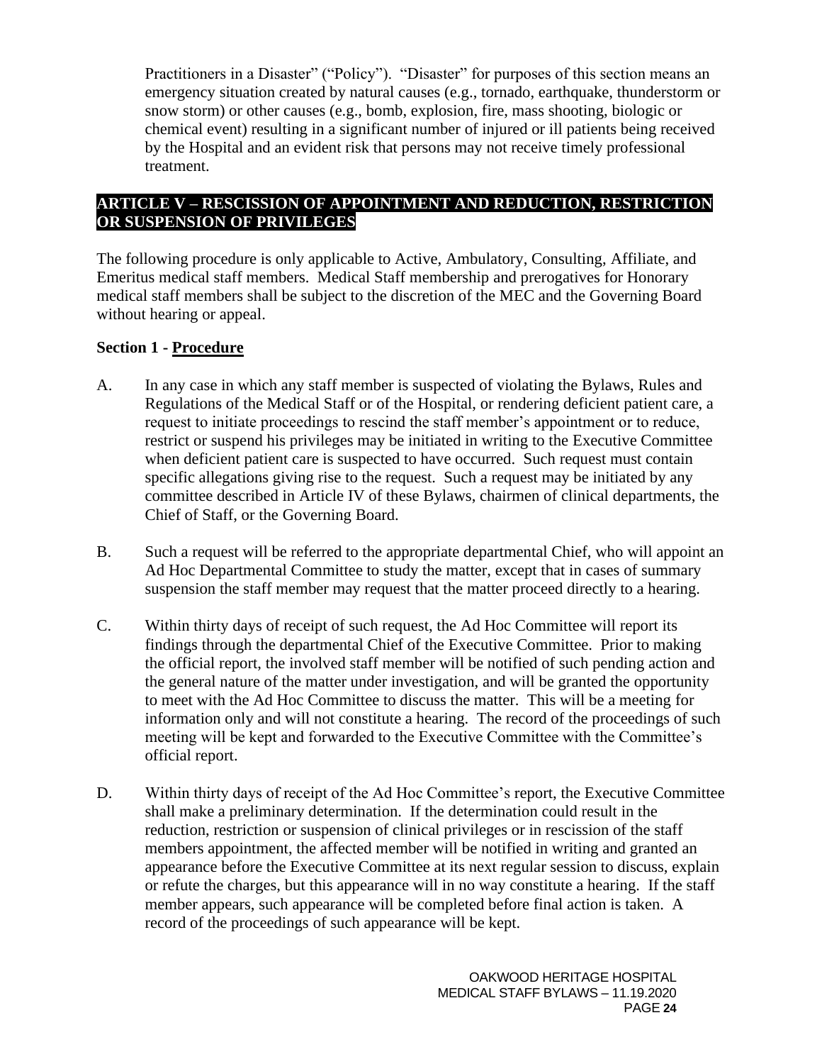Practitioners in a Disaster" ("Policy"). "Disaster" for purposes of this section means an emergency situation created by natural causes (e.g., tornado, earthquake, thunderstorm or snow storm) or other causes (e.g., bomb, explosion, fire, mass shooting, biologic or chemical event) resulting in a significant number of injured or ill patients being received by the Hospital and an evident risk that persons may not receive timely professional treatment.

## ARTICLE V – RESCISSION OF APPOINTMENT AND REDUCTION, RESTRICTION OR SUSPENSION OF PRIVILEGES

The following procedure is only applicable to Active, Ambulatory, Consulting, Affiliate, and Emeritus medical staff members. Medical Staff membership and prerogatives for Honorary medical staff members shall be subject to the discretion of the MEC and the Governing Board without hearing or appeal.

### Section 1 - Procedure

A. In any case in which any staff member is suspected of violating the Bylaws, Rules and Regulations of the Medical Staff or of the Hospital, or rendering deficient patient care, a request to initiate proceedings to rescind the staff member's appointment or to reduce, restrict or suspend his privileges may be initiated in writing to the Executive Committee when deficient patient care is suspected to have occurred. Such request must contain specific allegations giving rise to the request. Such a request may be initiated by any committee described in Article IV of these Bylaws, chairmen of clinical departments, the Chief of Staff, or the Governing Board.

B. Such a request will be referred to the appropriate departmental Chief, who will appoint an Ad Hoc Departmental Committee to study the matter, except that in cases of summary suspension the staff member may request that the matter proceed directly to a hearing.

C. Within thirty days of receipt of such request, the Ad Hoc Committee will report its findings through the departmental Chief of the Executive Committee. Prior to making the official report, the involved staff member will be notified of such pending action and the general nature of the matter under investigation, and will be granted the opportunity to meet with the Ad Hoc Committee to discuss the matter. This will be a meeting for information only and will not constitute a hearing. The record of the proceedings of such meeting will be kept and forwarded to the Executive Committee with the Committee's official report.

D. Within thirty days of receipt of the Ad Hoc Committee's report, the Executive Committee shall make a preliminary determination. If the determination could result in the reduction, restriction or suspension of clinical privileges or in rescission of the staff members appointment, the affected member will be notified in writing and granted an appearance before the Executive Committee at its next regular session to discuss, explain or refute the charges, but this appearance will in no way constitute a hearing. If the staff member appears, such appearance will be completed before final action is taken. A record of the proceedings of such appearance will be kept.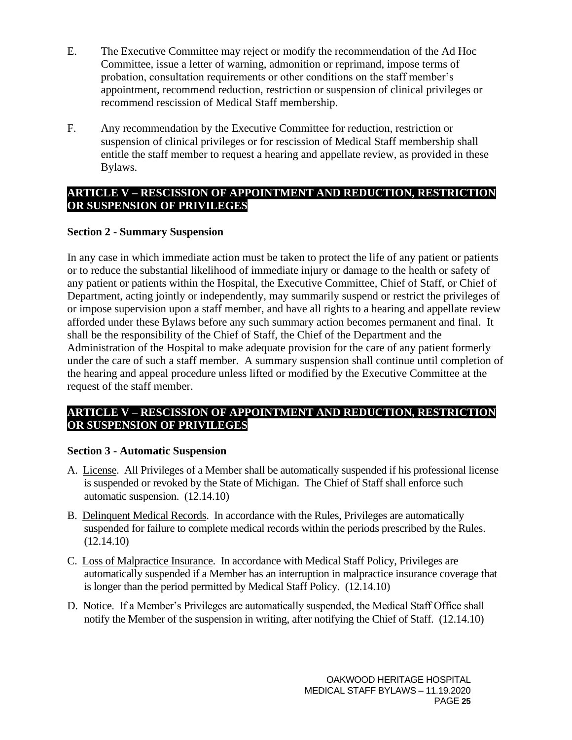E. The Executive Committee may reject or modify the recommendation of the Ad Hoc Committee, issue a letter of warning, admonition or reprimand, impose terms of probation, consultation requirements or other conditions on the staff member's appointment, recommend reduction, restriction or suspension of clinical privileges or recommend rescission of Medical Staff membership.

F. Any recommendation by the Executive Committee for reduction, restriction or suspension of clinical privileges or for rescission of Medical Staff membership shall entitle the staff member to request a hearing and appellate review, as provided in these Bylaws.

## ARTICLE V – RESCISSION OF APPOINTMENT AND REDUCTION, RESTRICTION OR SUSPENSION OF PRIVILEGES

### Section 2 - Summary Suspension

In any case in which immediate action must be taken to protect the life of any patient or patients or to reduce the substantial likelihood of immediate injury or damage to the health or safety of any patient or patients within the Hospital, the Executive Committee, Chief of Staff, or Chief of Department, acting jointly or independently, may summarily suspend or restrict the privileges of or impose supervision upon a staff member, and have all rights to a hearing and appellate review afforded under these Bylaws before any such summary action becomes permanent and final. It shall be the responsibility of the Chief of Staff, the Chief of the Department and the Administration of the Hospital to make adequate provision for the care of any patient formerly under the care of such a staff member. A summary suspension shall continue until completion of the hearing and appeal procedure unless lifted or modified by the Executive Committee at the request of the staff member.

## ARTICLE V – RESCISSION OF APPOINTMENT AND REDUCTION, RESTRICTION OR SUSPENSION OF PRIVILEGES

### Section 3 - Automatic Suspension

A. <u>License</u>. All Privileges of a Member shall be automatically suspended if his professional license is suspended or revoked by the State of Michigan. The Chief of Staff shall enforce such automatic suspension. (12.14.10)

B. <u>Delinquent Medical Records</u>. In accordance with the Rules, Privileges are automatically suspended for failure to complete medical records within the periods prescribed by the Rules. (12.14.10)

C. <u>Loss of Malpractice Insurance</u>. In accordance with Medical Staff Policy, Privileges are automatically suspended if a Member has an interruption in malpractice insurance coverage that is longer than the period permitted by Medical Staff Policy. (12.14.10)

D. <u>Notice</u>. If a Member's Privileges are automatically suspended, the Medical Staff Office shall notify the Member of the suspension in writing, after notifying the Chief of Staff. (12.14.10)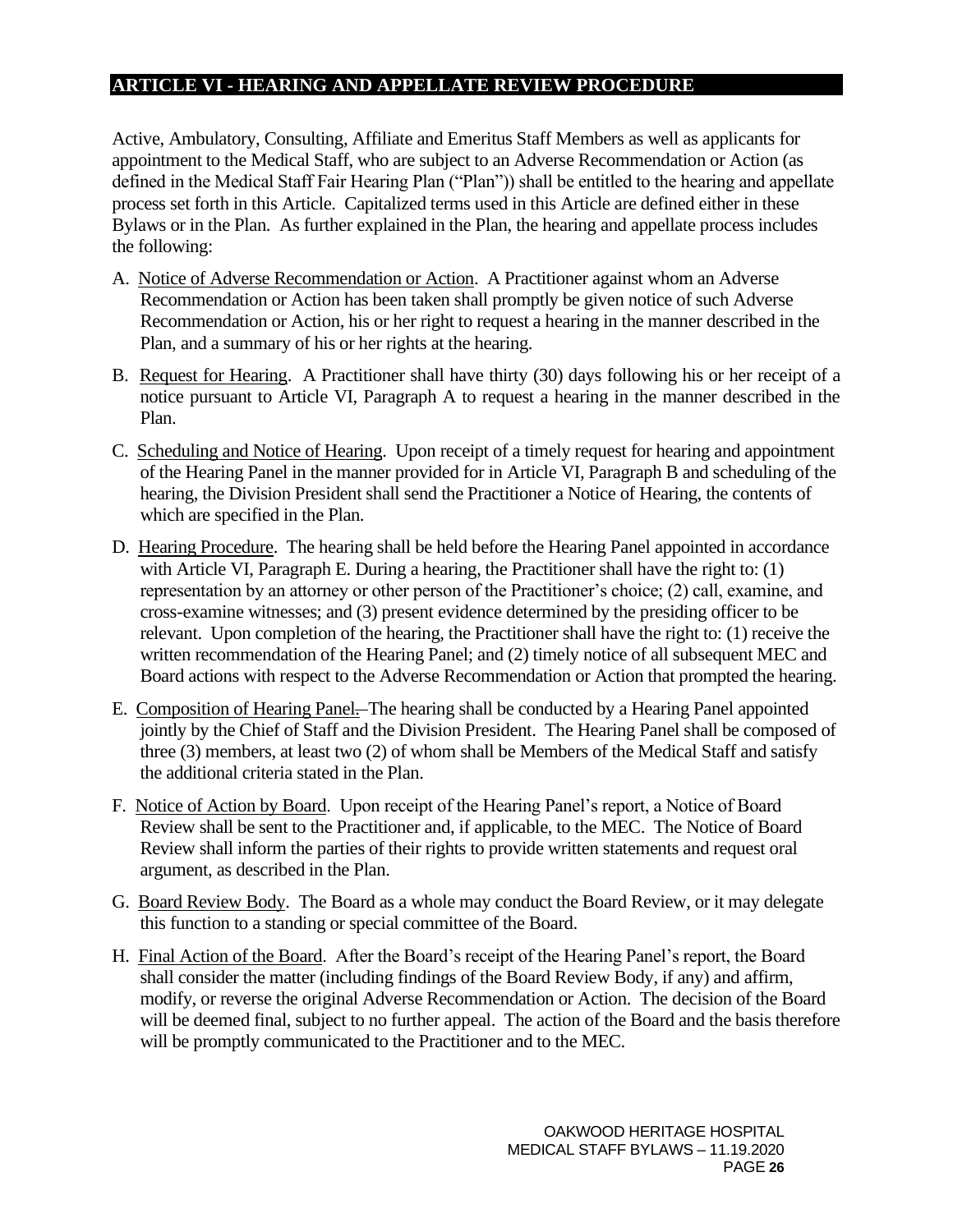## ARTICLE VI - HEARING AND APPELLATE REVIEW PROCEDURE

Active, Ambulatory, Consulting, Affiliate and Emeritus Staff Members as well as applicants for appointment to the Medical Staff, who are subject to an Adverse Recommendation or Action (as defined in the Medical Staff Fair Hearing Plan ("Plan")) shall be entitled to the hearing and appellate process set forth in this Article. Capitalized terms used in this Article are defined either in these Bylaws or in the Plan. As further explained in the Plan, the hearing and appellate process includes the following:

A. Notice of Adverse Recommendation or Action. A Practitioner against whom an Adverse Recommendation or Action has been taken shall promptly be given notice of such Adverse Recommendation or Action, his or her right to request a hearing in the manner described in the Plan, and a summary of his or her rights at the hearing.

B. Request for Hearing. A Practitioner shall have thirty (30) days following his or her receipt of a notice pursuant to Article VI, Paragraph A to request a hearing in the manner described in the Plan.

C. Scheduling and Notice of Hearing. Upon receipt of a timely request for hearing and appointment of the Hearing Panel in the manner provided for in Article VI, Paragraph B and scheduling of the hearing, the Division President shall send the Practitioner a Notice of Hearing, the contents of which are specified in the Plan.

D. Hearing Procedure. The hearing shall be held before the Hearing Panel appointed in accordance with Article VI, Paragraph E. During a hearing, the Practitioner shall have the right to: (1) representation by an attorney or other person of the Practitioner's choice; (2) call, examine, and cross-examine witnesses; and (3) present evidence determined by the presiding officer to be relevant. Upon completion of the hearing, the Practitioner shall have the right to: (1) receive the written recommendation of the Hearing Panel; and (2) timely notice of all subsequent MEC and Board actions with respect to the Adverse Recommendation or Action that prompted the hearing.

E. Composition of Hearing Panel. The hearing shall be conducted by a Hearing Panel appointed jointly by the Chief of Staff and the Division President. The Hearing Panel shall be composed of three (3) members, at least two (2) of whom shall be Members of the Medical Staff and satisfy the additional criteria stated in the Plan.

F. Notice of Action by Board. Upon receipt of the Hearing Panel's report, a Notice of Board Review shall be sent to the Practitioner and, if applicable, to the MEC. The Notice of Board Review shall inform the parties of their rights to provide written statements and request oral argument, as described in the Plan.

G. Board Review Body. The Board as a whole may conduct the Board Review, or it may delegate this function to a standing or special committee of the Board.

H. Final Action of the Board. After the Board's receipt of the Hearing Panel's report, the Board shall consider the matter (including findings of the Board Review Body, if any) and affirm, modify, or reverse the original Adverse Recommendation or Action. The decision of the Board will be deemed final, subject to no further appeal. The action of the Board and the basis therefore will be promptly communicated to the Practitioner and to the MEC.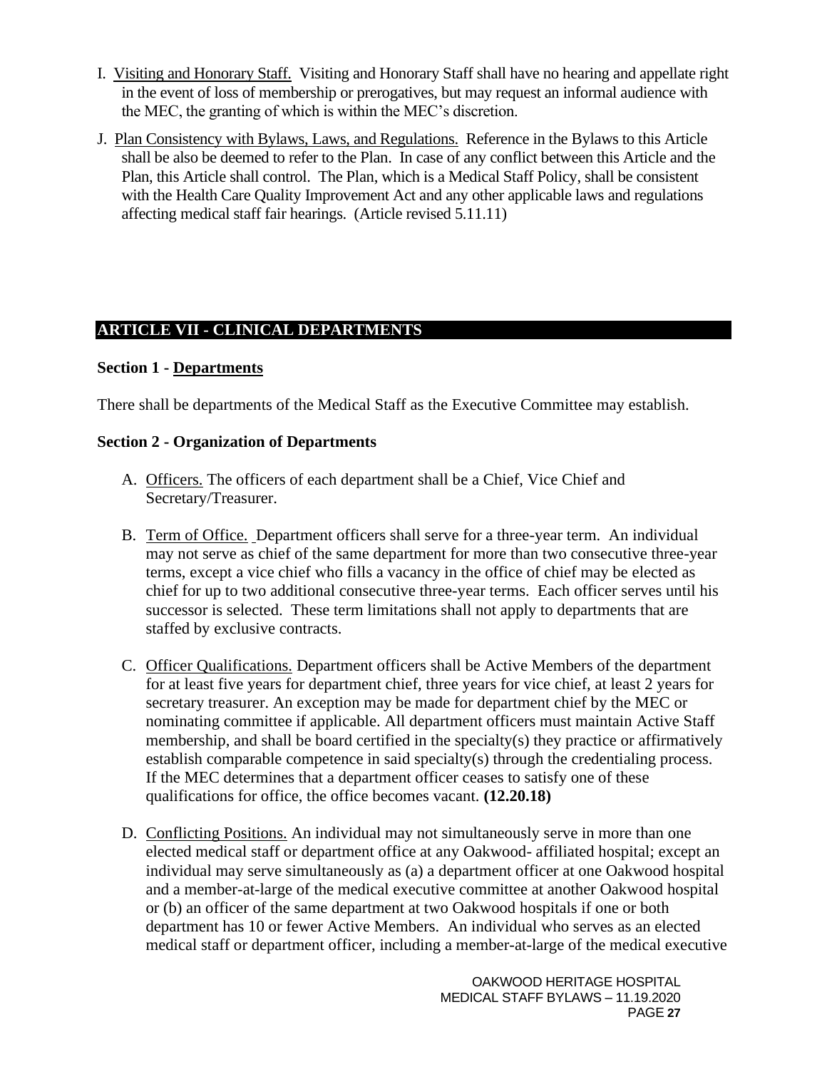I. Visiting and Honorary Staff. Visiting and Honorary Staff shall have no hearing and appellate right in the event of loss of membership or prerogatives, but may request an informal audience with the MEC, the granting of which is within the MEC's discretion.

J. Plan Consistency with Bylaws, Laws, and Regulations. Reference in the Bylaws to this Article shall be also be deemed to refer to the Plan. In case of any conflict between this Article and the Plan, this Article shall control. The Plan, which is a Medical Staff Policy, shall be consistent with the Health Care Quality Improvement Act and any other applicable laws and regulations affecting medical staff fair hearings. (Article revised 5.11.11)

## ARTICLE VII - CLINICAL DEPARTMENTS

### Section 1 - Departments

There shall be departments of the Medical Staff as the Executive Committee may establish.

### Section 2 - Organization of Departments

A. Officers. The officers of each department shall be a Chief, Vice Chief and Secretary/Treasurer.

B. Term of Office. Department officers shall serve for a three-year term. An individual may not serve as chief of the same department for more than two consecutive three-year terms, except a vice chief who fills a vacancy in the office of chief may be elected as chief for up to two additional consecutive three-year terms. Each officer serves until his successor is selected. These term limitations shall not apply to departments that are staffed by exclusive contracts.

C. Officer Qualifications. Department officers shall be Active Members of the department for at least five years for department chief, three years for vice chief, at least 2 years for secretary treasurer. An exception may be made for department chief by the MEC or nominating committee if applicable. All department officers must maintain Active Staff membership, and shall be board certified in the specialty(s) they practice or affirmatively establish comparable competence in said specialty(s) through the credentialing process. If the MEC determines that a department officer ceases to satisfy one of these qualifications for office, the office becomes vacant. **(12.20.18)**

D. Conflicting Positions. An individual may not simultaneously serve in more than one elected medical staff or department office at any Oakwood- affiliated hospital; except an individual may serve simultaneously as (a) a department officer at one Oakwood hospital and a member-at-large of the medical executive committee at another Oakwood hospital or (b) an officer of the same department at two Oakwood hospitals if one or both department has 10 or fewer Active Members. An individual who serves as an elected medical staff or department officer, including a member-at-large of the medical executive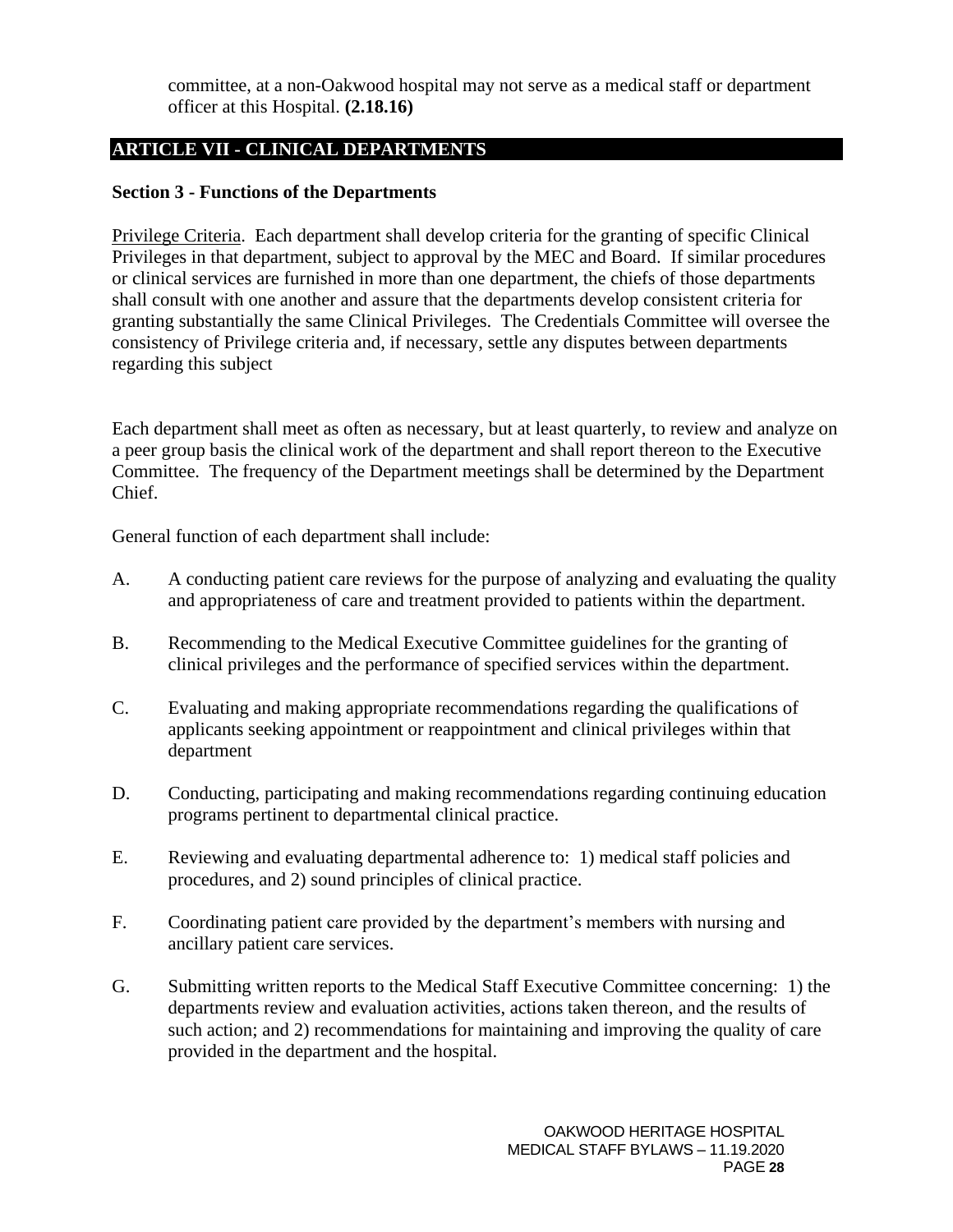committee, at a non-Oakwood hospital may not serve as a medical staff or department officer at this Hospital. **(2.18.16)**

## ARTICLE VII - CLINICAL DEPARTMENTS

### Section 3 - Functions of the Departments

Privilege Criteria. Each department shall develop criteria for the granting of specific Clinical Privileges in that department, subject to approval by the MEC and Board. If similar procedures or clinical services are furnished in more than one department, the chiefs of those departments shall consult with one another and assure that the departments develop consistent criteria for granting substantially the same Clinical Privileges. The Credentials Committee will oversee the consistency of Privilege criteria and, if necessary, settle any disputes between departments regarding this subject

Each department shall meet as often as necessary, but at least quarterly, to review and analyze on a peer group basis the clinical work of the department and shall report thereon to the Executive Committee. The frequency of the Department meetings shall be determined by the Department Chief.

General function of each department shall include:

A. A conducting patient care reviews for the purpose of analyzing and evaluating the quality and appropriateness of care and treatment provided to patients within the department.

B. Recommending to the Medical Executive Committee guidelines for the granting of clinical privileges and the performance of specified services within the department.

C. Evaluating and making appropriate recommendations regarding the qualifications of applicants seeking appointment or reappointment and clinical privileges within that department

D. Conducting, participating and making recommendations regarding continuing education programs pertinent to departmental clinical practice.

E. Reviewing and evaluating departmental adherence to: 1) medical staff policies and procedures, and 2) sound principles of clinical practice.

F. Coordinating patient care provided by the department's members with nursing and ancillary patient care services.

G. Submitting written reports to the Medical Staff Executive Committee concerning: 1) the departments review and evaluation activities, actions taken thereon, and the results of such action; and 2) recommendations for maintaining and improving the quality of care provided in the department and the hospital.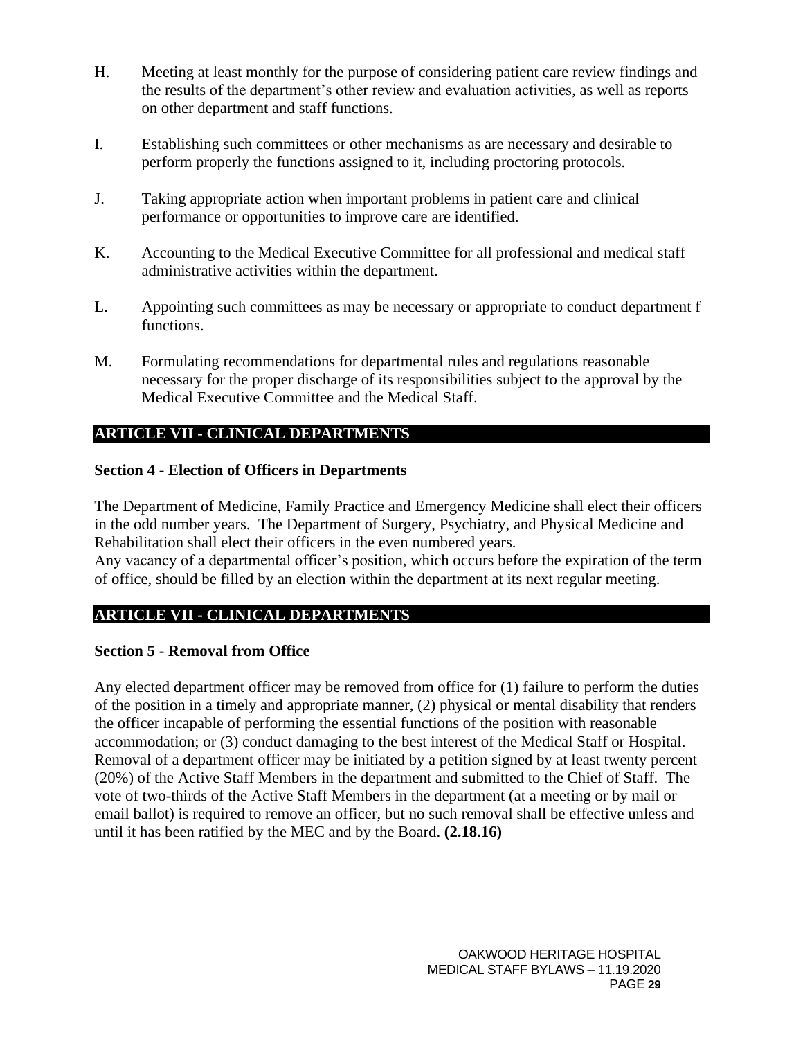H. Meeting at least monthly for the purpose of considering patient care review findings and the results of the department's other review and evaluation activities, as well as reports on other department and staff functions.

I. Establishing such committees or other mechanisms as are necessary and desirable to perform properly the functions assigned to it, including proctoring protocols.

J. Taking appropriate action when important problems in patient care and clinical performance or opportunities to improve care are identified.

K. Accounting to the Medical Executive Committee for all professional and medical staff administrative activities within the department.

L. Appointing such committees as may be necessary or appropriate to conduct department f functions.

M. Formulating recommendations for departmental rules and regulations reasonable necessary for the proper discharge of its responsibilities subject to the approval by the Medical Executive Committee and the Medical Staff.

## ARTICLE VII - CLINICAL DEPARTMENTS

### Section 4 - Election of Officers in Departments

The Department of Medicine, Family Practice and Emergency Medicine shall elect their officers in the odd number years. The Department of Surgery, Psychiatry, and Physical Medicine and Rehabilitation shall elect their officers in the even numbered years.

Any vacancy of a departmental officer's position, which occurs before the expiration of the term of office, should be filled by an election within the department at its next regular meeting.

## ARTICLE VII - CLINICAL DEPARTMENTS

### Section 5 - Removal from Office

Any elected department officer may be removed from office for (1) failure to perform the duties of the position in a timely and appropriate manner, (2) physical or mental disability that renders the officer incapable of performing the essential functions of the position with reasonable accommodation; or (3) conduct damaging to the best interest of the Medical Staff or Hospital. Removal of a department officer may be initiated by a petition signed by at least twenty percent (20%) of the Active Staff Members in the department and submitted to the Chief of Staff. The vote of two-thirds of the Active Staff Members in the department (at a meeting or by mail or email ballot) is required to remove an officer, but no such removal shall be effective unless and until it has been ratified by the MEC and by the Board. **(2.18.16)**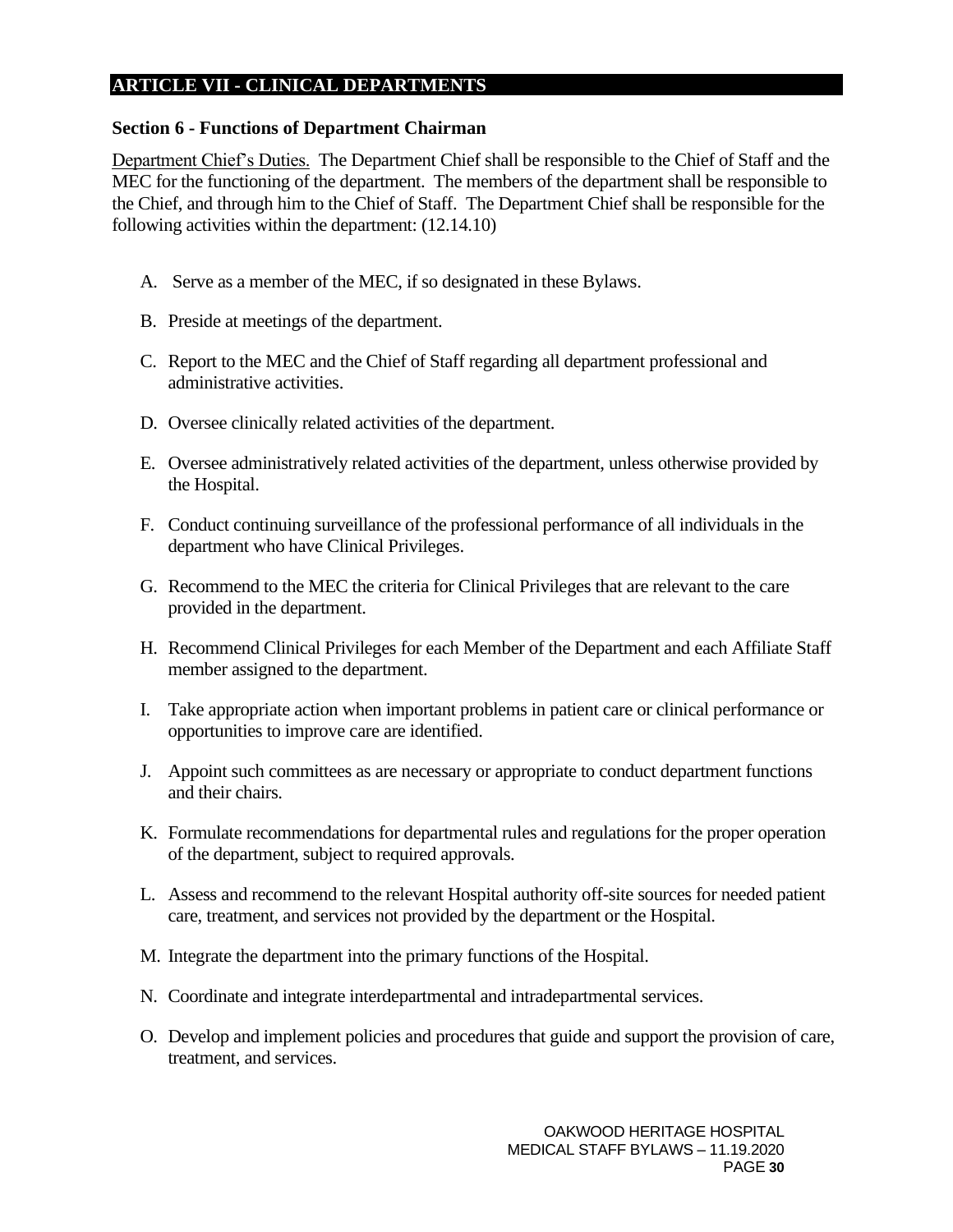## ARTICLE VII - CLINICAL DEPARTMENTS

### Section 6 - Functions of Department Chairman

Department Chief's Duties. The Department Chief shall be responsible to the Chief of Staff and the MEC for the functioning of the department. The members of the department shall be responsible to the Chief, and through him to the Chief of Staff. The Department Chief shall be responsible for the following activities within the department: (12.14.10)

A. Serve as a member of the MEC, if so designated in these Bylaws.

B. Preside at meetings of the department.

C. Report to the MEC and the Chief of Staff regarding all department professional and administrative activities.

D. Oversee clinically related activities of the department.

E. Oversee administratively related activities of the department, unless otherwise provided by the Hospital.

F. Conduct continuing surveillance of the professional performance of all individuals in the department who have Clinical Privileges.

G. Recommend to the MEC the criteria for Clinical Privileges that are relevant to the care provided in the department.

H. Recommend Clinical Privileges for each Member of the Department and each Affiliate Staff member assigned to the department.

I. Take appropriate action when important problems in patient care or clinical performance or opportunities to improve care are identified.

J. Appoint such committees as are necessary or appropriate to conduct department functions and their chairs.

K. Formulate recommendations for departmental rules and regulations for the proper operation of the department, subject to required approvals.

L. Assess and recommend to the relevant Hospital authority off-site sources for needed patient care, treatment, and services not provided by the department or the Hospital.

M. Integrate the department into the primary functions of the Hospital.

N. Coordinate and integrate interdepartmental and intradepartmental services.

O. Develop and implement policies and procedures that guide and support the provision of care, treatment, and services.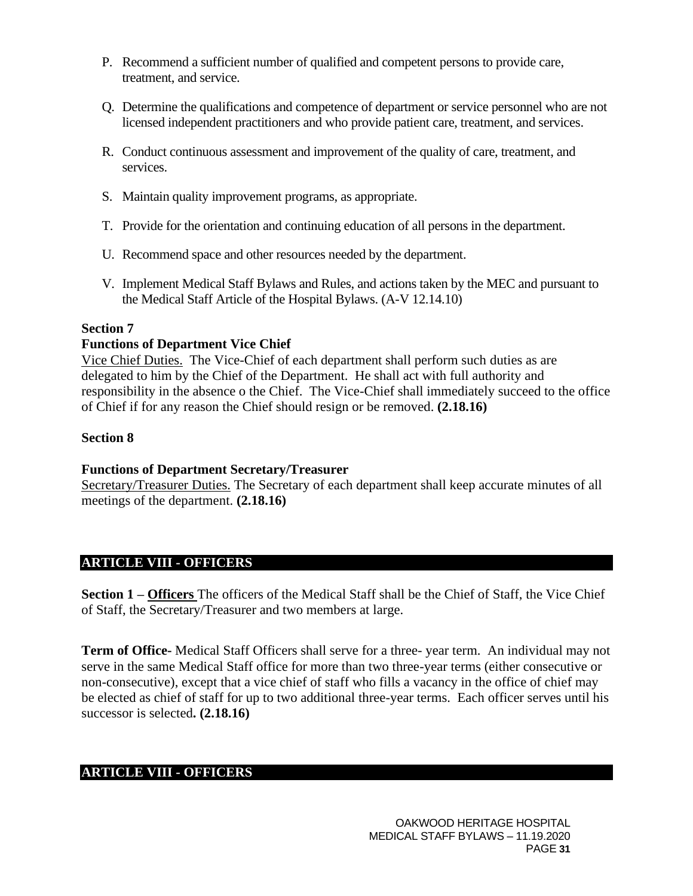P. Recommend a sufficient number of qualified and competent persons to provide care, treatment, and service.

Q. Determine the qualifications and competence of department or service personnel who are not licensed independent practitioners and who provide patient care, treatment, and services.

R. Conduct continuous assessment and improvement of the quality of care, treatment, and services.

S. Maintain quality improvement programs, as appropriate.

T. Provide for the orientation and continuing education of all persons in the department.

U. Recommend space and other resources needed by the department.

V. Implement Medical Staff Bylaws and Rules, and actions taken by the MEC and pursuant to the Medical Staff Article of the Hospital Bylaws. (A-V 12.14.10)

**Section 7**

**Functions of Department Vice Chief**

<u>Vice Chief Duties.</u> The Vice-Chief of each department shall perform such duties as are delegated to him by the Chief of the Department. He shall act with full authority and responsibility in the absence o the Chief. The Vice-Chief shall immediately succeed to the office of Chief if for any reason the Chief should resign or be removed. **(2.18.16)**

**Section 8**

**Functions of Department Secretary/Treasurer**

<u>Secretary/Treasurer Duties.</u> The Secretary of each department shall keep accurate minutes of all meetings of the department. **(2.18.16)**

## ARTICLE VIII - OFFICERS

**Section 1 – <u>Officers</u>** The officers of the Medical Staff shall be the Chief of Staff, the Vice Chief of Staff, the Secretary/Treasurer and two members at large.

**Term of Office-** Medical Staff Officers shall serve for a three- year term. An individual may not serve in the same Medical Staff office for more than two three-year terms (either consecutive or non-consecutive), except that a vice chief of staff who fills a vacancy in the office of chief may be elected as chief of staff for up to two additional three-year terms. Each officer serves until his successor is selected**. (2.18.16)**

## ARTICLE VIII - OFFICERS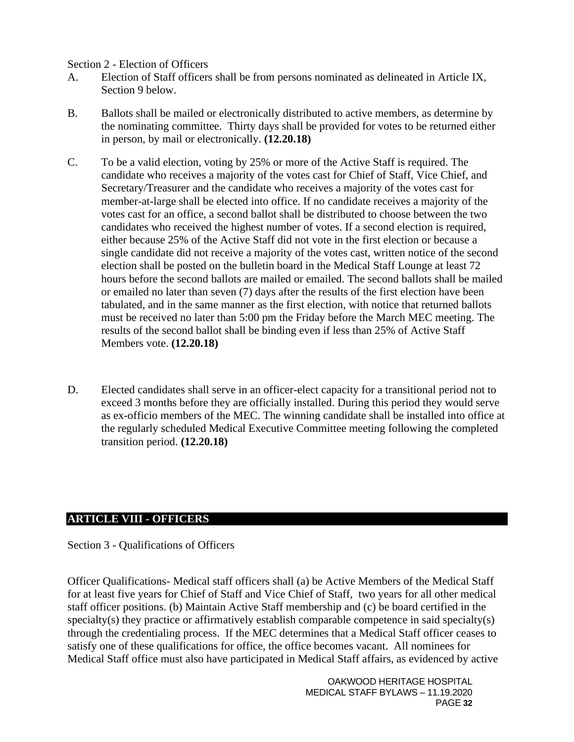Section 2 - Election of Officers

A. Election of Staff officers shall be from persons nominated as delineated in Article IX, Section 9 below.

B. Ballots shall be mailed or electronically distributed to active members, as determine by the nominating committee. Thirty days shall be provided for votes to be returned either in person, by mail or electronically. **(12.20.18)**

C. To be a valid election, voting by 25% or more of the Active Staff is required. The candidate who receives a majority of the votes cast for Chief of Staff, Vice Chief, and Secretary/Treasurer and the candidate who receives a majority of the votes cast for member-at-large shall be elected into office. If no candidate receives a majority of the votes cast for an office, a second ballot shall be distributed to choose between the two candidates who received the highest number of votes. If a second election is required, either because 25% of the Active Staff did not vote in the first election or because a single candidate did not receive a majority of the votes cast, written notice of the second election shall be posted on the bulletin board in the Medical Staff Lounge at least 72 hours before the second ballots are mailed or emailed. The second ballots shall be mailed or emailed no later than seven (7) days after the results of the first election have been tabulated, and in the same manner as the first election, with notice that returned ballots must be received no later than 5:00 pm the Friday before the March MEC meeting. The results of the second ballot shall be binding even if less than 25% of Active Staff Members vote. **(12.20.18)**

D. Elected candidates shall serve in an officer-elect capacity for a transitional period not to exceed 3 months before they are officially installed. During this period they would serve as ex-officio members of the MEC. The winning candidate shall be installed into office at the regularly scheduled Medical Executive Committee meeting following the completed transition period. **(12.20.18)**

## ARTICLE VIII - OFFICERS

Section 3 - Qualifications of Officers

Officer Qualifications- Medical staff officers shall (a) be Active Members of the Medical Staff for at least five years for Chief of Staff and Vice Chief of Staff, two years for all other medical staff officer positions. (b) Maintain Active Staff membership and (c) be board certified in the specialty(s) they practice or affirmatively establish comparable competence in said specialty(s) through the credentialing process. If the MEC determines that a Medical Staff officer ceases to satisfy one of these qualifications for office, the office becomes vacant. All nominees for Medical Staff office must also have participated in Medical Staff affairs, as evidenced by active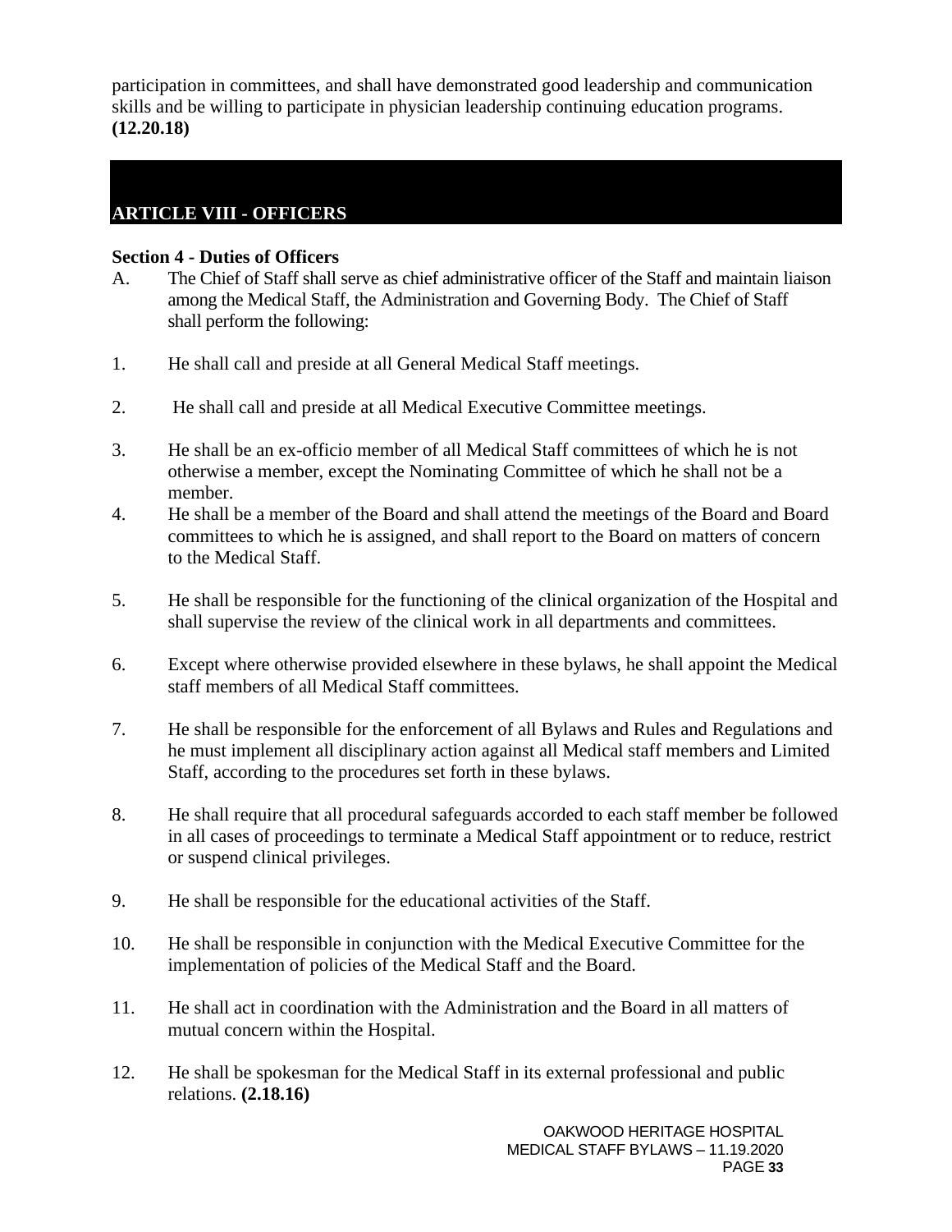participation in committees, and shall have demonstrated good leadership and communication skills and be willing to participate in physician leadership continuing education programs. **(12.20.18)**

## ARTICLE VIII - OFFICERS

### Section 4 - Duties of Officers

A. The Chief of Staff shall serve as chief administrative officer of the Staff and maintain liaison among the Medical Staff, the Administration and Governing Body. The Chief of Staff shall perform the following:

1. He shall call and preside at all General Medical Staff meetings.

2. He shall call and preside at all Medical Executive Committee meetings.

3. He shall be an ex-officio member of all Medical Staff committees of which he is not otherwise a member, except the Nominating Committee of which he shall not be a member.

4. He shall be a member of the Board and shall attend the meetings of the Board and Board committees to which he is assigned, and shall report to the Board on matters of concern to the Medical Staff.

5. He shall be responsible for the functioning of the clinical organization of the Hospital and shall supervise the review of the clinical work in all departments and committees.

6. Except where otherwise provided elsewhere in these bylaws, he shall appoint the Medical staff members of all Medical Staff committees.

7. He shall be responsible for the enforcement of all Bylaws and Rules and Regulations and he must implement all disciplinary action against all Medical staff members and Limited Staff, according to the procedures set forth in these bylaws.

8. He shall require that all procedural safeguards accorded to each staff member be followed in all cases of proceedings to terminate a Medical Staff appointment or to reduce, restrict or suspend clinical privileges.

9. He shall be responsible for the educational activities of the Staff.

10. He shall be responsible in conjunction with the Medical Executive Committee for the implementation of policies of the Medical Staff and the Board.

11. He shall act in coordination with the Administration and the Board in all matters of mutual concern within the Hospital.

12. He shall be spokesman for the Medical Staff in its external professional and public relations. **(2.18.16)**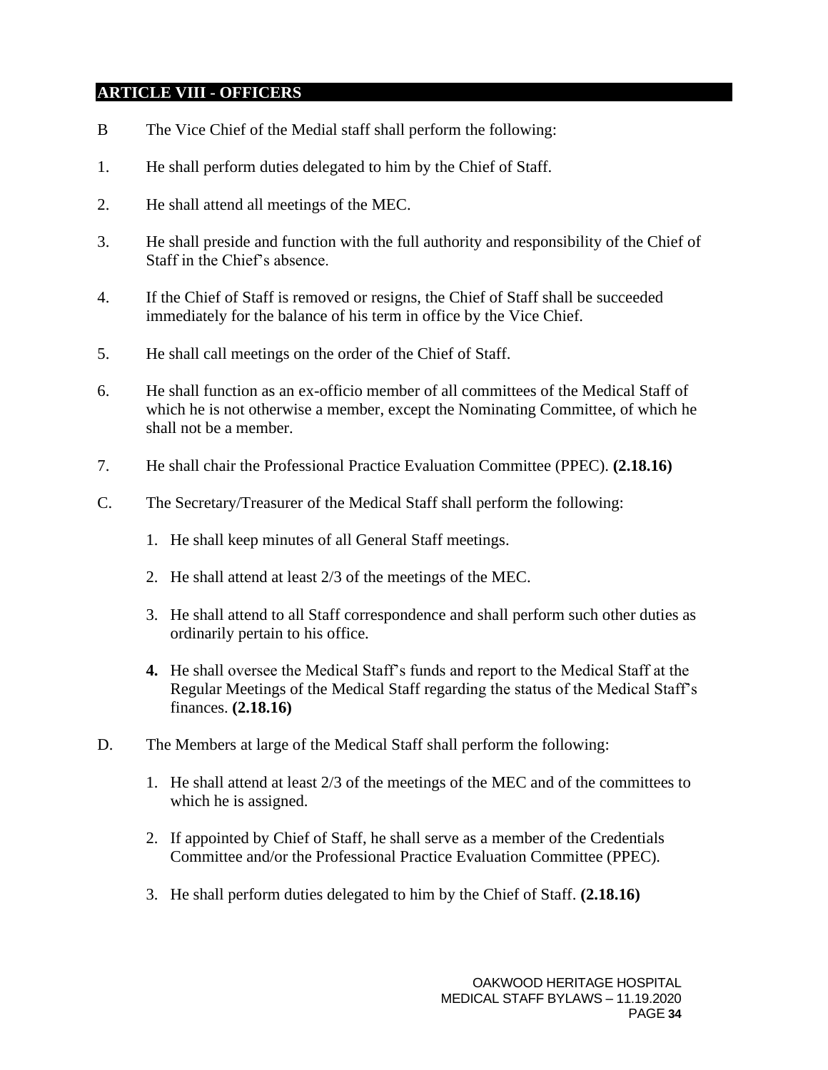## ARTICLE VIII - OFFICERS

B The Vice Chief of the Medial staff shall perform the following:

1. He shall perform duties delegated to him by the Chief of Staff.

2. He shall attend all meetings of the MEC.

3. He shall preside and function with the full authority and responsibility of the Chief of Staff in the Chief's absence.

4. If the Chief of Staff is removed or resigns, the Chief of Staff shall be succeeded immediately for the balance of his term in office by the Vice Chief.

5. He shall call meetings on the order of the Chief of Staff.

6. He shall function as an ex-officio member of all committees of the Medical Staff of which he is not otherwise a member, except the Nominating Committee, of which he shall not be a member.

7. He shall chair the Professional Practice Evaluation Committee (PPEC). **(2.18.16)**

C. The Secretary/Treasurer of the Medical Staff shall perform the following:

   1. He shall keep minutes of all General Staff meetings.

   2. He shall attend at least 2/3 of the meetings of the MEC.

   3. He shall attend to all Staff correspondence and shall perform such other duties as ordinarily pertain to his office.

   **4.** He shall oversee the Medical Staff's funds and report to the Medical Staff at the Regular Meetings of the Medical Staff regarding the status of the Medical Staff's finances. **(2.18.16)**

D. The Members at large of the Medical Staff shall perform the following:

   1. He shall attend at least 2/3 of the meetings of the MEC and of the committees to which he is assigned.

   2. If appointed by Chief of Staff, he shall serve as a member of the Credentials Committee and/or the Professional Practice Evaluation Committee (PPEC).

   3. He shall perform duties delegated to him by the Chief of Staff. **(2.18.16)**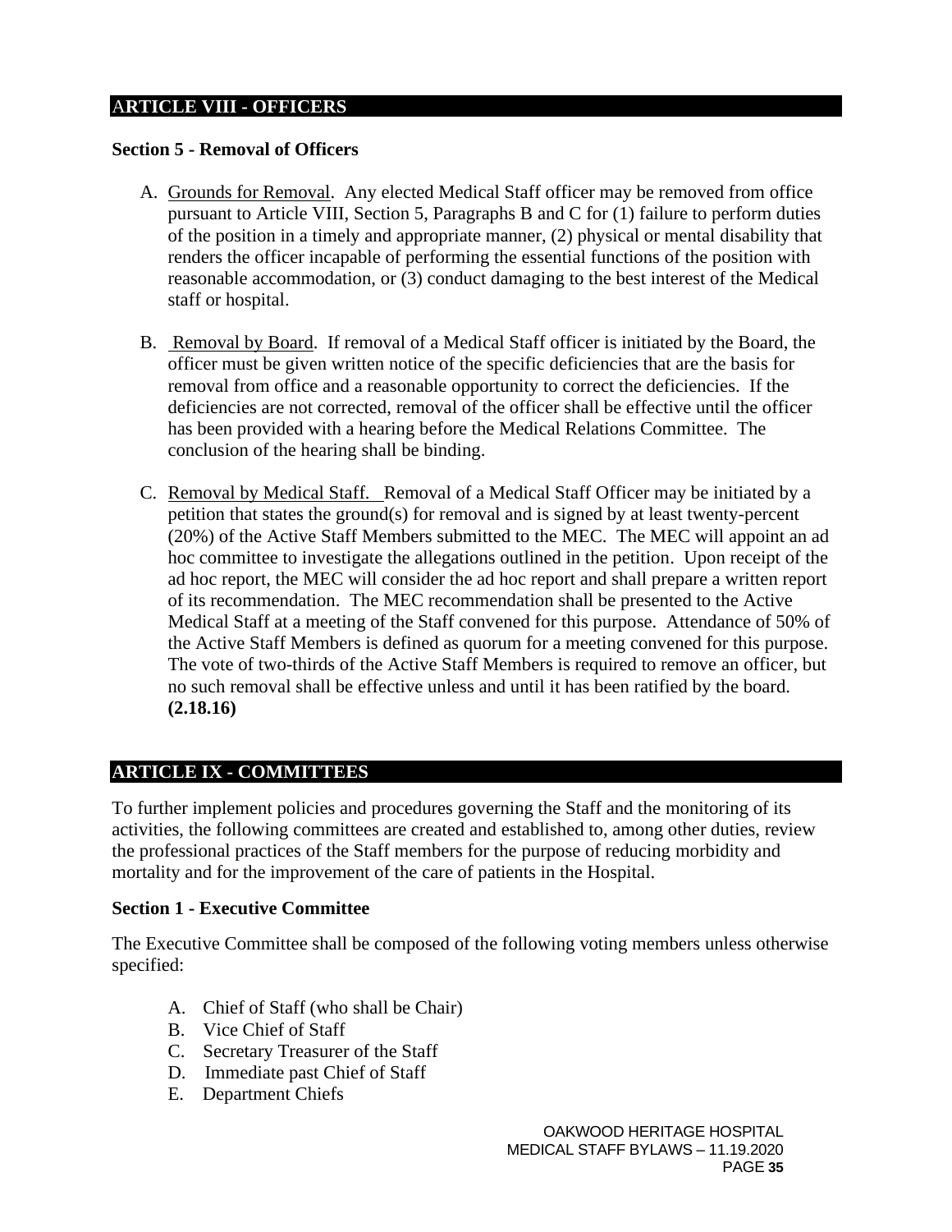## ARTICLE VIII - OFFICERS

### Section 5 - Removal of Officers

A. Grounds for Removal. Any elected Medical Staff officer may be removed from office pursuant to Article VIII, Section 5, Paragraphs B and C for (1) failure to perform duties of the position in a timely and appropriate manner, (2) physical or mental disability that renders the officer incapable of performing the essential functions of the position with reasonable accommodation, or (3) conduct damaging to the best interest of the Medical staff or hospital.

B. Removal by Board. If removal of a Medical Staff officer is initiated by the Board, the officer must be given written notice of the specific deficiencies that are the basis for removal from office and a reasonable opportunity to correct the deficiencies. If the deficiencies are not corrected, removal of the officer shall be effective until the officer has been provided with a hearing before the Medical Relations Committee. The conclusion of the hearing shall be binding.

C. Removal by Medical Staff. Removal of a Medical Staff Officer may be initiated by a petition that states the ground(s) for removal and is signed by at least twenty-percent (20%) of the Active Staff Members submitted to the MEC. The MEC will appoint an ad hoc committee to investigate the allegations outlined in the petition. Upon receipt of the ad hoc report, the MEC will consider the ad hoc report and shall prepare a written report of its recommendation. The MEC recommendation shall be presented to the Active Medical Staff at a meeting of the Staff convened for this purpose. Attendance of 50% of the Active Staff Members is defined as quorum for a meeting convened for this purpose. The vote of two-thirds of the Active Staff Members is required to remove an officer, but no such removal shall be effective unless and until it has been ratified by the board. **(2.18.16)**

## ARTICLE IX - COMMITTEES

To further implement policies and procedures governing the Staff and the monitoring of its activities, the following committees are created and established to, among other duties, review the professional practices of the Staff members for the purpose of reducing morbidity and mortality and for the improvement of the care of patients in the Hospital.

### Section 1 - Executive Committee

The Executive Committee shall be composed of the following voting members unless otherwise specified:

A. Chief of Staff (who shall be Chair)
B. Vice Chief of Staff
C. Secretary Treasurer of the Staff
D. Immediate past Chief of Staff
E. Department Chiefs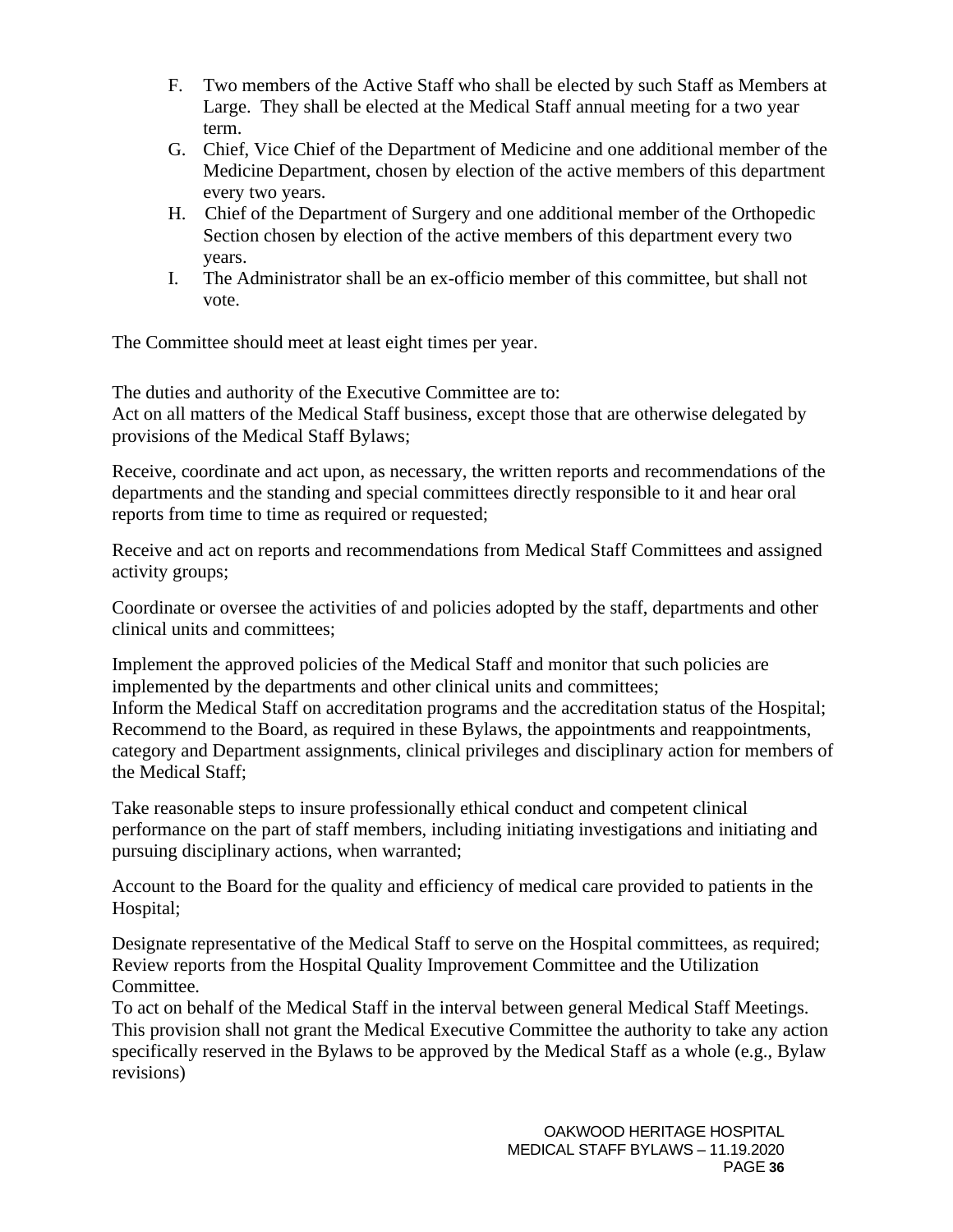F. Two members of the Active Staff who shall be elected by such Staff as Members at Large. They shall be elected at the Medical Staff annual meeting for a two year term.

G. Chief, Vice Chief of the Department of Medicine and one additional member of the Medicine Department, chosen by election of the active members of this department every two years.

H. Chief of the Department of Surgery and one additional member of the Orthopedic Section chosen by election of the active members of this department every two years.

I. The Administrator shall be an ex-officio member of this committee, but shall not vote.

The Committee should meet at least eight times per year.

The duties and authority of the Executive Committee are to:
Act on all matters of the Medical Staff business, except those that are otherwise delegated by provisions of the Medical Staff Bylaws;

Receive, coordinate and act upon, as necessary, the written reports and recommendations of the departments and the standing and special committees directly responsible to it and hear oral reports from time to time as required or requested;

Receive and act on reports and recommendations from Medical Staff Committees and assigned activity groups;

Coordinate or oversee the activities of and policies adopted by the staff, departments and other clinical units and committees;

Implement the approved policies of the Medical Staff and monitor that such policies are implemented by the departments and other clinical units and committees;
Inform the Medical Staff on accreditation programs and the accreditation status of the Hospital;
Recommend to the Board, as required in these Bylaws, the appointments and reappointments, category and Department assignments, clinical privileges and disciplinary action for members of the Medical Staff;

Take reasonable steps to insure professionally ethical conduct and competent clinical performance on the part of staff members, including initiating investigations and initiating and pursuing disciplinary actions, when warranted;

Account to the Board for the quality and efficiency of medical care provided to patients in the Hospital;

Designate representative of the Medical Staff to serve on the Hospital committees, as required;
Review reports from the Hospital Quality Improvement Committee and the Utilization Committee.
To act on behalf of the Medical Staff in the interval between general Medical Staff Meetings. This provision shall not grant the Medical Executive Committee the authority to take any action specifically reserved in the Bylaws to be approved by the Medical Staff as a whole (e.g., Bylaw revisions)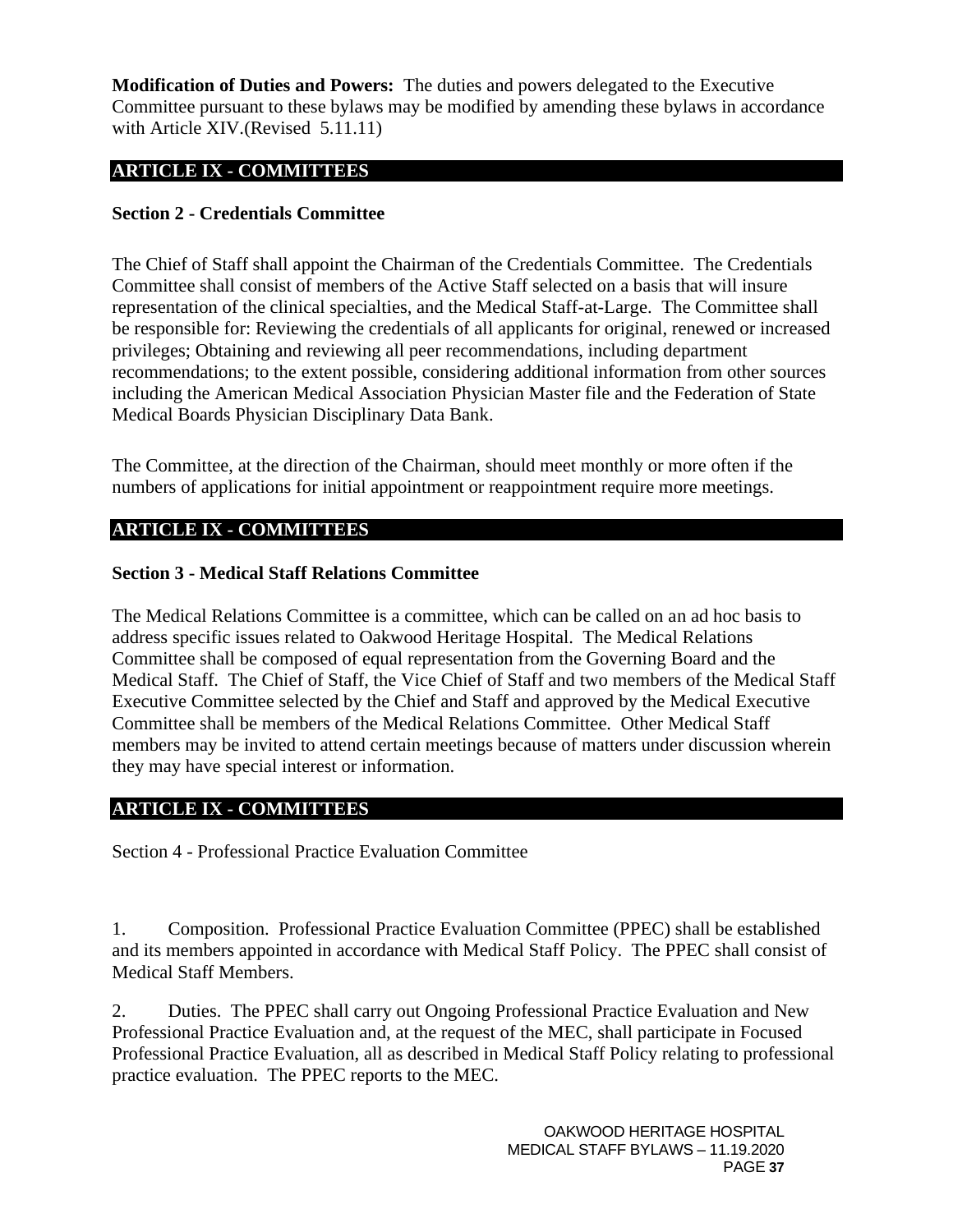**Modification of Duties and Powers:** The duties and powers delegated to the Executive Committee pursuant to these bylaws may be modified by amending these bylaws in accordance with Article XIV.(Revised 5.11.11)

## ARTICLE IX - COMMITTEES

### Section 2 - Credentials Committee

The Chief of Staff shall appoint the Chairman of the Credentials Committee. The Credentials Committee shall consist of members of the Active Staff selected on a basis that will insure representation of the clinical specialties, and the Medical Staff-at-Large. The Committee shall be responsible for: Reviewing the credentials of all applicants for original, renewed or increased privileges; Obtaining and reviewing all peer recommendations, including department recommendations; to the extent possible, considering additional information from other sources including the American Medical Association Physician Master file and the Federation of State Medical Boards Physician Disciplinary Data Bank.

The Committee, at the direction of the Chairman, should meet monthly or more often if the numbers of applications for initial appointment or reappointment require more meetings.

## ARTICLE IX - COMMITTEES

### Section 3 - Medical Staff Relations Committee

The Medical Relations Committee is a committee, which can be called on an ad hoc basis to address specific issues related to Oakwood Heritage Hospital. The Medical Relations Committee shall be composed of equal representation from the Governing Board and the Medical Staff. The Chief of Staff, the Vice Chief of Staff and two members of the Medical Staff Executive Committee selected by the Chief and Staff and approved by the Medical Executive Committee shall be members of the Medical Relations Committee. Other Medical Staff members may be invited to attend certain meetings because of matters under discussion wherein they may have special interest or information.

## ARTICLE IX - COMMITTEES

Section 4 - Professional Practice Evaluation Committee

1. Composition. Professional Practice Evaluation Committee (PPEC) shall be established and its members appointed in accordance with Medical Staff Policy. The PPEC shall consist of Medical Staff Members.

2. Duties. The PPEC shall carry out Ongoing Professional Practice Evaluation and New Professional Practice Evaluation and, at the request of the MEC, shall participate in Focused Professional Practice Evaluation, all as described in Medical Staff Policy relating to professional practice evaluation. The PPEC reports to the MEC.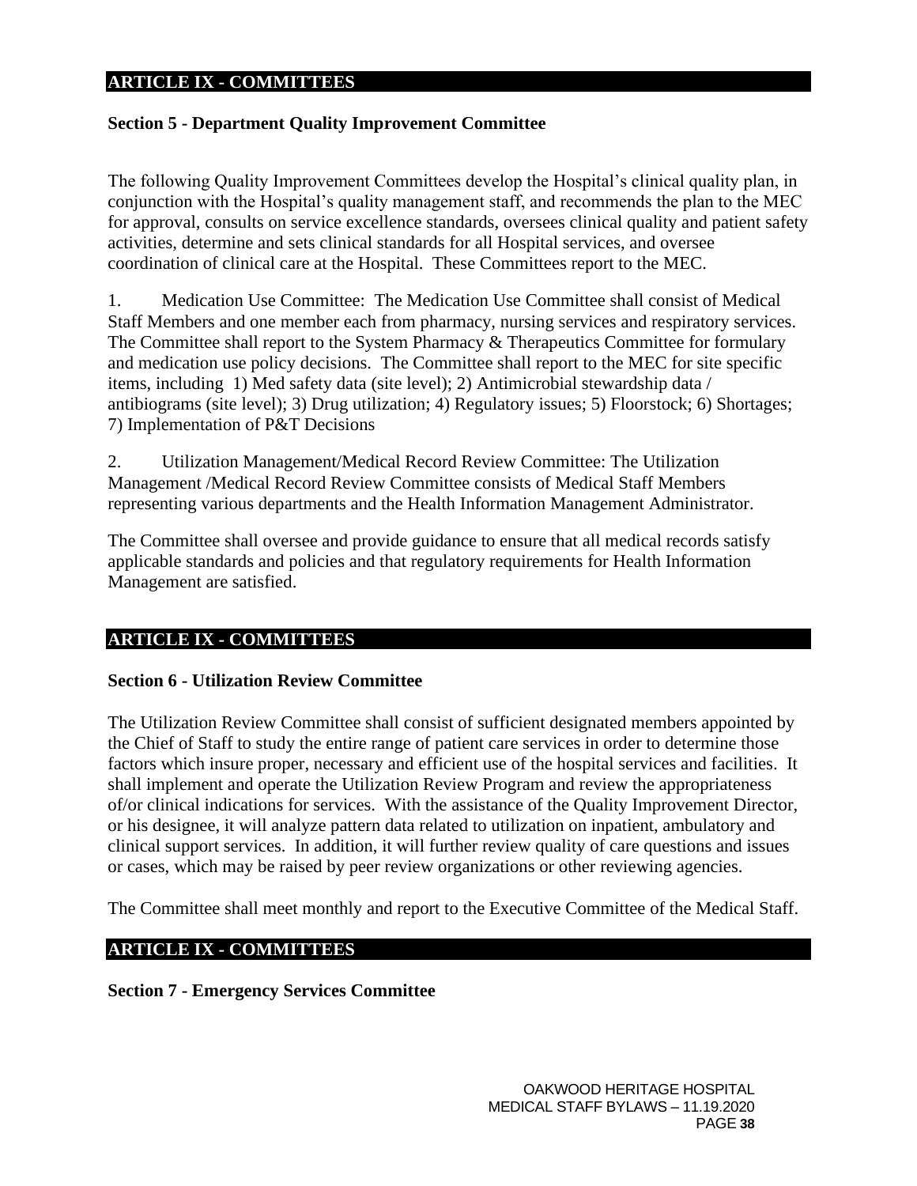## ARTICLE IX - COMMITTEES

### Section 5 - Department Quality Improvement Committee

The following Quality Improvement Committees develop the Hospital's clinical quality plan, in conjunction with the Hospital's quality management staff, and recommends the plan to the MEC for approval, consults on service excellence standards, oversees clinical quality and patient safety activities, determine and sets clinical standards for all Hospital services, and oversee coordination of clinical care at the Hospital. These Committees report to the MEC.

1. Medication Use Committee: The Medication Use Committee shall consist of Medical Staff Members and one member each from pharmacy, nursing services and respiratory services. The Committee shall report to the System Pharmacy & Therapeutics Committee for formulary and medication use policy decisions. The Committee shall report to the MEC for site specific items, including 1) Med safety data (site level); 2) Antimicrobial stewardship data / antibiograms (site level); 3) Drug utilization; 4) Regulatory issues; 5) Floorstock; 6) Shortages; 7) Implementation of P&T Decisions

2. Utilization Management/Medical Record Review Committee: The Utilization Management /Medical Record Review Committee consists of Medical Staff Members representing various departments and the Health Information Management Administrator.

The Committee shall oversee and provide guidance to ensure that all medical records satisfy applicable standards and policies and that regulatory requirements for Health Information Management are satisfied.

## ARTICLE IX - COMMITTEES

### Section 6 - Utilization Review Committee

The Utilization Review Committee shall consist of sufficient designated members appointed by the Chief of Staff to study the entire range of patient care services in order to determine those factors which insure proper, necessary and efficient use of the hospital services and facilities. It shall implement and operate the Utilization Review Program and review the appropriateness of/or clinical indications for services. With the assistance of the Quality Improvement Director, or his designee, it will analyze pattern data related to utilization on inpatient, ambulatory and clinical support services. In addition, it will further review quality of care questions and issues or cases, which may be raised by peer review organizations or other reviewing agencies.

The Committee shall meet monthly and report to the Executive Committee of the Medical Staff.

## ARTICLE IX - COMMITTEES

### Section 7 - Emergency Services Committee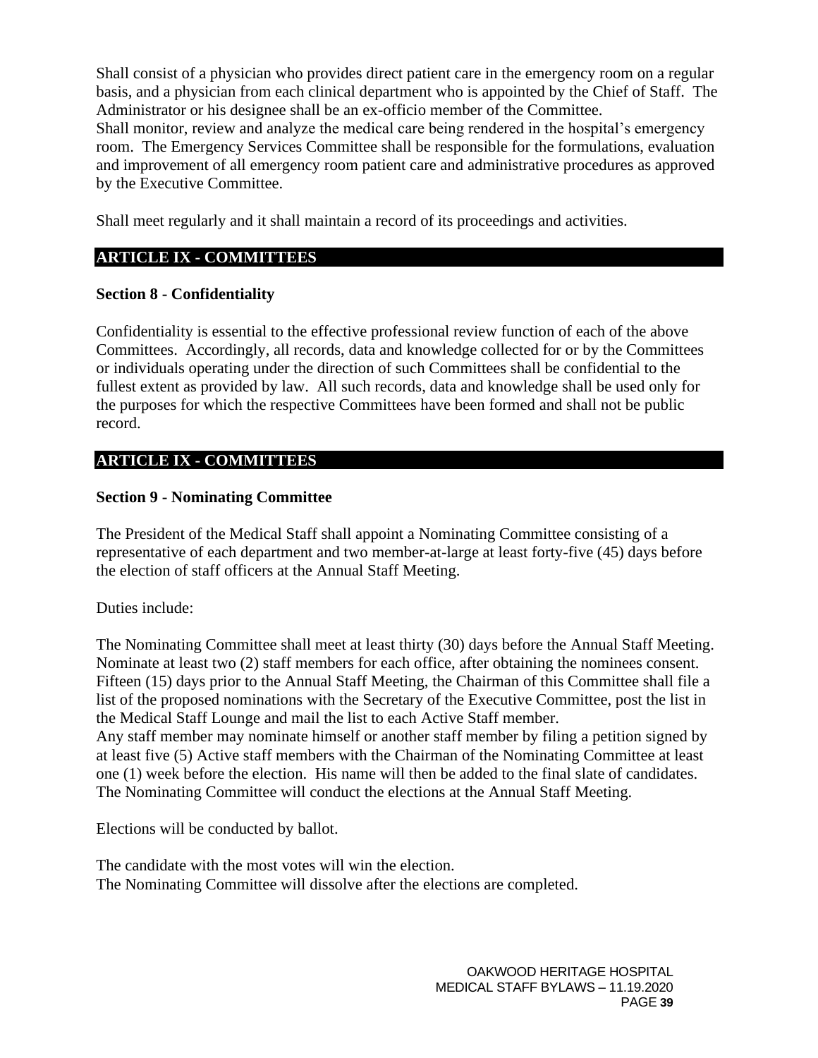Shall consist of a physician who provides direct patient care in the emergency room on a regular basis, and a physician from each clinical department who is appointed by the Chief of Staff. The Administrator or his designee shall be an ex-officio member of the Committee.
Shall monitor, review and analyze the medical care being rendered in the hospital's emergency room. The Emergency Services Committee shall be responsible for the formulations, evaluation and improvement of all emergency room patient care and administrative procedures as approved by the Executive Committee.

Shall meet regularly and it shall maintain a record of its proceedings and activities.

## ARTICLE IX - COMMITTEES

### Section 8 - Confidentiality

Confidentiality is essential to the effective professional review function of each of the above Committees. Accordingly, all records, data and knowledge collected for or by the Committees or individuals operating under the direction of such Committees shall be confidential to the fullest extent as provided by law. All such records, data and knowledge shall be used only for the purposes for which the respective Committees have been formed and shall not be public record.

## ARTICLE IX - COMMITTEES

### Section 9 - Nominating Committee

The President of the Medical Staff shall appoint a Nominating Committee consisting of a representative of each department and two member-at-large at least forty-five (45) days before the election of staff officers at the Annual Staff Meeting.

Duties include:

The Nominating Committee shall meet at least thirty (30) days before the Annual Staff Meeting.
Nominate at least two (2) staff members for each office, after obtaining the nominees consent.
Fifteen (15) days prior to the Annual Staff Meeting, the Chairman of this Committee shall file a list of the proposed nominations with the Secretary of the Executive Committee, post the list in the Medical Staff Lounge and mail the list to each Active Staff member.
Any staff member may nominate himself or another staff member by filing a petition signed by at least five (5) Active staff members with the Chairman of the Nominating Committee at least one (1) week before the election. His name will then be added to the final slate of candidates.
The Nominating Committee will conduct the elections at the Annual Staff Meeting.

Elections will be conducted by ballot.

The candidate with the most votes will win the election.
The Nominating Committee will dissolve after the elections are completed.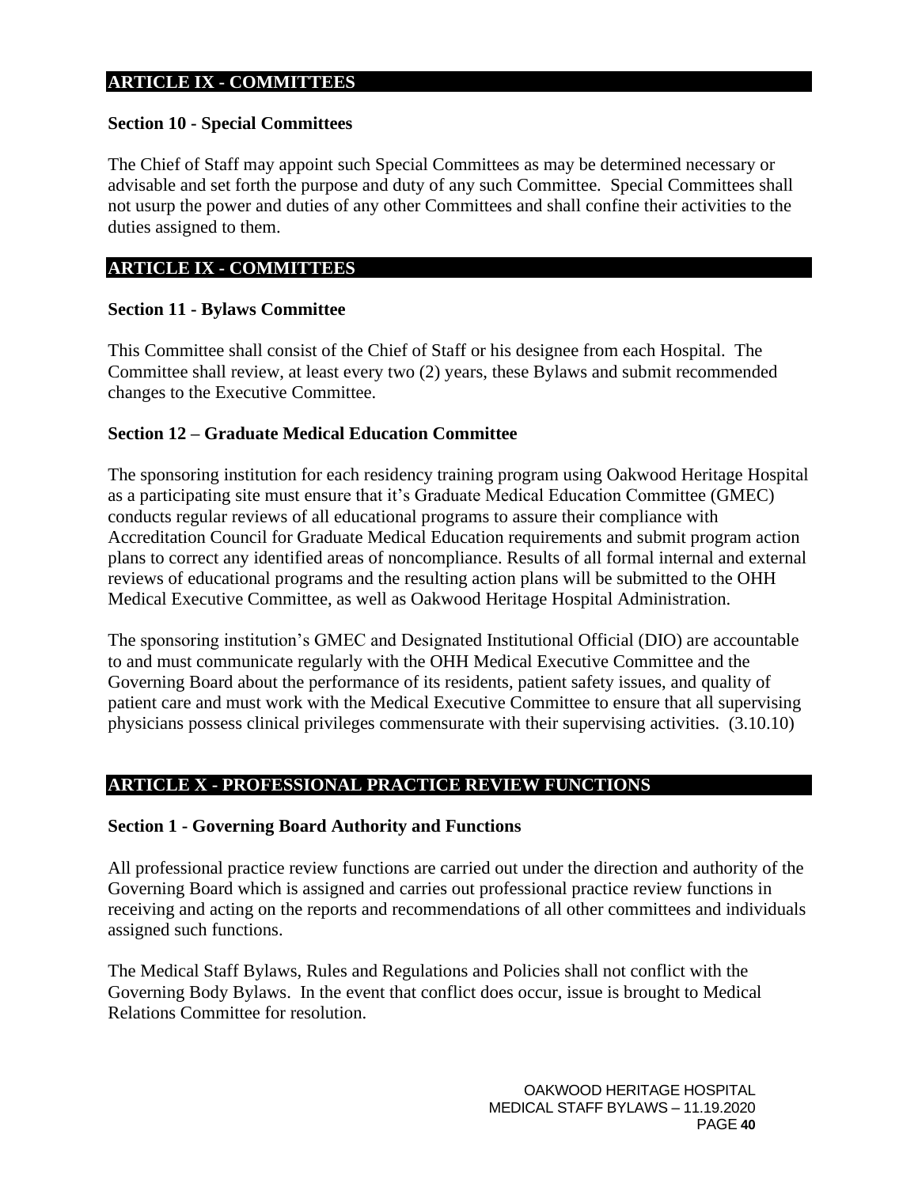## ARTICLE IX - COMMITTEES

### Section 10 - Special Committees

The Chief of Staff may appoint such Special Committees as may be determined necessary or advisable and set forth the purpose and duty of any such Committee. Special Committees shall not usurp the power and duties of any other Committees and shall confine their activities to the duties assigned to them.

## ARTICLE IX - COMMITTEES

### Section 11 - Bylaws Committee

This Committee shall consist of the Chief of Staff or his designee from each Hospital. The Committee shall review, at least every two (2) years, these Bylaws and submit recommended changes to the Executive Committee.

### Section 12 – Graduate Medical Education Committee

The sponsoring institution for each residency training program using Oakwood Heritage Hospital as a participating site must ensure that it's Graduate Medical Education Committee (GMEC) conducts regular reviews of all educational programs to assure their compliance with Accreditation Council for Graduate Medical Education requirements and submit program action plans to correct any identified areas of noncompliance. Results of all formal internal and external reviews of educational programs and the resulting action plans will be submitted to the OHH Medical Executive Committee, as well as Oakwood Heritage Hospital Administration.

The sponsoring institution's GMEC and Designated Institutional Official (DIO) are accountable to and must communicate regularly with the OHH Medical Executive Committee and the Governing Board about the performance of its residents, patient safety issues, and quality of patient care and must work with the Medical Executive Committee to ensure that all supervising physicians possess clinical privileges commensurate with their supervising activities. (3.10.10)

## ARTICLE X - PROFESSIONAL PRACTICE REVIEW FUNCTIONS

### Section 1 - Governing Board Authority and Functions

All professional practice review functions are carried out under the direction and authority of the Governing Board which is assigned and carries out professional practice review functions in receiving and acting on the reports and recommendations of all other committees and individuals assigned such functions.

The Medical Staff Bylaws, Rules and Regulations and Policies shall not conflict with the Governing Body Bylaws. In the event that conflict does occur, issue is brought to Medical Relations Committee for resolution.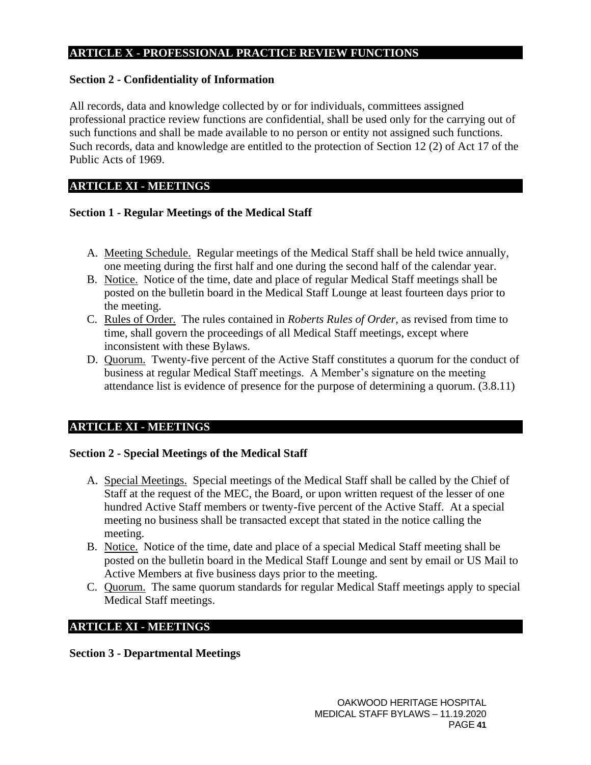## ARTICLE X - PROFESSIONAL PRACTICE REVIEW FUNCTIONS

### Section 2 - Confidentiality of Information

All records, data and knowledge collected by or for individuals, committees assigned professional practice review functions are confidential, shall be used only for the carrying out of such functions and shall be made available to no person or entity not assigned such functions. Such records, data and knowledge are entitled to the protection of Section 12 (2) of Act 17 of the Public Acts of 1969.

## ARTICLE XI - MEETINGS

### Section 1 - Regular Meetings of the Medical Staff

A. Meeting Schedule. Regular meetings of the Medical Staff shall be held twice annually, one meeting during the first half and one during the second half of the calendar year.
B. Notice. Notice of the time, date and place of regular Medical Staff meetings shall be posted on the bulletin board in the Medical Staff Lounge at least fourteen days prior to the meeting.
C. Rules of Order. The rules contained in *Roberts Rules of Order*, as revised from time to time, shall govern the proceedings of all Medical Staff meetings, except where inconsistent with these Bylaws.
D. Quorum. Twenty-five percent of the Active Staff constitutes a quorum for the conduct of business at regular Medical Staff meetings. A Member's signature on the meeting attendance list is evidence of presence for the purpose of determining a quorum. (3.8.11)

## ARTICLE XI - MEETINGS

### Section 2 - Special Meetings of the Medical Staff

A. Special Meetings. Special meetings of the Medical Staff shall be called by the Chief of Staff at the request of the MEC, the Board, or upon written request of the lesser of one hundred Active Staff members or twenty-five percent of the Active Staff. At a special meeting no business shall be transacted except that stated in the notice calling the meeting.
B. Notice. Notice of the time, date and place of a special Medical Staff meeting shall be posted on the bulletin board in the Medical Staff Lounge and sent by email or US Mail to Active Members at five business days prior to the meeting.
C. Quorum. The same quorum standards for regular Medical Staff meetings apply to special Medical Staff meetings.

## ARTICLE XI - MEETINGS

### Section 3 - Departmental Meetings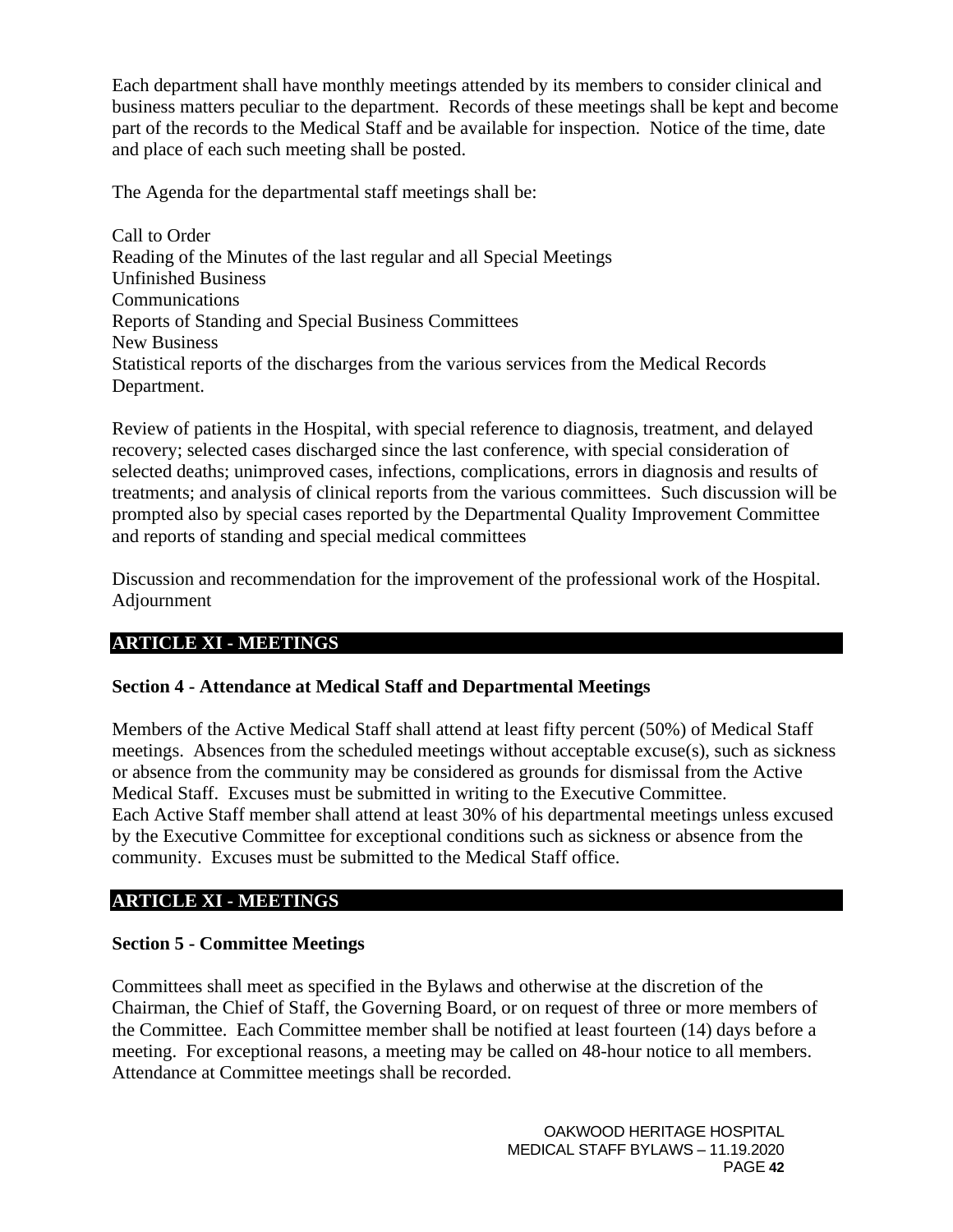Each department shall have monthly meetings attended by its members to consider clinical and business matters peculiar to the department. Records of these meetings shall be kept and become part of the records to the Medical Staff and be available for inspection. Notice of the time, date and place of each such meeting shall be posted.

The Agenda for the departmental staff meetings shall be:

Call to Order
Reading of the Minutes of the last regular and all Special Meetings
Unfinished Business
Communications
Reports of Standing and Special Business Committees
New Business
Statistical reports of the discharges from the various services from the Medical Records Department.

Review of patients in the Hospital, with special reference to diagnosis, treatment, and delayed recovery; selected cases discharged since the last conference, with special consideration of selected deaths; unimproved cases, infections, complications, errors in diagnosis and results of treatments; and analysis of clinical reports from the various committees. Such discussion will be prompted also by special cases reported by the Departmental Quality Improvement Committee and reports of standing and special medical committees

Discussion and recommendation for the improvement of the professional work of the Hospital.
Adjournment

## ARTICLE XI - MEETINGS

### Section 4 - Attendance at Medical Staff and Departmental Meetings

Members of the Active Medical Staff shall attend at least fifty percent (50%) of Medical Staff meetings. Absences from the scheduled meetings without acceptable excuse(s), such as sickness or absence from the community may be considered as grounds for dismissal from the Active Medical Staff. Excuses must be submitted in writing to the Executive Committee.
Each Active Staff member shall attend at least 30% of his departmental meetings unless excused by the Executive Committee for exceptional conditions such as sickness or absence from the community. Excuses must be submitted to the Medical Staff office.

## ARTICLE XI - MEETINGS

### Section 5 - Committee Meetings

Committees shall meet as specified in the Bylaws and otherwise at the discretion of the Chairman, the Chief of Staff, the Governing Board, or on request of three or more members of the Committee. Each Committee member shall be notified at least fourteen (14) days before a meeting. For exceptional reasons, a meeting may be called on 48-hour notice to all members. Attendance at Committee meetings shall be recorded.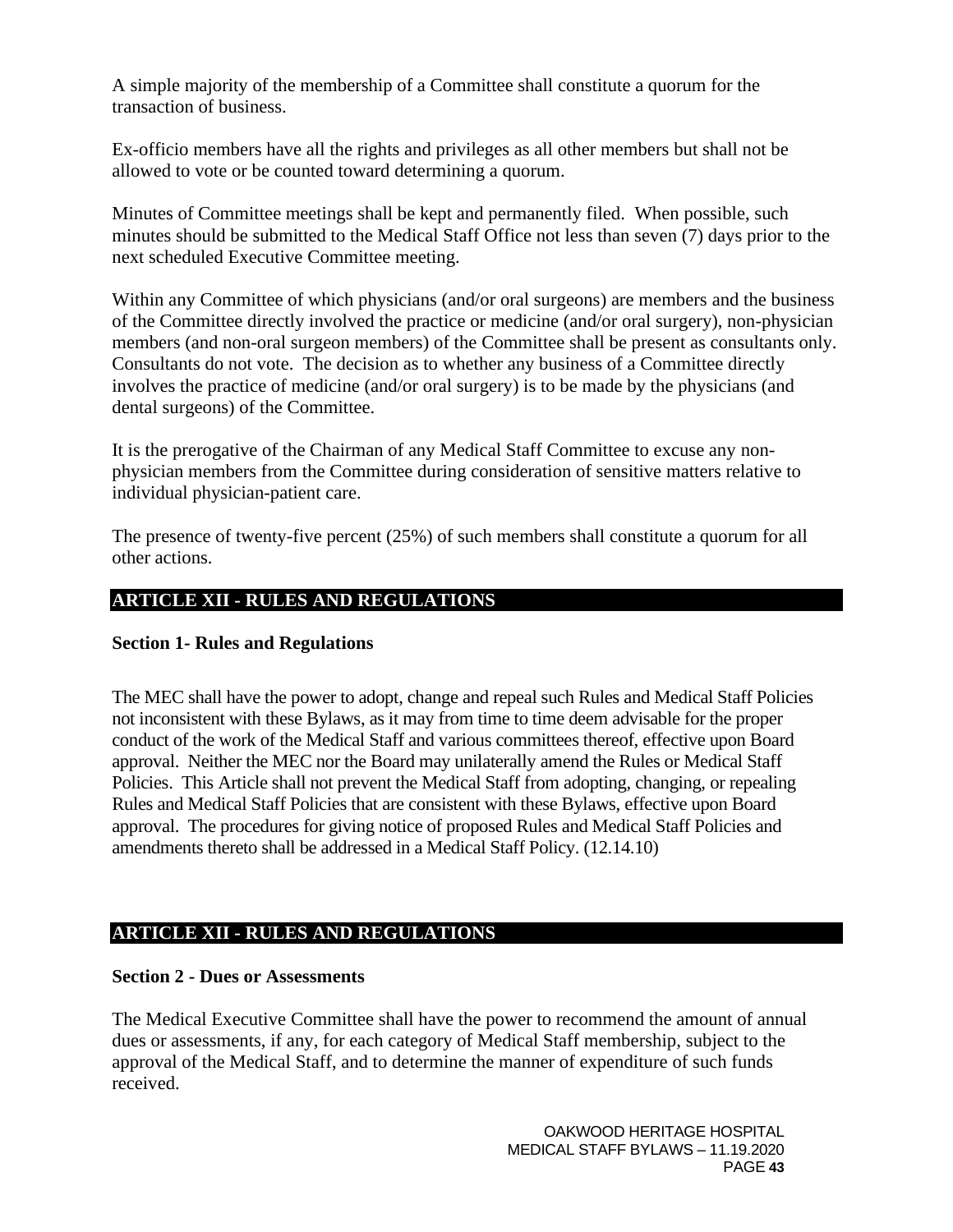A simple majority of the membership of a Committee shall constitute a quorum for the transaction of business.

Ex-officio members have all the rights and privileges as all other members but shall not be allowed to vote or be counted toward determining a quorum.

Minutes of Committee meetings shall be kept and permanently filed. When possible, such minutes should be submitted to the Medical Staff Office not less than seven (7) days prior to the next scheduled Executive Committee meeting.

Within any Committee of which physicians (and/or oral surgeons) are members and the business of the Committee directly involved the practice or medicine (and/or oral surgery), non-physician members (and non-oral surgeon members) of the Committee shall be present as consultants only. Consultants do not vote. The decision as to whether any business of a Committee directly involves the practice of medicine (and/or oral surgery) is to be made by the physicians (and dental surgeons) of the Committee.

It is the prerogative of the Chairman of any Medical Staff Committee to excuse any non-physician members from the Committee during consideration of sensitive matters relative to individual physician-patient care.

The presence of twenty-five percent (25%) of such members shall constitute a quorum for all other actions.

## ARTICLE XII - RULES AND REGULATIONS

### Section 1- Rules and Regulations

The MEC shall have the power to adopt, change and repeal such Rules and Medical Staff Policies not inconsistent with these Bylaws, as it may from time to time deem advisable for the proper conduct of the work of the Medical Staff and various committees thereof, effective upon Board approval. Neither the MEC nor the Board may unilaterally amend the Rules or Medical Staff Policies. This Article shall not prevent the Medical Staff from adopting, changing, or repealing Rules and Medical Staff Policies that are consistent with these Bylaws, effective upon Board approval. The procedures for giving notice of proposed Rules and Medical Staff Policies and amendments thereto shall be addressed in a Medical Staff Policy. (12.14.10)

## ARTICLE XII - RULES AND REGULATIONS

### Section 2 - Dues or Assessments

The Medical Executive Committee shall have the power to recommend the amount of annual dues or assessments, if any, for each category of Medical Staff membership, subject to the approval of the Medical Staff, and to determine the manner of expenditure of such funds received.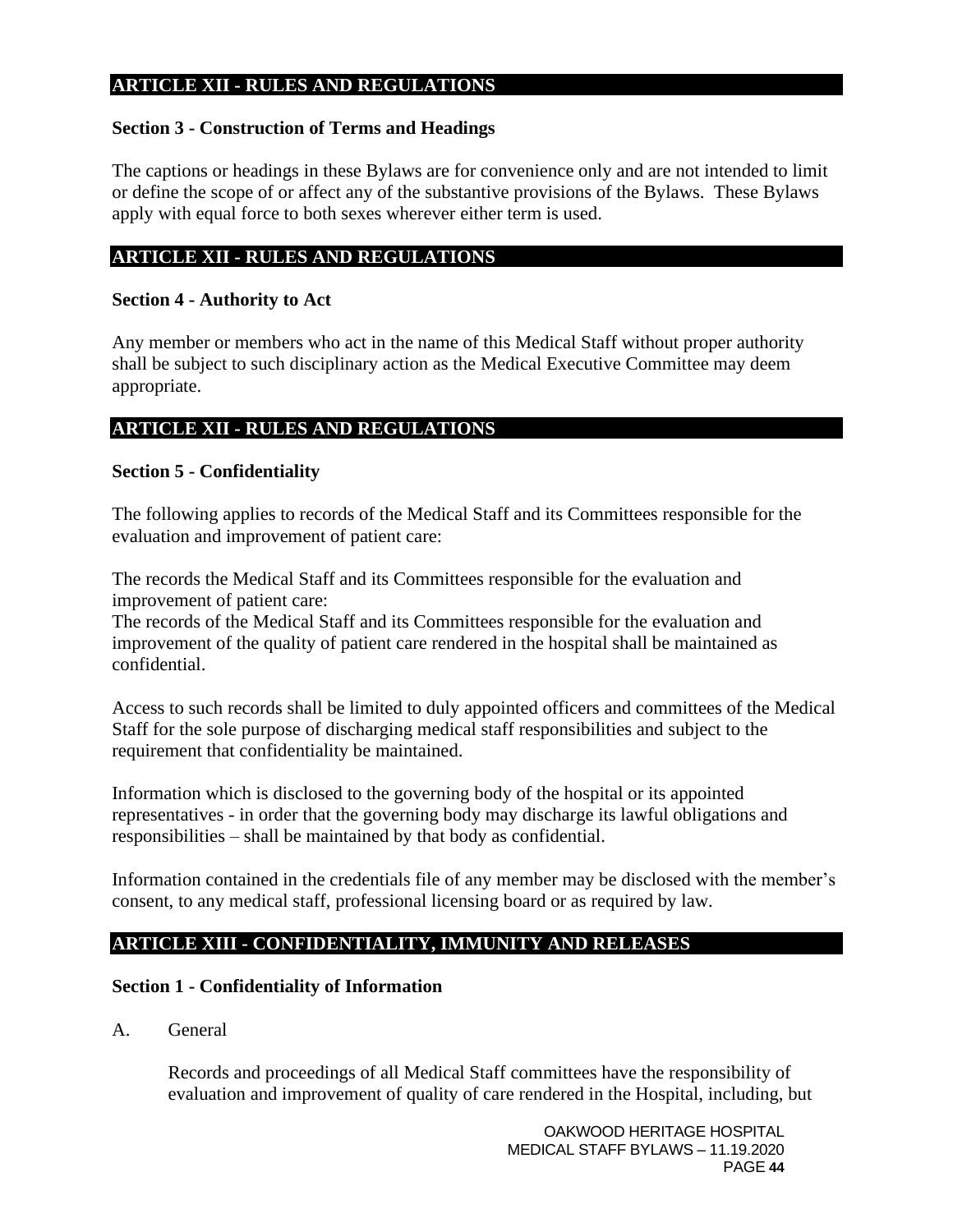## ARTICLE XII - RULES AND REGULATIONS

### Section 3 - Construction of Terms and Headings

The captions or headings in these Bylaws are for convenience only and are not intended to limit or define the scope of or affect any of the substantive provisions of the Bylaws. These Bylaws apply with equal force to both sexes wherever either term is used.

## ARTICLE XII - RULES AND REGULATIONS

### Section 4 - Authority to Act

Any member or members who act in the name of this Medical Staff without proper authority shall be subject to such disciplinary action as the Medical Executive Committee may deem appropriate.

## ARTICLE XII - RULES AND REGULATIONS

### Section 5 - Confidentiality

The following applies to records of the Medical Staff and its Committees responsible for the evaluation and improvement of patient care:

The records the Medical Staff and its Committees responsible for the evaluation and improvement of patient care:
The records of the Medical Staff and its Committees responsible for the evaluation and improvement of the quality of patient care rendered in the hospital shall be maintained as confidential.

Access to such records shall be limited to duly appointed officers and committees of the Medical Staff for the sole purpose of discharging medical staff responsibilities and subject to the requirement that confidentiality be maintained.

Information which is disclosed to the governing body of the hospital or its appointed representatives - in order that the governing body may discharge its lawful obligations and responsibilities – shall be maintained by that body as confidential.

Information contained in the credentials file of any member may be disclosed with the member's consent, to any medical staff, professional licensing board or as required by law.

## ARTICLE XIII - CONFIDENTIALITY, IMMUNITY AND RELEASES

### Section 1 - Confidentiality of Information

A. General

Records and proceedings of all Medical Staff committees have the responsibility of evaluation and improvement of quality of care rendered in the Hospital, including, but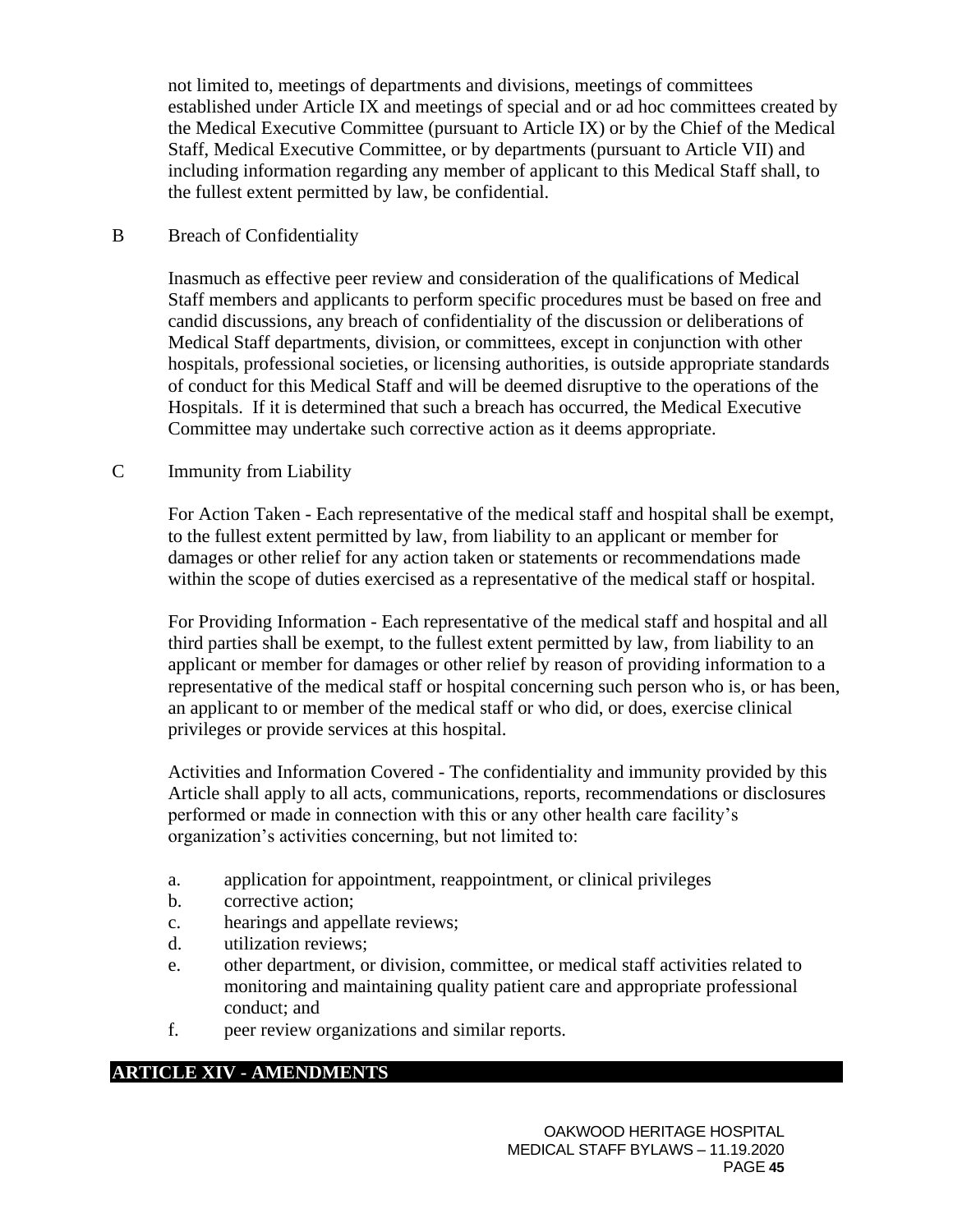not limited to, meetings of departments and divisions, meetings of committees established under Article IX and meetings of special and or ad hoc committees created by the Medical Executive Committee (pursuant to Article IX) or by the Chief of the Medical Staff, Medical Executive Committee, or by departments (pursuant to Article VII) and including information regarding any member of applicant to this Medical Staff shall, to the fullest extent permitted by law, be confidential.

B Breach of Confidentiality

Inasmuch as effective peer review and consideration of the qualifications of Medical Staff members and applicants to perform specific procedures must be based on free and candid discussions, any breach of confidentiality of the discussion or deliberations of Medical Staff departments, division, or committees, except in conjunction with other hospitals, professional societies, or licensing authorities, is outside appropriate standards of conduct for this Medical Staff and will be deemed disruptive to the operations of the Hospitals. If it is determined that such a breach has occurred, the Medical Executive Committee may undertake such corrective action as it deems appropriate.

C Immunity from Liability

For Action Taken - Each representative of the medical staff and hospital shall be exempt, to the fullest extent permitted by law, from liability to an applicant or member for damages or other relief for any action taken or statements or recommendations made within the scope of duties exercised as a representative of the medical staff or hospital.

For Providing Information - Each representative of the medical staff and hospital and all third parties shall be exempt, to the fullest extent permitted by law, from liability to an applicant or member for damages or other relief by reason of providing information to a representative of the medical staff or hospital concerning such person who is, or has been, an applicant to or member of the medical staff or who did, or does, exercise clinical privileges or provide services at this hospital.

Activities and Information Covered - The confidentiality and immunity provided by this Article shall apply to all acts, communications, reports, recommendations or disclosures performed or made in connection with this or any other health care facility's organization's activities concerning, but not limited to:

a. application for appointment, reappointment, or clinical privileges
b. corrective action;
c. hearings and appellate reviews;
d. utilization reviews;
e. other department, or division, committee, or medical staff activities related to monitoring and maintaining quality patient care and appropriate professional conduct; and
f. peer review organizations and similar reports.

## ARTICLE XIV - AMENDMENTS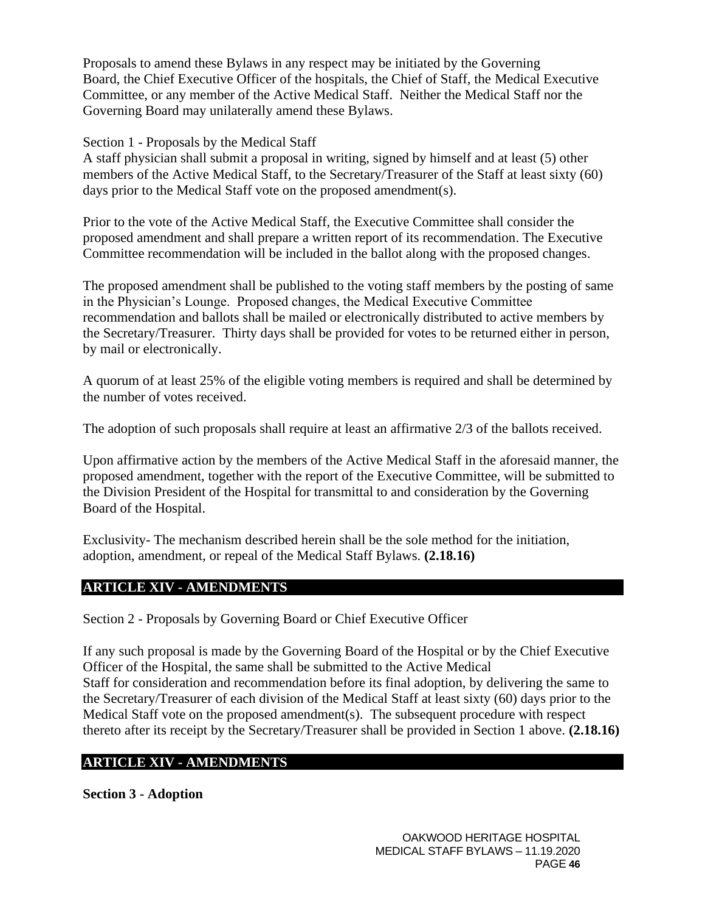Proposals to amend these Bylaws in any respect may be initiated by the Governing Board, the Chief Executive Officer of the hospitals, the Chief of Staff, the Medical Executive Committee, or any member of the Active Medical Staff. Neither the Medical Staff nor the Governing Board may unilaterally amend these Bylaws.

Section 1 - Proposals by the Medical Staff

A staff physician shall submit a proposal in writing, signed by himself and at least (5) other members of the Active Medical Staff, to the Secretary/Treasurer of the Staff at least sixty (60) days prior to the Medical Staff vote on the proposed amendment(s).

Prior to the vote of the Active Medical Staff, the Executive Committee shall consider the proposed amendment and shall prepare a written report of its recommendation. The Executive Committee recommendation will be included in the ballot along with the proposed changes.

The proposed amendment shall be published to the voting staff members by the posting of same in the Physician's Lounge. Proposed changes, the Medical Executive Committee recommendation and ballots shall be mailed or electronically distributed to active members by the Secretary/Treasurer. Thirty days shall be provided for votes to be returned either in person, by mail or electronically.

A quorum of at least 25% of the eligible voting members is required and shall be determined by the number of votes received.

The adoption of such proposals shall require at least an affirmative 2/3 of the ballots received.

Upon affirmative action by the members of the Active Medical Staff in the aforesaid manner, the proposed amendment, together with the report of the Executive Committee, will be submitted to the Division President of the Hospital for transmittal to and consideration by the Governing Board of the Hospital.

Exclusivity- The mechanism described herein shall be the sole method for the initiation, adoption, amendment, or repeal of the Medical Staff Bylaws. **(2.18.16)**

## ARTICLE XIV - AMENDMENTS

Section 2 - Proposals by Governing Board or Chief Executive Officer

If any such proposal is made by the Governing Board of the Hospital or by the Chief Executive Officer of the Hospital, the same shall be submitted to the Active Medical Staff for consideration and recommendation before its final adoption, by delivering the same to the Secretary/Treasurer of each division of the Medical Staff at least sixty (60) days prior to the Medical Staff vote on the proposed amendment(s). The subsequent procedure with respect thereto after its receipt by the Secretary/Treasurer shall be provided in Section 1 above. **(2.18.16)**

## ARTICLE XIV - AMENDMENTS

**Section 3 - Adoption**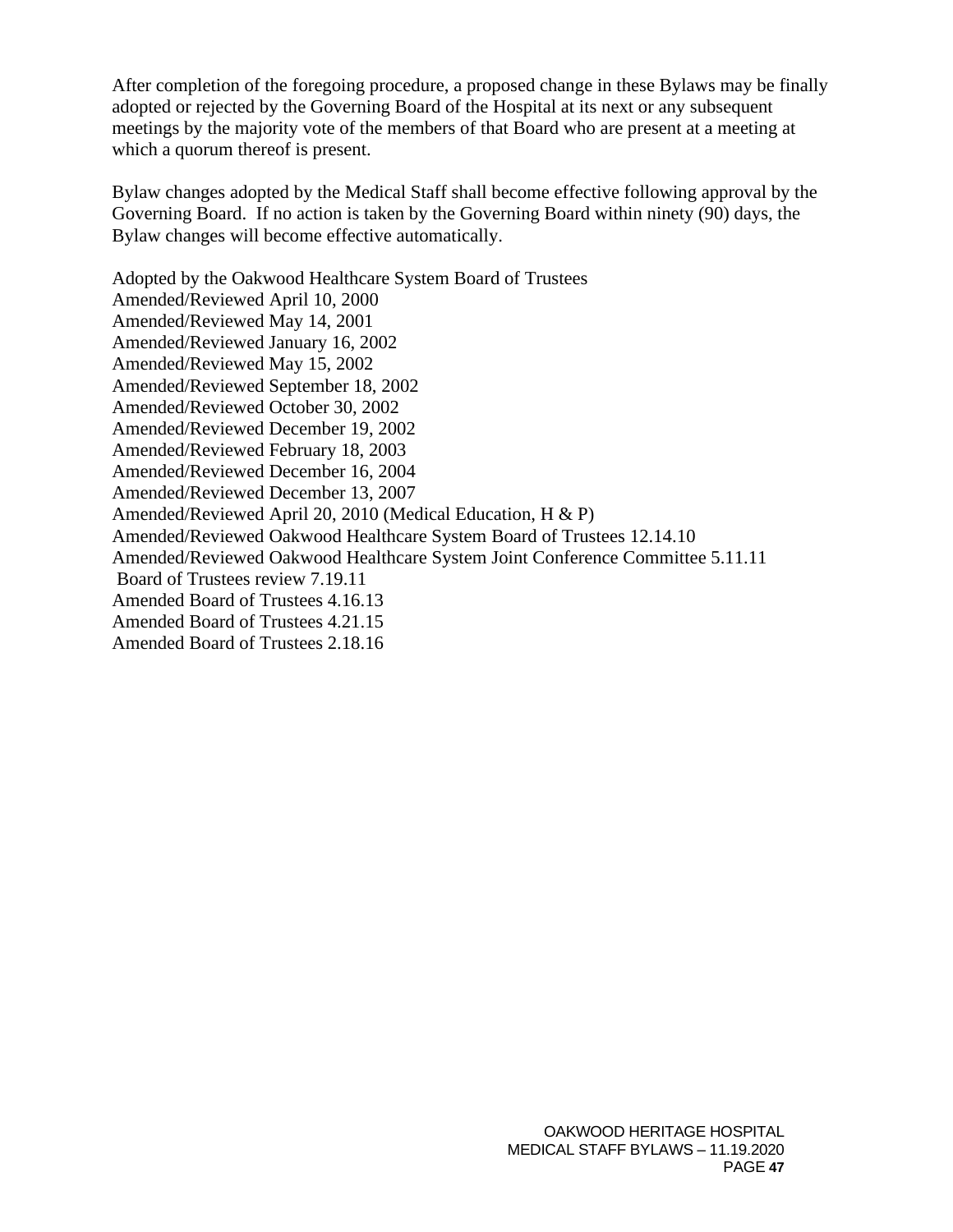After completion of the foregoing procedure, a proposed change in these Bylaws may be finally adopted or rejected by the Governing Board of the Hospital at its next or any subsequent meetings by the majority vote of the members of that Board who are present at a meeting at which a quorum thereof is present.

Bylaw changes adopted by the Medical Staff shall become effective following approval by the Governing Board. If no action is taken by the Governing Board within ninety (90) days, the Bylaw changes will become effective automatically.

Adopted by the Oakwood Healthcare System Board of Trustees
Amended/Reviewed April 10, 2000
Amended/Reviewed May 14, 2001
Amended/Reviewed January 16, 2002
Amended/Reviewed May 15, 2002
Amended/Reviewed September 18, 2002
Amended/Reviewed October 30, 2002
Amended/Reviewed December 19, 2002
Amended/Reviewed February 18, 2003
Amended/Reviewed December 16, 2004
Amended/Reviewed December 13, 2007
Amended/Reviewed April 20, 2010 (Medical Education, H & P)
Amended/Reviewed Oakwood Healthcare System Board of Trustees 12.14.10
Amended/Reviewed Oakwood Healthcare System Joint Conference Committee 5.11.11
Board of Trustees review 7.19.11
Amended Board of Trustees 4.16.13
Amended Board of Trustees 4.21.15
Amended Board of Trustees 2.18.16